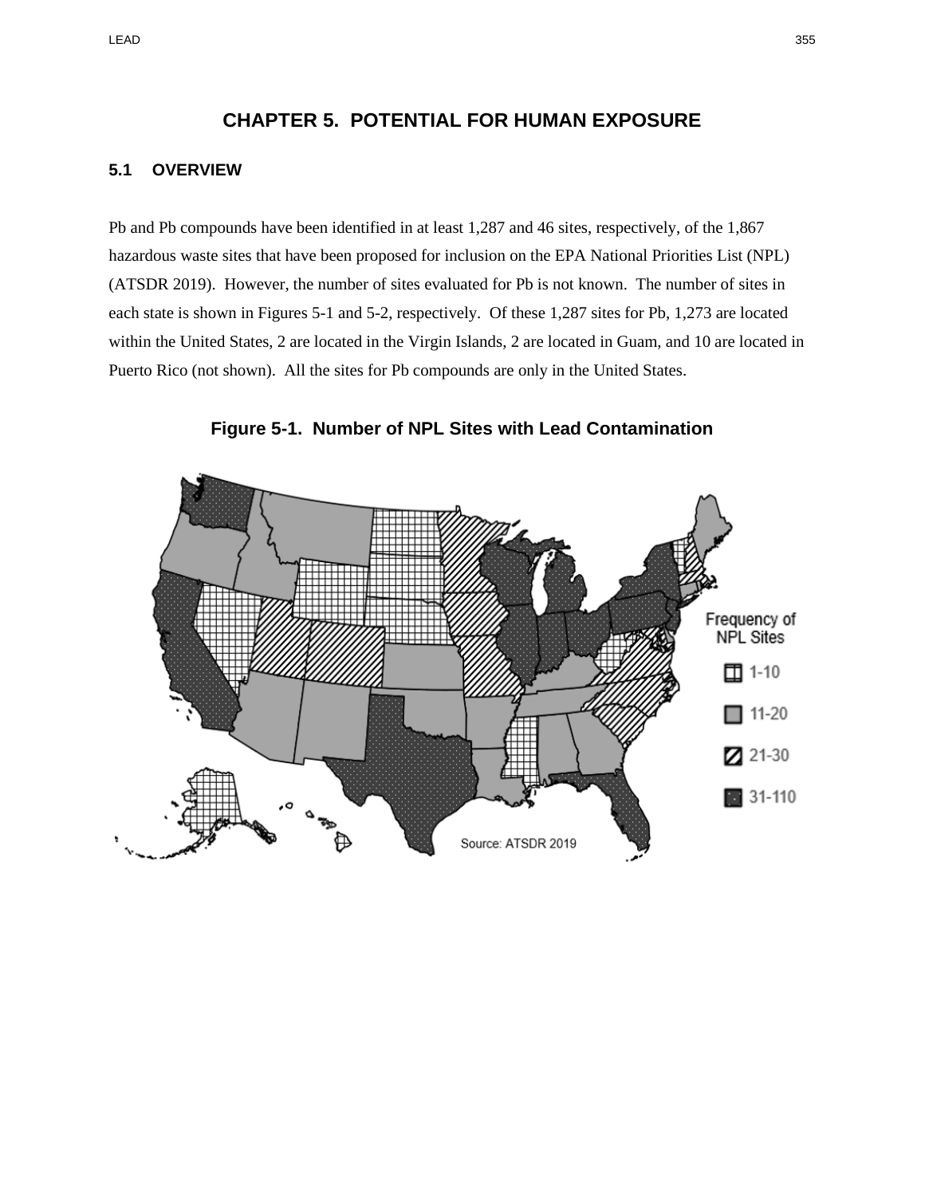# CHAPTER 5. POTENTIAL FOR HUMAN EXPOSURE

## 5.1 OVERVIEW

Pb and Pb compounds have been identified in at least 1,287 and 46 sites, respectively, of the 1,867 hazardous waste sites that have been proposed for inclusion on the EPA National Priorities List (NPL) (ATSDR 2019). However, the number of sites evaluated for Pb is not known. The number of sites in each state is shown in Figures 5-1 and 5-2, respectively. Of these 1,287 sites for Pb, 1,273 are located within the United States, 2 are located in the Virgin Islands, 2 are located in Guam, and 10 are located in Puerto Rico (not shown). All the sites for Pb compounds are only in the United States.

**Figure 5-1. Number of NPL Sites with Lead Contamination**

Frequency of NPL Sites: 1-10; 11-20; 21-30; 31-110

Source: ATSDR 2019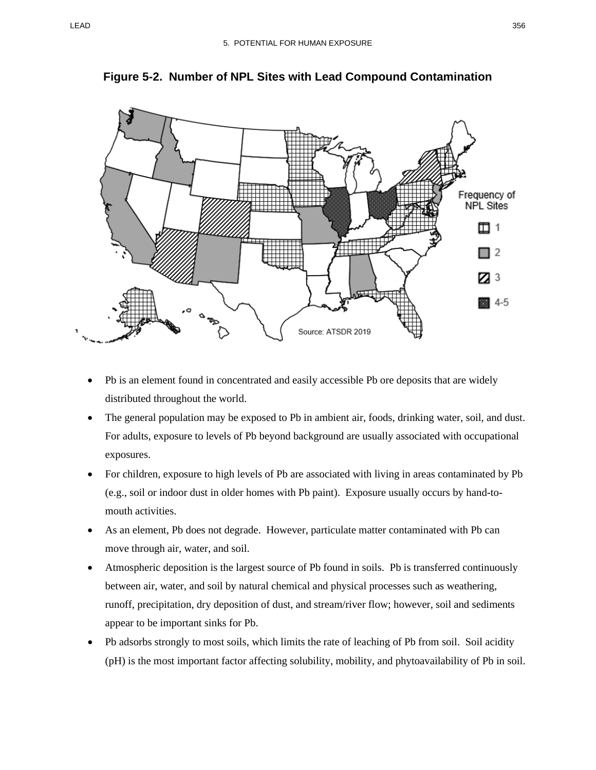**Figure 5-2. Number of NPL Sites with Lead Compound Contamination**

- Pb is an element found in concentrated and easily accessible Pb ore deposits that are widely distributed throughout the world.
- The general population may be exposed to Pb in ambient air, foods, drinking water, soil, and dust. For adults, exposure to levels of Pb beyond background are usually associated with occupational exposures.
- For children, exposure to high levels of Pb are associated with living in areas contaminated by Pb (e.g., soil or indoor dust in older homes with Pb paint). Exposure usually occurs by hand-to-mouth activities.
- As an element, Pb does not degrade. However, particulate matter contaminated with Pb can move through air, water, and soil.
- Atmospheric deposition is the largest source of Pb found in soils. Pb is transferred continuously between air, water, and soil by natural chemical and physical processes such as weathering, runoff, precipitation, dry deposition of dust, and stream/river flow; however, soil and sediments appear to be important sinks for Pb.
- Pb adsorbs strongly to most soils, which limits the rate of leaching of Pb from soil. Soil acidity (pH) is the most important factor affecting solubility, mobility, and phytoavailability of Pb in soil.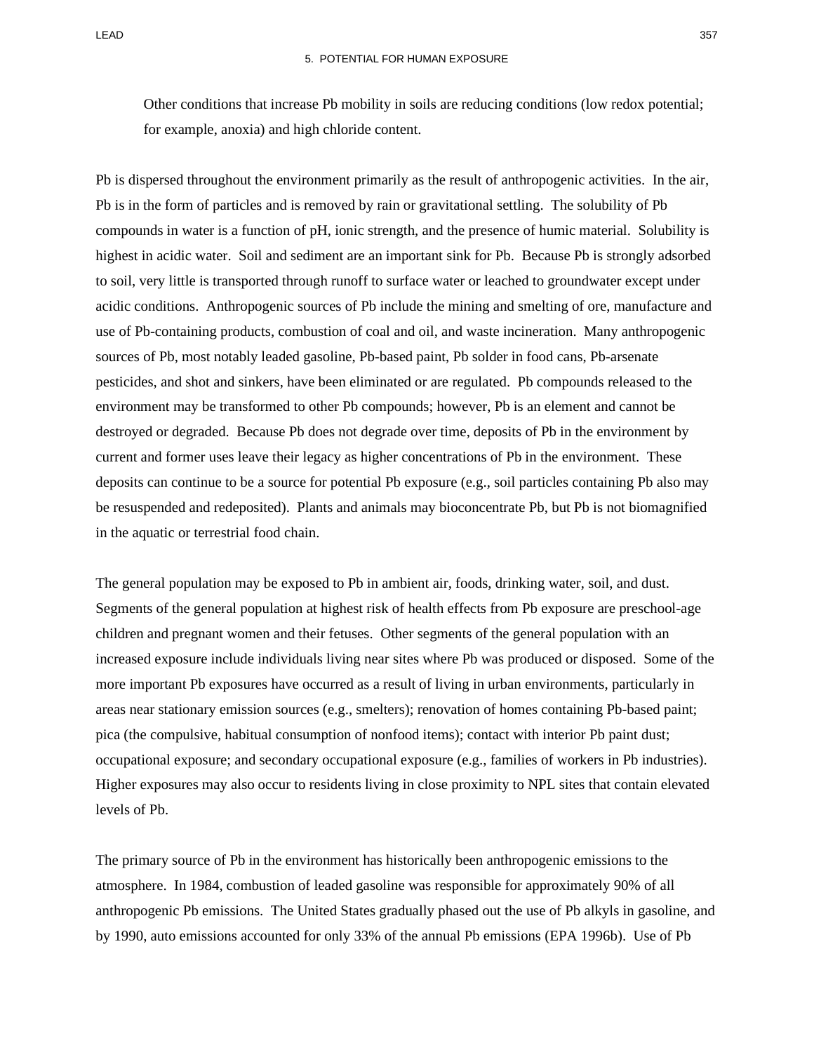Other conditions that increase Pb mobility in soils are reducing conditions (low redox potential; for example, anoxia) and high chloride content.

Pb is dispersed throughout the environment primarily as the result of anthropogenic activities. In the air, Pb is in the form of particles and is removed by rain or gravitational settling. The solubility of Pb compounds in water is a function of pH, ionic strength, and the presence of humic material. Solubility is highest in acidic water. Soil and sediment are an important sink for Pb. Because Pb is strongly adsorbed to soil, very little is transported through runoff to surface water or leached to groundwater except under acidic conditions. Anthropogenic sources of Pb include the mining and smelting of ore, manufacture and use of Pb-containing products, combustion of coal and oil, and waste incineration. Many anthropogenic sources of Pb, most notably leaded gasoline, Pb-based paint, Pb solder in food cans, Pb-arsenate pesticides, and shot and sinkers, have been eliminated or are regulated. Pb compounds released to the environment may be transformed to other Pb compounds; however, Pb is an element and cannot be destroyed or degraded. Because Pb does not degrade over time, deposits of Pb in the environment by current and former uses leave their legacy as higher concentrations of Pb in the environment. These deposits can continue to be a source for potential Pb exposure (e.g., soil particles containing Pb also may be resuspended and redeposited). Plants and animals may bioconcentrate Pb, but Pb is not biomagnified in the aquatic or terrestrial food chain.

The general population may be exposed to Pb in ambient air, foods, drinking water, soil, and dust. Segments of the general population at highest risk of health effects from Pb exposure are preschool-age children and pregnant women and their fetuses. Other segments of the general population with an increased exposure include individuals living near sites where Pb was produced or disposed. Some of the more important Pb exposures have occurred as a result of living in urban environments, particularly in areas near stationary emission sources (e.g., smelters); renovation of homes containing Pb-based paint; pica (the compulsive, habitual consumption of nonfood items); contact with interior Pb paint dust; occupational exposure; and secondary occupational exposure (e.g., families of workers in Pb industries). Higher exposures may also occur to residents living in close proximity to NPL sites that contain elevated levels of Pb.

The primary source of Pb in the environment has historically been anthropogenic emissions to the atmosphere. In 1984, combustion of leaded gasoline was responsible for approximately 90% of all anthropogenic Pb emissions. The United States gradually phased out the use of Pb alkyls in gasoline, and by 1990, auto emissions accounted for only 33% of the annual Pb emissions (EPA 1996b). Use of Pb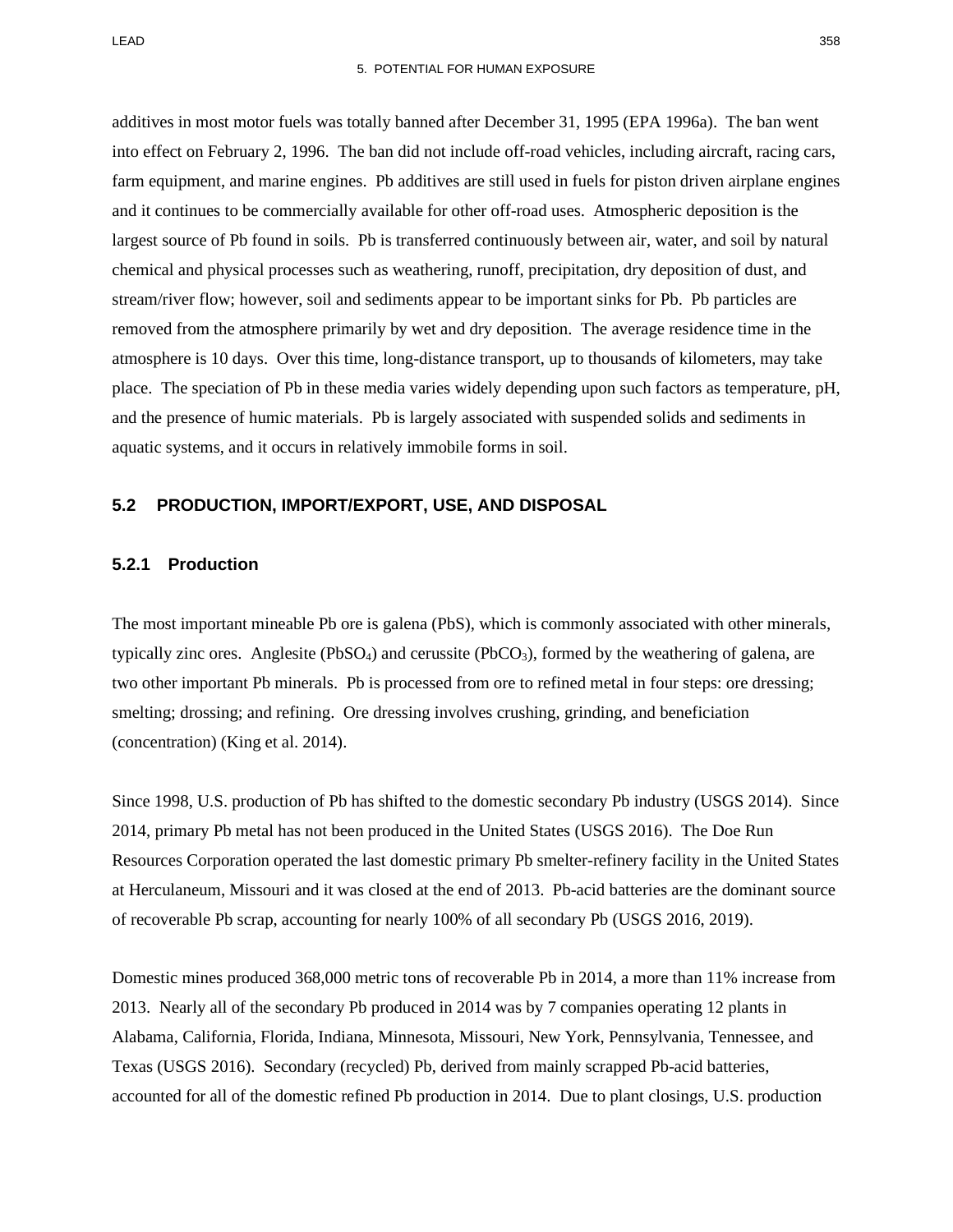additives in most motor fuels was totally banned after December 31, 1995 (EPA 1996a). The ban went into effect on February 2, 1996. The ban did not include off-road vehicles, including aircraft, racing cars, farm equipment, and marine engines. Pb additives are still used in fuels for piston driven airplane engines and it continues to be commercially available for other off-road uses. Atmospheric deposition is the largest source of Pb found in soils. Pb is transferred continuously between air, water, and soil by natural chemical and physical processes such as weathering, runoff, precipitation, dry deposition of dust, and stream/river flow; however, soil and sediments appear to be important sinks for Pb. Pb particles are removed from the atmosphere primarily by wet and dry deposition. The average residence time in the atmosphere is 10 days. Over this time, long-distance transport, up to thousands of kilometers, may take place. The speciation of Pb in these media varies widely depending upon such factors as temperature, pH, and the presence of humic materials. Pb is largely associated with suspended solids and sediments in aquatic systems, and it occurs in relatively immobile forms in soil.

## 5.2 PRODUCTION, IMPORT/EXPORT, USE, AND DISPOSAL

### 5.2.1 Production

The most important mineable Pb ore is galena (PbS), which is commonly associated with other minerals, typically zinc ores. Anglesite ($PbSO_4$) and cerussite ($PbCO_3$), formed by the weathering of galena, are two other important Pb minerals. Pb is processed from ore to refined metal in four steps: ore dressing; smelting; drossing; and refining. Ore dressing involves crushing, grinding, and beneficiation (concentration) (King et al. 2014).

Since 1998, U.S. production of Pb has shifted to the domestic secondary Pb industry (USGS 2014). Since 2014, primary Pb metal has not been produced in the United States (USGS 2016). The Doe Run Resources Corporation operated the last domestic primary Pb smelter-refinery facility in the United States at Herculaneum, Missouri and it was closed at the end of 2013. Pb-acid batteries are the dominant source of recoverable Pb scrap, accounting for nearly 100% of all secondary Pb (USGS 2016, 2019).

Domestic mines produced 368,000 metric tons of recoverable Pb in 2014, a more than 11% increase from 2013. Nearly all of the secondary Pb produced in 2014 was by 7 companies operating 12 plants in Alabama, California, Florida, Indiana, Minnesota, Missouri, New York, Pennsylvania, Tennessee, and Texas (USGS 2016). Secondary (recycled) Pb, derived from mainly scrapped Pb-acid batteries, accounted for all of the domestic refined Pb production in 2014. Due to plant closings, U.S. production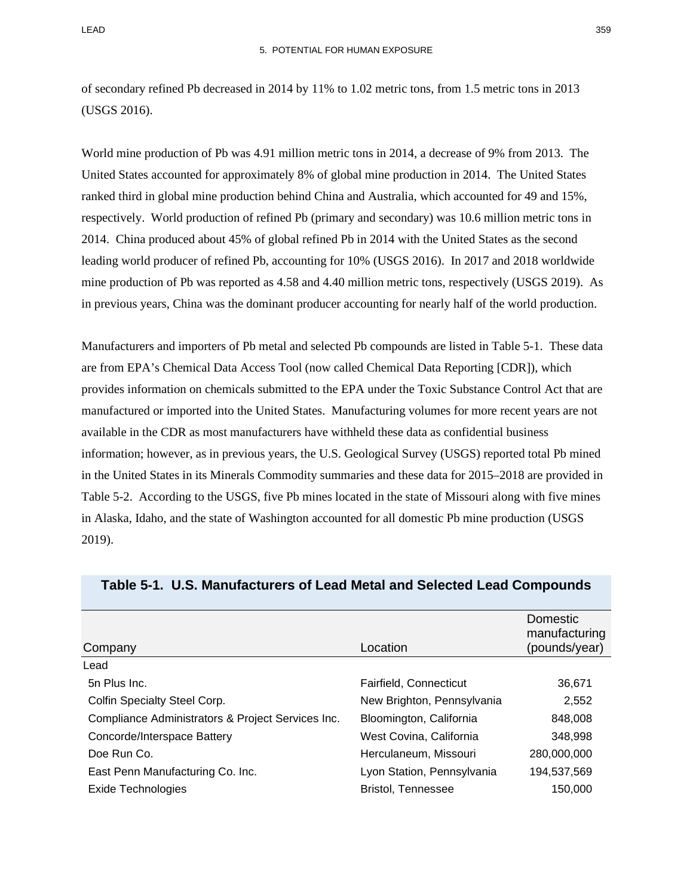of secondary refined Pb decreased in 2014 by 11% to 1.02 metric tons, from 1.5 metric tons in 2013 (USGS 2016).

World mine production of Pb was 4.91 million metric tons in 2014, a decrease of 9% from 2013. The United States accounted for approximately 8% of global mine production in 2014. The United States ranked third in global mine production behind China and Australia, which accounted for 49 and 15%, respectively. World production of refined Pb (primary and secondary) was 10.6 million metric tons in 2014. China produced about 45% of global refined Pb in 2014 with the United States as the second leading world producer of refined Pb, accounting for 10% (USGS 2016). In 2017 and 2018 worldwide mine production of Pb was reported as 4.58 and 4.40 million metric tons, respectively (USGS 2019). As in previous years, China was the dominant producer accounting for nearly half of the world production.

Manufacturers and importers of Pb metal and selected Pb compounds are listed in Table 5-1. These data are from EPA's Chemical Data Access Tool (now called Chemical Data Reporting [CDR]), which provides information on chemicals submitted to the EPA under the Toxic Substance Control Act that are manufactured or imported into the United States. Manufacturing volumes for more recent years are not available in the CDR as most manufacturers have withheld these data as confidential business information; however, as in previous years, the U.S. Geological Survey (USGS) reported total Pb mined in the United States in its Minerals Commodity summaries and these data for 2015–2018 are provided in Table 5-2. According to the USGS, five Pb mines located in the state of Missouri along with five mines in Alaska, Idaho, and the state of Washington accounted for all domestic Pb mine production (USGS 2019).

**Table 5-1. U.S. Manufacturers of Lead Metal and Selected Lead Compounds**

| Company | Location | Domestic manufacturing (pounds/year) |
|---|---|---|
| Lead | | |
| 5n Plus Inc. | Fairfield, Connecticut | 36,671 |
| Colfin Specialty Steel Corp. | New Brighton, Pennsylvania | 2,552 |
| Compliance Administrators & Project Services Inc. | Bloomington, California | 848,008 |
| Concorde/Interspace Battery | West Covina, California | 348,998 |
| Doe Run Co. | Herculaneum, Missouri | 280,000,000 |
| East Penn Manufacturing Co. Inc. | Lyon Station, Pennsylvania | 194,537,569 |
| Exide Technologies | Bristol, Tennessee | 150,000 |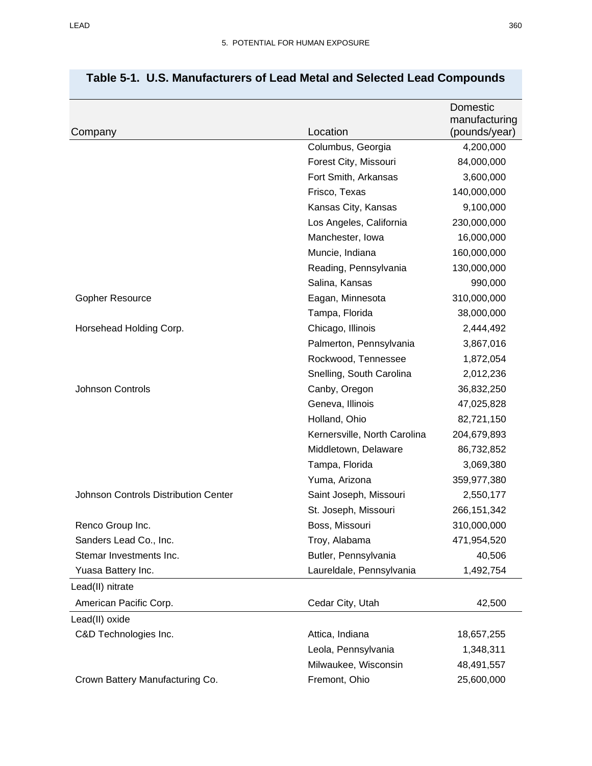**Table 5-1. U.S. Manufacturers of Lead Metal and Selected Lead Compounds**

| Company | Location | Domestic manufacturing (pounds/year) |
|---|---|---|
| | Columbus, Georgia | 4,200,000 |
| | Forest City, Missouri | 84,000,000 |
| | Fort Smith, Arkansas | 3,600,000 |
| | Frisco, Texas | 140,000,000 |
| | Kansas City, Kansas | 9,100,000 |
| | Los Angeles, California | 230,000,000 |
| | Manchester, Iowa | 16,000,000 |
| | Muncie, Indiana | 160,000,000 |
| | Reading, Pennsylvania | 130,000,000 |
| | Salina, Kansas | 990,000 |
| Gopher Resource | Eagan, Minnesota | 310,000,000 |
| | Tampa, Florida | 38,000,000 |
| Horsehead Holding Corp. | Chicago, Illinois | 2,444,492 |
| | Palmerton, Pennsylvania | 3,867,016 |
| | Rockwood, Tennessee | 1,872,054 |
| | Snelling, South Carolina | 2,012,236 |
| Johnson Controls | Canby, Oregon | 36,832,250 |
| | Geneva, Illinois | 47,025,828 |
| | Holland, Ohio | 82,721,150 |
| | Kernersville, North Carolina | 204,679,893 |
| | Middletown, Delaware | 86,732,852 |
| | Tampa, Florida | 3,069,380 |
| | Yuma, Arizona | 359,977,380 |
| Johnson Controls Distribution Center | Saint Joseph, Missouri | 2,550,177 |
| | St. Joseph, Missouri | 266,151,342 |
| Renco Group Inc. | Boss, Missouri | 310,000,000 |
| Sanders Lead Co., Inc. | Troy, Alabama | 471,954,520 |
| Stemar Investments Inc. | Butler, Pennsylvania | 40,506 |
| Yuasa Battery Inc. | Laureldale, Pennsylvania | 1,492,754 |
| Lead(II) nitrate | | |
| American Pacific Corp. | Cedar City, Utah | 42,500 |
| Lead(II) oxide | | |
| C&D Technologies Inc. | Attica, Indiana | 18,657,255 |
| | Leola, Pennsylvania | 1,348,311 |
| | Milwaukee, Wisconsin | 48,491,557 |
| Crown Battery Manufacturing Co. | Fremont, Ohio | 25,600,000 |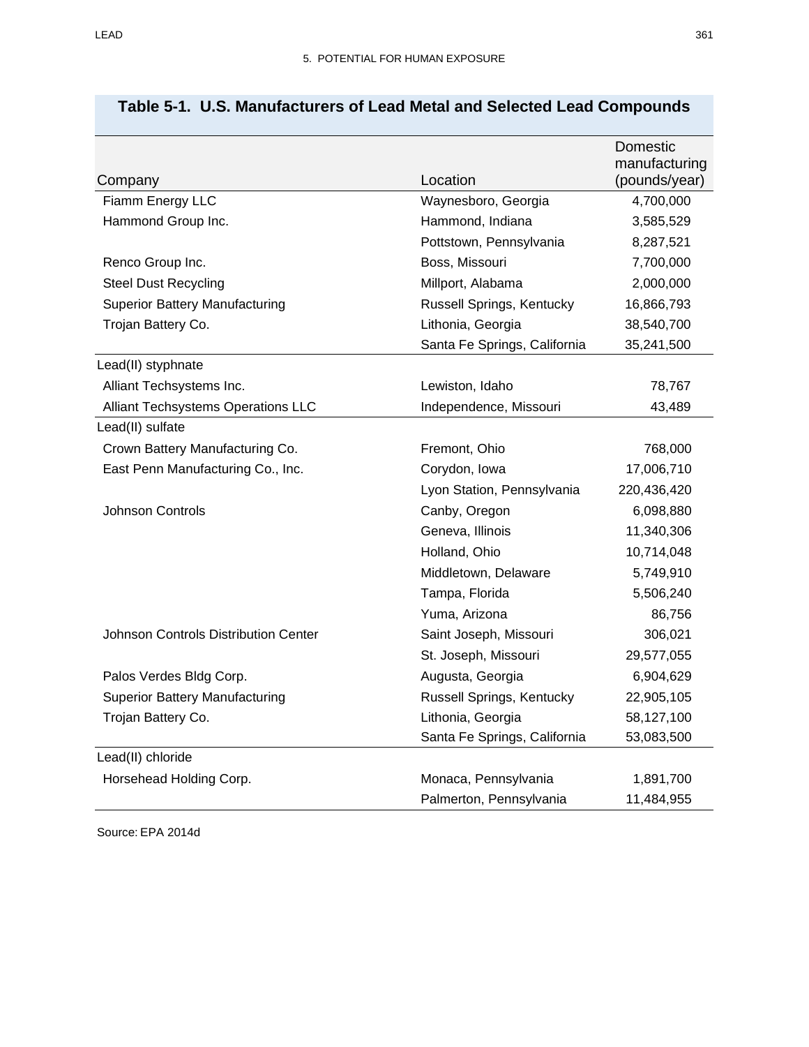## Table 5-1. U.S. Manufacturers of Lead Metal and Selected Lead Compounds

| Company | Location | Domestic manufacturing (pounds/year) |
|---|---|---|
| Fiamm Energy LLC | Waynesboro, Georgia | 4,700,000 |
| Hammond Group Inc. | Hammond, Indiana | 3,585,529 |
| | Pottstown, Pennsylvania | 8,287,521 |
| Renco Group Inc. | Boss, Missouri | 7,700,000 |
| Steel Dust Recycling | Millport, Alabama | 2,000,000 |
| Superior Battery Manufacturing | Russell Springs, Kentucky | 16,866,793 |
| Trojan Battery Co. | Lithonia, Georgia | 38,540,700 |
| | Santa Fe Springs, California | 35,241,500 |
| Lead(II) styphnate | | |
| Alliant Techsystems Inc. | Lewiston, Idaho | 78,767 |
| Alliant Techsystems Operations LLC | Independence, Missouri | 43,489 |
| Lead(II) sulfate | | |
| Crown Battery Manufacturing Co. | Fremont, Ohio | 768,000 |
| East Penn Manufacturing Co., Inc. | Corydon, Iowa | 17,006,710 |
| | Lyon Station, Pennsylvania | 220,436,420 |
| Johnson Controls | Canby, Oregon | 6,098,880 |
| | Geneva, Illinois | 11,340,306 |
| | Holland, Ohio | 10,714,048 |
| | Middletown, Delaware | 5,749,910 |
| | Tampa, Florida | 5,506,240 |
| | Yuma, Arizona | 86,756 |
| Johnson Controls Distribution Center | Saint Joseph, Missouri | 306,021 |
| | St. Joseph, Missouri | 29,577,055 |
| Palos Verdes Bldg Corp. | Augusta, Georgia | 6,904,629 |
| Superior Battery Manufacturing | Russell Springs, Kentucky | 22,905,105 |
| Trojan Battery Co. | Lithonia, Georgia | 58,127,100 |
| | Santa Fe Springs, California | 53,083,500 |
| Lead(II) chloride | | |
| Horsehead Holding Corp. | Monaca, Pennsylvania | 1,891,700 |
| | Palmerton, Pennsylvania | 11,484,955 |

Source: EPA 2014d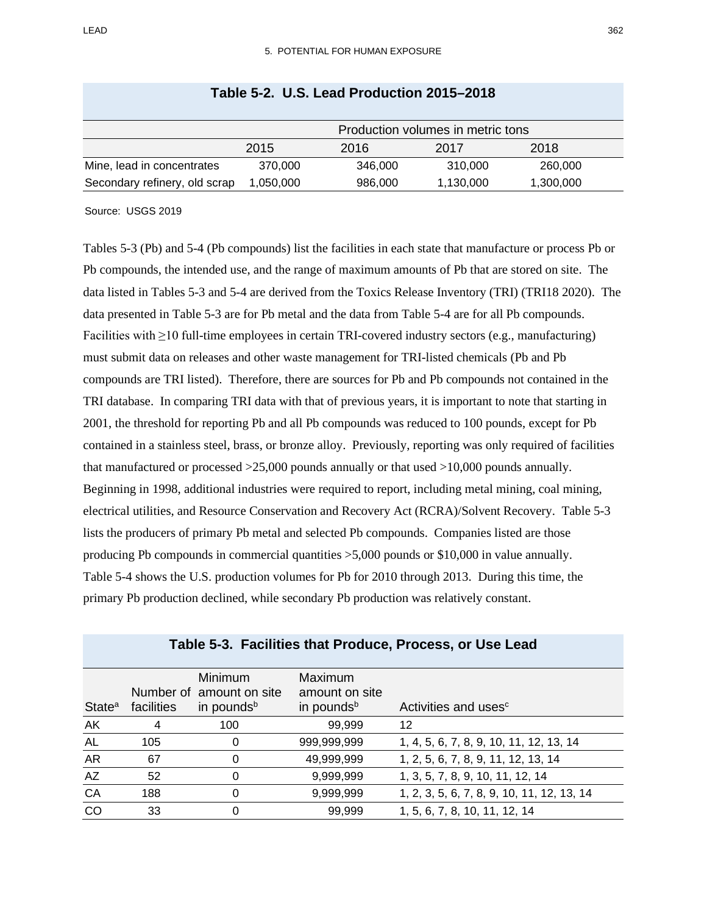**Table 5-2. U.S. Lead Production 2015–2018**

| | Production volumes in metric tons | | | |
|---|---|---|---|---|
| | 2015 | 2016 | 2017 | 2018 |
| Mine, lead in concentrates | 370,000 | 346,000 | 310,000 | 260,000 |
| Secondary refinery, old scrap | 1,050,000 | 986,000 | 1,130,000 | 1,300,000 |

Source: USGS 2019

Tables 5-3 (Pb) and 5-4 (Pb compounds) list the facilities in each state that manufacture or process Pb or Pb compounds, the intended use, and the range of maximum amounts of Pb that are stored on site. The data listed in Tables 5-3 and 5-4 are derived from the Toxics Release Inventory (TRI) (TRI18 2020). The data presented in Table 5-3 are for Pb metal and the data from Table 5-4 are for all Pb compounds. Facilities with ≥10 full-time employees in certain TRI-covered industry sectors (e.g., manufacturing) must submit data on releases and other waste management for TRI-listed chemicals (Pb and Pb compounds are TRI listed). Therefore, there are sources for Pb and Pb compounds not contained in the TRI database. In comparing TRI data with that of previous years, it is important to note that starting in 2001, the threshold for reporting Pb and all Pb compounds was reduced to 100 pounds, except for Pb contained in a stainless steel, brass, or bronze alloy. Previously, reporting was only required of facilities that manufactured or processed >25,000 pounds annually or that used >10,000 pounds annually. Beginning in 1998, additional industries were required to report, including metal mining, coal mining, electrical utilities, and Resource Conservation and Recovery Act (RCRA)/Solvent Recovery. Table 5-3 lists the producers of primary Pb metal and selected Pb compounds. Companies listed are those producing Pb compounds in commercial quantities >5,000 pounds or $10,000 in value annually. Table 5-4 shows the U.S. production volumes for Pb for 2010 through 2013. During this time, the primary Pb production declined, while secondary Pb production was relatively constant.

**Table 5-3. Facilities that Produce, Process, or Use Lead**

| State[a] | Number of facilities | Minimum amount on site in pounds[b] | Maximum amount on site in pounds[b] | Activities and uses[c] |
|---|---|---|---|---|
| AK | 4 | 100 | 99,999 | 12 |
| AL | 105 | 0 | 999,999,999 | 1, 4, 5, 6, 7, 8, 9, 10, 11, 12, 13, 14 |
| AR | 67 | 0 | 49,999,999 | 1, 2, 5, 6, 7, 8, 9, 11, 12, 13, 14 |
| AZ | 52 | 0 | 9,999,999 | 1, 3, 5, 7, 8, 9, 10, 11, 12, 14 |
| CA | 188 | 0 | 9,999,999 | 1, 2, 3, 5, 6, 7, 8, 9, 10, 11, 12, 13, 14 |
| CO | 33 | 0 | 99,999 | 1, 5, 6, 7, 8, 10, 11, 12, 14 |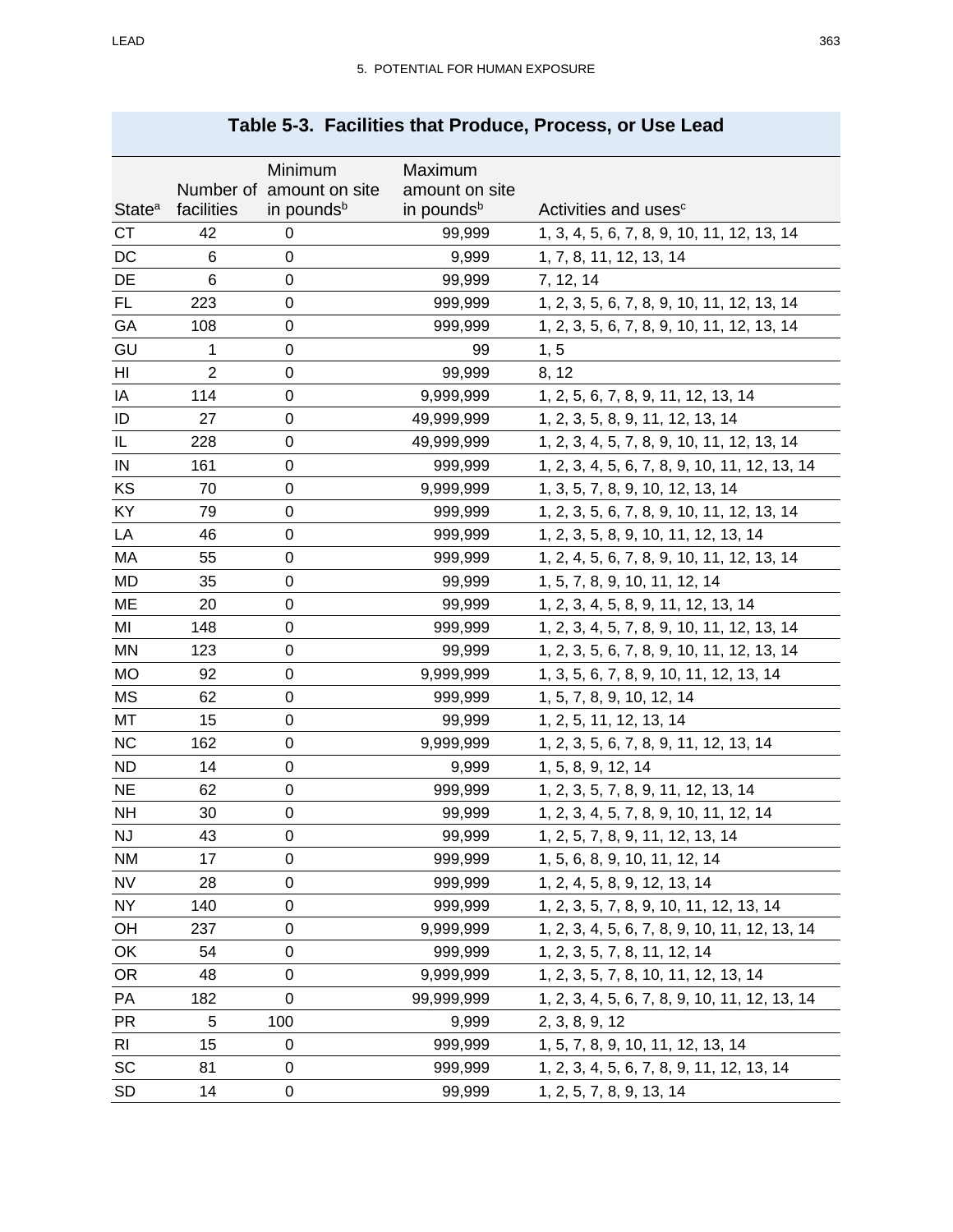## Table 5-3. Facilities that Produce, Process, or Use Lead

| State[a] | Number of facilities | Minimum amount on site in pounds[b] | Maximum amount on site in pounds[b] | Activities and uses[c] |
|---|---|---|---|---|
| CT | 42 | 0 | 99,999 | 1, 3, 4, 5, 6, 7, 8, 9, 10, 11, 12, 13, 14 |
| DC | 6 | 0 | 9,999 | 1, 7, 8, 11, 12, 13, 14 |
| DE | 6 | 0 | 99,999 | 7, 12, 14 |
| FL | 223 | 0 | 999,999 | 1, 2, 3, 5, 6, 7, 8, 9, 10, 11, 12, 13, 14 |
| GA | 108 | 0 | 999,999 | 1, 2, 3, 5, 6, 7, 8, 9, 10, 11, 12, 13, 14 |
| GU | 1 | 0 | 99 | 1, 5 |
| HI | 2 | 0 | 99,999 | 8, 12 |
| IA | 114 | 0 | 9,999,999 | 1, 2, 5, 6, 7, 8, 9, 11, 12, 13, 14 |
| ID | 27 | 0 | 49,999,999 | 1, 2, 3, 5, 8, 9, 11, 12, 13, 14 |
| IL | 228 | 0 | 49,999,999 | 1, 2, 3, 4, 5, 7, 8, 9, 10, 11, 12, 13, 14 |
| IN | 161 | 0 | 999,999 | 1, 2, 3, 4, 5, 6, 7, 8, 9, 10, 11, 12, 13, 14 |
| KS | 70 | 0 | 9,999,999 | 1, 3, 5, 7, 8, 9, 10, 12, 13, 14 |
| KY | 79 | 0 | 999,999 | 1, 2, 3, 5, 6, 7, 8, 9, 10, 11, 12, 13, 14 |
| LA | 46 | 0 | 999,999 | 1, 2, 3, 5, 8, 9, 10, 11, 12, 13, 14 |
| MA | 55 | 0 | 999,999 | 1, 2, 4, 5, 6, 7, 8, 9, 10, 11, 12, 13, 14 |
| MD | 35 | 0 | 99,999 | 1, 5, 7, 8, 9, 10, 11, 12, 14 |
| ME | 20 | 0 | 99,999 | 1, 2, 3, 4, 5, 8, 9, 11, 12, 13, 14 |
| MI | 148 | 0 | 999,999 | 1, 2, 3, 4, 5, 7, 8, 9, 10, 11, 12, 13, 14 |
| MN | 123 | 0 | 99,999 | 1, 2, 3, 5, 6, 7, 8, 9, 10, 11, 12, 13, 14 |
| MO | 92 | 0 | 9,999,999 | 1, 3, 5, 6, 7, 8, 9, 10, 11, 12, 13, 14 |
| MS | 62 | 0 | 999,999 | 1, 5, 7, 8, 9, 10, 12, 14 |
| MT | 15 | 0 | 99,999 | 1, 2, 5, 11, 12, 13, 14 |
| NC | 162 | 0 | 9,999,999 | 1, 2, 3, 5, 6, 7, 8, 9, 11, 12, 13, 14 |
| ND | 14 | 0 | 9,999 | 1, 5, 8, 9, 12, 14 |
| NE | 62 | 0 | 999,999 | 1, 2, 3, 5, 7, 8, 9, 11, 12, 13, 14 |
| NH | 30 | 0 | 99,999 | 1, 2, 3, 4, 5, 7, 8, 9, 10, 11, 12, 14 |
| NJ | 43 | 0 | 99,999 | 1, 2, 5, 7, 8, 9, 11, 12, 13, 14 |
| NM | 17 | 0 | 999,999 | 1, 5, 6, 8, 9, 10, 11, 12, 14 |
| NV | 28 | 0 | 999,999 | 1, 2, 4, 5, 8, 9, 12, 13, 14 |
| NY | 140 | 0 | 999,999 | 1, 2, 3, 5, 7, 8, 9, 10, 11, 12, 13, 14 |
| OH | 237 | 0 | 9,999,999 | 1, 2, 3, 4, 5, 6, 7, 8, 9, 10, 11, 12, 13, 14 |
| OK | 54 | 0 | 999,999 | 1, 2, 3, 5, 7, 8, 11, 12, 14 |
| OR | 48 | 0 | 9,999,999 | 1, 2, 3, 5, 7, 8, 10, 11, 12, 13, 14 |
| PA | 182 | 0 | 99,999,999 | 1, 2, 3, 4, 5, 6, 7, 8, 9, 10, 11, 12, 13, 14 |
| PR | 5 | 100 | 9,999 | 2, 3, 8, 9, 12 |
| RI | 15 | 0 | 999,999 | 1, 5, 7, 8, 9, 10, 11, 12, 13, 14 |
| SC | 81 | 0 | 999,999 | 1, 2, 3, 4, 5, 6, 7, 8, 9, 11, 12, 13, 14 |
| SD | 14 | 0 | 99,999 | 1, 2, 5, 7, 8, 9, 13, 14 |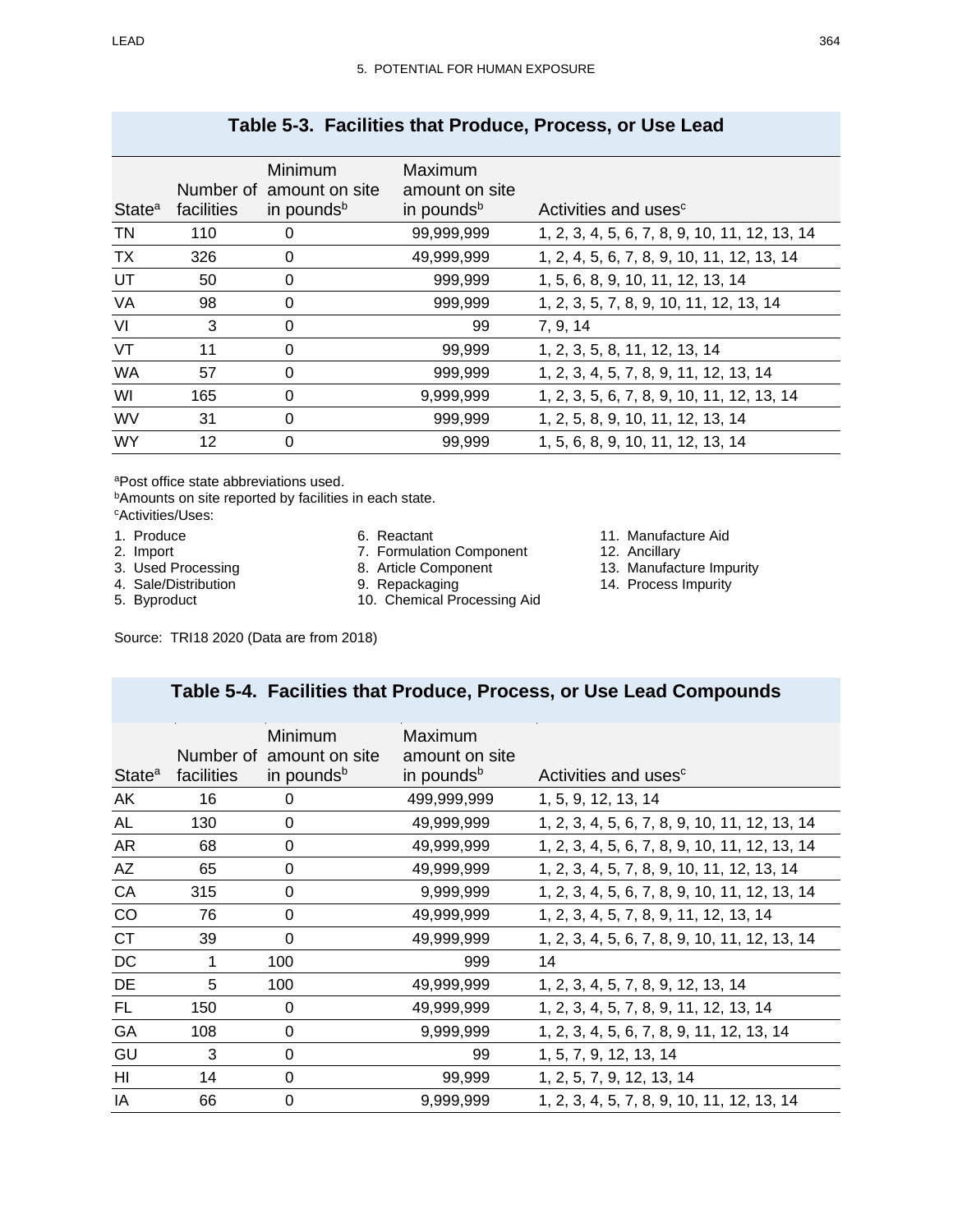**Table 5-3. Facilities that Produce, Process, or Use Lead**

| State[a] | Number of facilities | Minimum amount on site in pounds[b] | Maximum amount on site in pounds[b] | Activities and uses[c] |
|---|---|---|---|---|
| TN | 110 | 0 | 99,999,999 | 1, 2, 3, 4, 5, 6, 7, 8, 9, 10, 11, 12, 13, 14 |
| TX | 326 | 0 | 49,999,999 | 1, 2, 4, 5, 6, 7, 8, 9, 10, 11, 12, 13, 14 |
| UT | 50 | 0 | 999,999 | 1, 5, 6, 8, 9, 10, 11, 12, 13, 14 |
| VA | 98 | 0 | 999,999 | 1, 2, 3, 5, 7, 8, 9, 10, 11, 12, 13, 14 |
| VI | 3 | 0 | 99 | 7, 9, 14 |
| VT | 11 | 0 | 99,999 | 1, 2, 3, 5, 8, 11, 12, 13, 14 |
| WA | 57 | 0 | 999,999 | 1, 2, 3, 4, 5, 7, 8, 9, 11, 12, 13, 14 |
| WI | 165 | 0 | 9,999,999 | 1, 2, 3, 5, 6, 7, 8, 9, 10, 11, 12, 13, 14 |
| WV | 31 | 0 | 999,999 | 1, 2, 5, 8, 9, 10, 11, 12, 13, 14 |
| WY | 12 | 0 | 99,999 | 1, 5, 6, 8, 9, 10, 11, 12, 13, 14 |

[a]Post office state abbreviations used.
[b]Amounts on site reported by facilities in each state.
[c]Activities/Uses:

1. Produce
2. Import
3. Used Processing
4. Sale/Distribution
5. Byproduct
6. Reactant
7. Formulation Component
8. Article Component
9. Repackaging
10. Chemical Processing Aid
11. Manufacture Aid
12. Ancillary
13. Manufacture Impurity
14. Process Impurity

Source: TRI18 2020 (Data are from 2018)

**Table 5-4. Facilities that Produce, Process, or Use Lead Compounds**

| State[a] | Number of facilities | Minimum amount on site in pounds[b] | Maximum amount on site in pounds[b] | Activities and uses[c] |
|---|---|---|---|---|
| AK | 16 | 0 | 499,999,999 | 1, 5, 9, 12, 13, 14 |
| AL | 130 | 0 | 49,999,999 | 1, 2, 3, 4, 5, 6, 7, 8, 9, 10, 11, 12, 13, 14 |
| AR | 68 | 0 | 49,999,999 | 1, 2, 3, 4, 5, 6, 7, 8, 9, 10, 11, 12, 13, 14 |
| AZ | 65 | 0 | 49,999,999 | 1, 2, 3, 4, 5, 7, 8, 9, 10, 11, 12, 13, 14 |
| CA | 315 | 0 | 9,999,999 | 1, 2, 3, 4, 5, 6, 7, 8, 9, 10, 11, 12, 13, 14 |
| CO | 76 | 0 | 49,999,999 | 1, 2, 3, 4, 5, 7, 8, 9, 11, 12, 13, 14 |
| CT | 39 | 0 | 49,999,999 | 1, 2, 3, 4, 5, 6, 7, 8, 9, 10, 11, 12, 13, 14 |
| DC | 1 | 100 | 999 | 14 |
| DE | 5 | 100 | 49,999,999 | 1, 2, 3, 4, 5, 7, 8, 9, 12, 13, 14 |
| FL | 150 | 0 | 49,999,999 | 1, 2, 3, 4, 5, 7, 8, 9, 11, 12, 13, 14 |
| GA | 108 | 0 | 9,999,999 | 1, 2, 3, 4, 5, 6, 7, 8, 9, 11, 12, 13, 14 |
| GU | 3 | 0 | 99 | 1, 5, 7, 9, 12, 13, 14 |
| HI | 14 | 0 | 99,999 | 1, 2, 5, 7, 9, 12, 13, 14 |
| IA | 66 | 0 | 9,999,999 | 1, 2, 3, 4, 5, 7, 8, 9, 10, 11, 12, 13, 14 |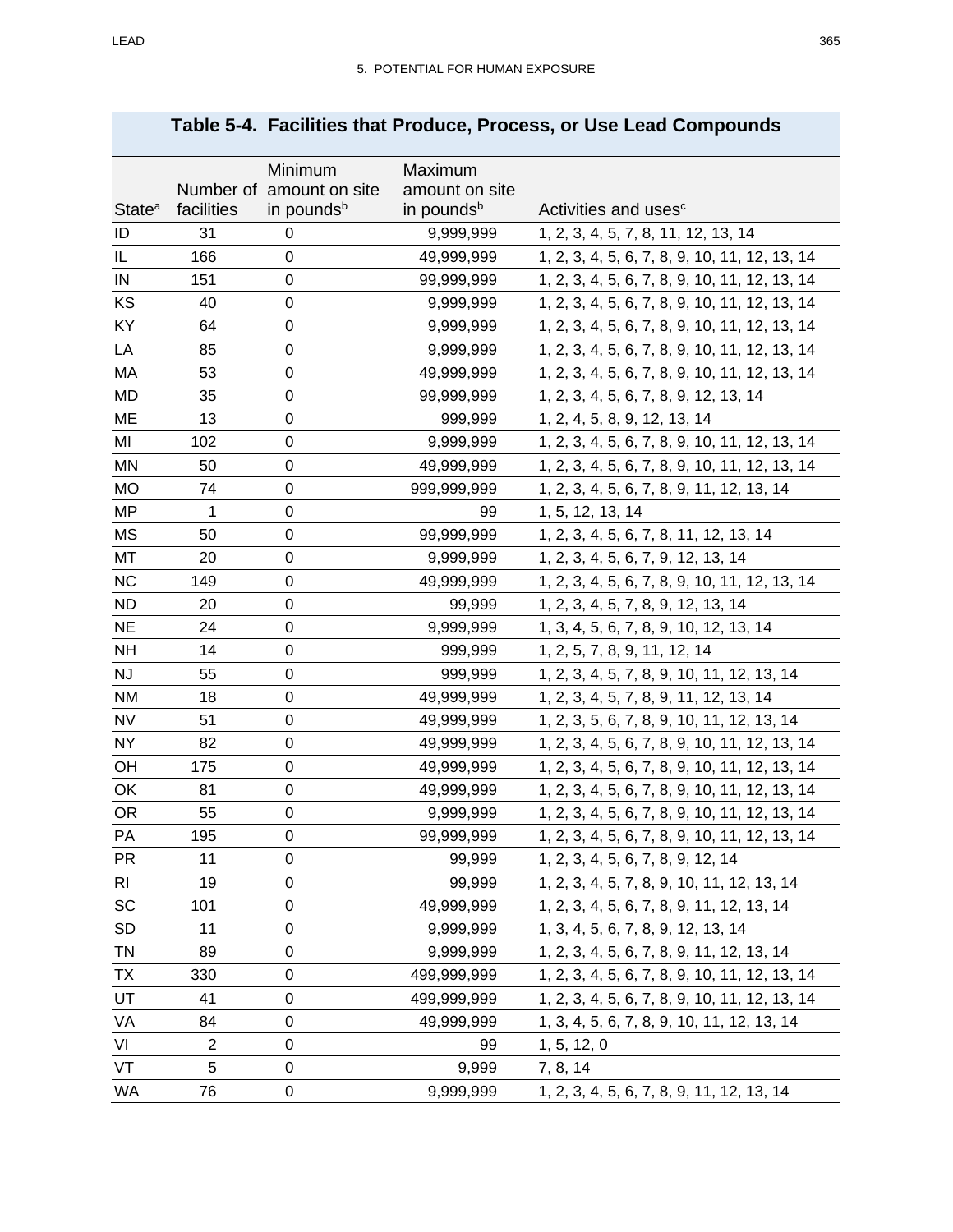## Table 5-4. Facilities that Produce, Process, or Use Lead Compounds

| State[a] | Number of facilities | Minimum amount on site in pounds[b] | Maximum amount on site in pounds[b] | Activities and uses[c] |
|---|---|---|---|---|
| ID | 31 | 0 | 9,999,999 | 1, 2, 3, 4, 5, 7, 8, 11, 12, 13, 14 |
| IL | 166 | 0 | 49,999,999 | 1, 2, 3, 4, 5, 6, 7, 8, 9, 10, 11, 12, 13, 14 |
| IN | 151 | 0 | 99,999,999 | 1, 2, 3, 4, 5, 6, 7, 8, 9, 10, 11, 12, 13, 14 |
| KS | 40 | 0 | 9,999,999 | 1, 2, 3, 4, 5, 6, 7, 8, 9, 10, 11, 12, 13, 14 |
| KY | 64 | 0 | 9,999,999 | 1, 2, 3, 4, 5, 6, 7, 8, 9, 10, 11, 12, 13, 14 |
| LA | 85 | 0 | 9,999,999 | 1, 2, 3, 4, 5, 6, 7, 8, 9, 10, 11, 12, 13, 14 |
| MA | 53 | 0 | 49,999,999 | 1, 2, 3, 4, 5, 6, 7, 8, 9, 10, 11, 12, 13, 14 |
| MD | 35 | 0 | 99,999,999 | 1, 2, 3, 4, 5, 6, 7, 8, 9, 12, 13, 14 |
| ME | 13 | 0 | 999,999 | 1, 2, 4, 5, 8, 9, 12, 13, 14 |
| MI | 102 | 0 | 9,999,999 | 1, 2, 3, 4, 5, 6, 7, 8, 9, 10, 11, 12, 13, 14 |
| MN | 50 | 0 | 49,999,999 | 1, 2, 3, 4, 5, 6, 7, 8, 9, 10, 11, 12, 13, 14 |
| MO | 74 | 0 | 999,999,999 | 1, 2, 3, 4, 5, 6, 7, 8, 9, 11, 12, 13, 14 |
| MP | 1 | 0 | 99 | 1, 5, 12, 13, 14 |
| MS | 50 | 0 | 99,999,999 | 1, 2, 3, 4, 5, 6, 7, 8, 11, 12, 13, 14 |
| MT | 20 | 0 | 9,999,999 | 1, 2, 3, 4, 5, 6, 7, 9, 12, 13, 14 |
| NC | 149 | 0 | 49,999,999 | 1, 2, 3, 4, 5, 6, 7, 8, 9, 10, 11, 12, 13, 14 |
| ND | 20 | 0 | 99,999 | 1, 2, 3, 4, 5, 7, 8, 9, 12, 13, 14 |
| NE | 24 | 0 | 9,999,999 | 1, 3, 4, 5, 6, 7, 8, 9, 10, 12, 13, 14 |
| NH | 14 | 0 | 999,999 | 1, 2, 5, 7, 8, 9, 11, 12, 14 |
| NJ | 55 | 0 | 999,999 | 1, 2, 3, 4, 5, 7, 8, 9, 10, 11, 12, 13, 14 |
| NM | 18 | 0 | 49,999,999 | 1, 2, 3, 4, 5, 7, 8, 9, 11, 12, 13, 14 |
| NV | 51 | 0 | 49,999,999 | 1, 2, 3, 5, 6, 7, 8, 9, 10, 11, 12, 13, 14 |
| NY | 82 | 0 | 49,999,999 | 1, 2, 3, 4, 5, 6, 7, 8, 9, 10, 11, 12, 13, 14 |
| OH | 175 | 0 | 49,999,999 | 1, 2, 3, 4, 5, 6, 7, 8, 9, 10, 11, 12, 13, 14 |
| OK | 81 | 0 | 49,999,999 | 1, 2, 3, 4, 5, 6, 7, 8, 9, 10, 11, 12, 13, 14 |
| OR | 55 | 0 | 9,999,999 | 1, 2, 3, 4, 5, 6, 7, 8, 9, 10, 11, 12, 13, 14 |
| PA | 195 | 0 | 99,999,999 | 1, 2, 3, 4, 5, 6, 7, 8, 9, 10, 11, 12, 13, 14 |
| PR | 11 | 0 | 99,999 | 1, 2, 3, 4, 5, 6, 7, 8, 9, 12, 14 |
| RI | 19 | 0 | 99,999 | 1, 2, 3, 4, 5, 7, 8, 9, 10, 11, 12, 13, 14 |
| SC | 101 | 0 | 49,999,999 | 1, 2, 3, 4, 5, 6, 7, 8, 9, 11, 12, 13, 14 |
| SD | 11 | 0 | 9,999,999 | 1, 3, 4, 5, 6, 7, 8, 9, 12, 13, 14 |
| TN | 89 | 0 | 9,999,999 | 1, 2, 3, 4, 5, 6, 7, 8, 9, 11, 12, 13, 14 |
| TX | 330 | 0 | 499,999,999 | 1, 2, 3, 4, 5, 6, 7, 8, 9, 10, 11, 12, 13, 14 |
| UT | 41 | 0 | 499,999,999 | 1, 2, 3, 4, 5, 6, 7, 8, 9, 10, 11, 12, 13, 14 |
| VA | 84 | 0 | 49,999,999 | 1, 3, 4, 5, 6, 7, 8, 9, 10, 11, 12, 13, 14 |
| VI | 2 | 0 | 99 | 1, 5, 12, 0 |
| VT | 5 | 0 | 9,999 | 7, 8, 14 |
| WA | 76 | 0 | 9,999,999 | 1, 2, 3, 4, 5, 6, 7, 8, 9, 11, 12, 13, 14 |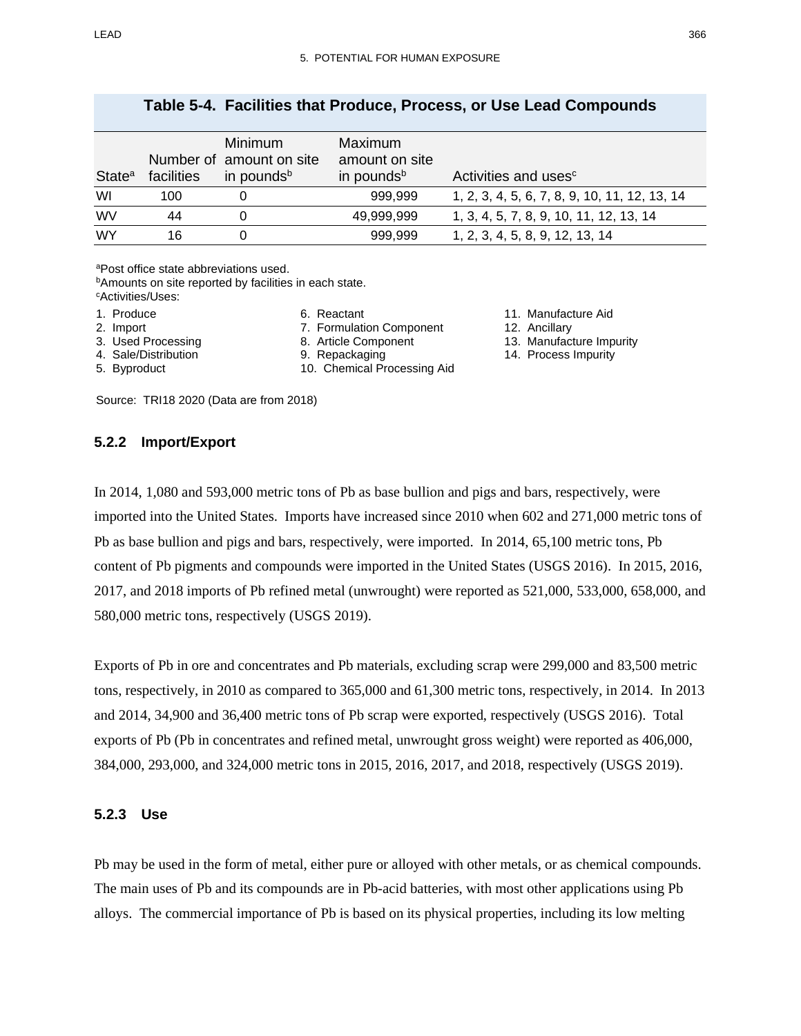**Table 5-4. Facilities that Produce, Process, or Use Lead Compounds**

| State[a] | Number of facilities | Minimum amount on site in pounds[b] | Maximum amount on site in pounds[b] | Activities and uses[c] |
|---|---|---|---|---|
| WI | 100 | 0 | 999,999 | 1, 2, 3, 4, 5, 6, 7, 8, 9, 10, 11, 12, 13, 14 |
| WV | 44 | 0 | 49,999,999 | 1, 3, 4, 5, 7, 8, 9, 10, 11, 12, 13, 14 |
| WY | 16 | 0 | 999,999 | 1, 2, 3, 4, 5, 8, 9, 12, 13, 14 |

[a]Post office state abbreviations used.
[b]Amounts on site reported by facilities in each state.
[c]Activities/Uses:

1. Produce
2. Import
3. Used Processing
4. Sale/Distribution
5. Byproduct
6. Reactant
7. Formulation Component
8. Article Component
9. Repackaging
10. Chemical Processing Aid
11. Manufacture Aid
12. Ancillary
13. Manufacture Impurity
14. Process Impurity

Source: TRI18 2020 (Data are from 2018)

### 5.2.2 Import/Export

In 2014, 1,080 and 593,000 metric tons of Pb as base bullion and pigs and bars, respectively, were imported into the United States. Imports have increased since 2010 when 602 and 271,000 metric tons of Pb as base bullion and pigs and bars, respectively, were imported. In 2014, 65,100 metric tons, Pb content of Pb pigments and compounds were imported in the United States (USGS 2016). In 2015, 2016, 2017, and 2018 imports of Pb refined metal (unwrought) were reported as 521,000, 533,000, 658,000, and 580,000 metric tons, respectively (USGS 2019).

Exports of Pb in ore and concentrates and Pb materials, excluding scrap were 299,000 and 83,500 metric tons, respectively, in 2010 as compared to 365,000 and 61,300 metric tons, respectively, in 2014. In 2013 and 2014, 34,900 and 36,400 metric tons of Pb scrap were exported, respectively (USGS 2016). Total exports of Pb (Pb in concentrates and refined metal, unwrought gross weight) were reported as 406,000, 384,000, 293,000, and 324,000 metric tons in 2015, 2016, 2017, and 2018, respectively (USGS 2019).

### 5.2.3 Use

Pb may be used in the form of metal, either pure or alloyed with other metals, or as chemical compounds. The main uses of Pb and its compounds are in Pb-acid batteries, with most other applications using Pb alloys. The commercial importance of Pb is based on its physical properties, including its low melting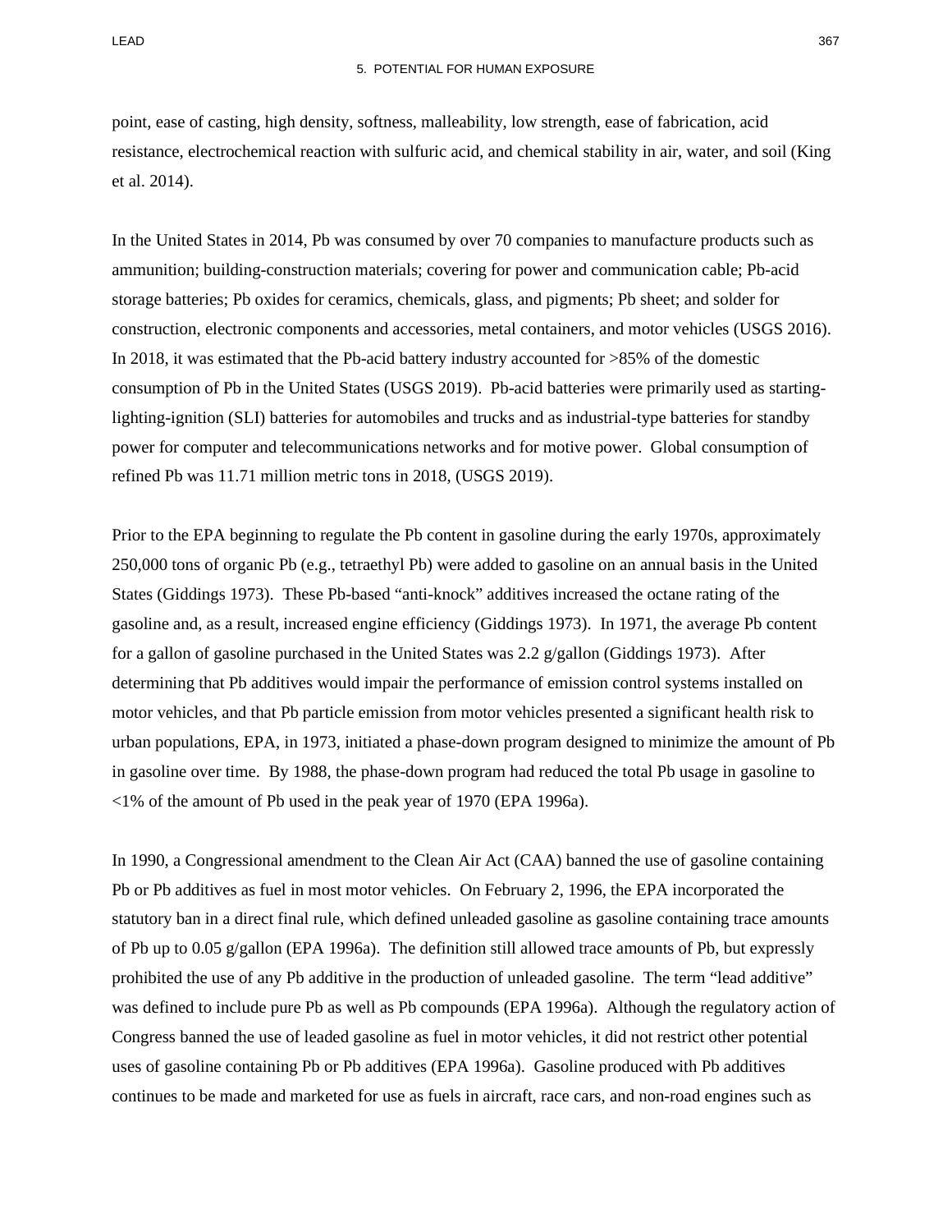point, ease of casting, high density, softness, malleability, low strength, ease of fabrication, acid resistance, electrochemical reaction with sulfuric acid, and chemical stability in air, water, and soil (King et al. 2014).

In the United States in 2014, Pb was consumed by over 70 companies to manufacture products such as ammunition; building-construction materials; covering for power and communication cable; Pb-acid storage batteries; Pb oxides for ceramics, chemicals, glass, and pigments; Pb sheet; and solder for construction, electronic components and accessories, metal containers, and motor vehicles (USGS 2016). In 2018, it was estimated that the Pb-acid battery industry accounted for >85% of the domestic consumption of Pb in the United States (USGS 2019). Pb-acid batteries were primarily used as starting-lighting-ignition (SLI) batteries for automobiles and trucks and as industrial-type batteries for standby power for computer and telecommunications networks and for motive power. Global consumption of refined Pb was 11.71 million metric tons in 2018, (USGS 2019).

Prior to the EPA beginning to regulate the Pb content in gasoline during the early 1970s, approximately 250,000 tons of organic Pb (e.g., tetraethyl Pb) were added to gasoline on an annual basis in the United States (Giddings 1973). These Pb-based "anti-knock" additives increased the octane rating of the gasoline and, as a result, increased engine efficiency (Giddings 1973). In 1971, the average Pb content for a gallon of gasoline purchased in the United States was 2.2 g/gallon (Giddings 1973). After determining that Pb additives would impair the performance of emission control systems installed on motor vehicles, and that Pb particle emission from motor vehicles presented a significant health risk to urban populations, EPA, in 1973, initiated a phase-down program designed to minimize the amount of Pb in gasoline over time. By 1988, the phase-down program had reduced the total Pb usage in gasoline to <1% of the amount of Pb used in the peak year of 1970 (EPA 1996a).

In 1990, a Congressional amendment to the Clean Air Act (CAA) banned the use of gasoline containing Pb or Pb additives as fuel in most motor vehicles. On February 2, 1996, the EPA incorporated the statutory ban in a direct final rule, which defined unleaded gasoline as gasoline containing trace amounts of Pb up to 0.05 g/gallon (EPA 1996a). The definition still allowed trace amounts of Pb, but expressly prohibited the use of any Pb additive in the production of unleaded gasoline. The term "lead additive" was defined to include pure Pb as well as Pb compounds (EPA 1996a). Although the regulatory action of Congress banned the use of leaded gasoline as fuel in motor vehicles, it did not restrict other potential uses of gasoline containing Pb or Pb additives (EPA 1996a). Gasoline produced with Pb additives continues to be made and marketed for use as fuels in aircraft, race cars, and non-road engines such as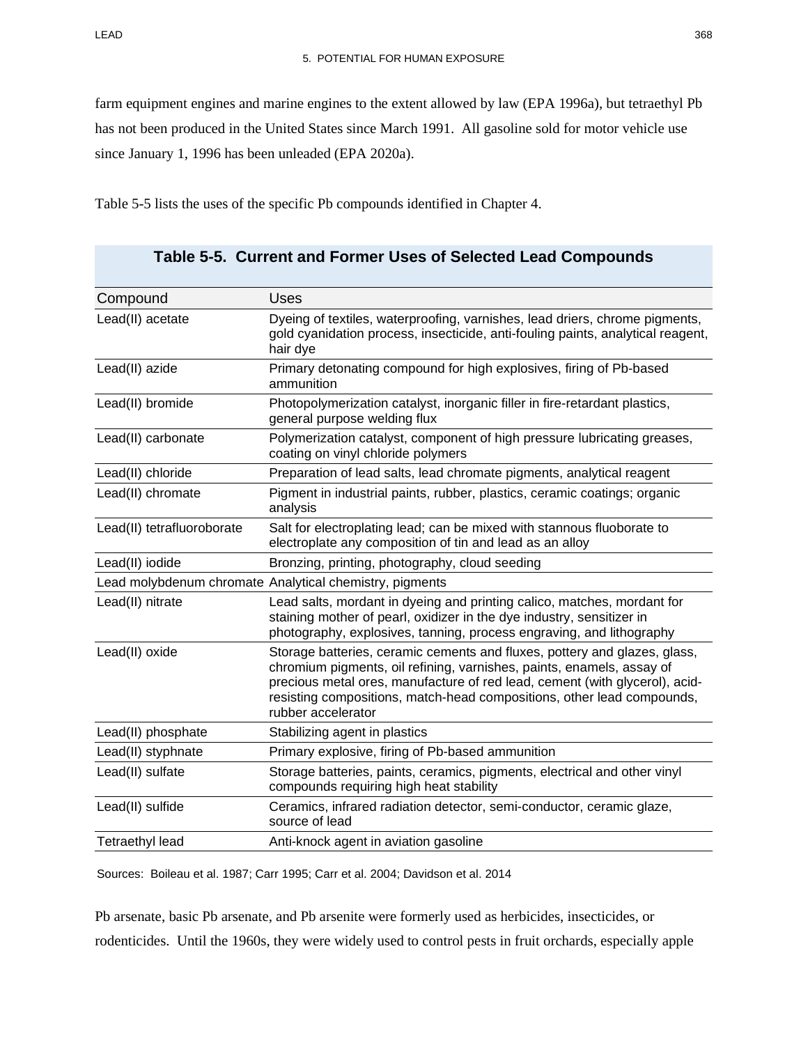farm equipment engines and marine engines to the extent allowed by law (EPA 1996a), but tetraethyl Pb has not been produced in the United States since March 1991. All gasoline sold for motor vehicle use since January 1, 1996 has been unleaded (EPA 2020a).

Table 5-5 lists the uses of the specific Pb compounds identified in Chapter 4.

**Table 5-5. Current and Former Uses of Selected Lead Compounds**

| Compound | Uses |
|---|---|
| Lead(II) acetate | Dyeing of textiles, waterproofing, varnishes, lead driers, chrome pigments, gold cyanidation process, insecticide, anti-fouling paints, analytical reagent, hair dye |
| Lead(II) azide | Primary detonating compound for high explosives, firing of Pb-based ammunition |
| Lead(II) bromide | Photopolymerization catalyst, inorganic filler in fire-retardant plastics, general purpose welding flux |
| Lead(II) carbonate | Polymerization catalyst, component of high pressure lubricating greases, coating on vinyl chloride polymers |
| Lead(II) chloride | Preparation of lead salts, lead chromate pigments, analytical reagent |
| Lead(II) chromate | Pigment in industrial paints, rubber, plastics, ceramic coatings; organic analysis |
| Lead(II) tetrafluoroborate | Salt for electroplating lead; can be mixed with stannous fluoborate to electroplate any composition of tin and lead as an alloy |
| Lead(II) iodide | Bronzing, printing, photography, cloud seeding |
| Lead molybdenum chromate | Analytical chemistry, pigments |
| Lead(II) nitrate | Lead salts, mordant in dyeing and printing calico, matches, mordant for staining mother of pearl, oxidizer in the dye industry, sensitizer in photography, explosives, tanning, process engraving, and lithography |
| Lead(II) oxide | Storage batteries, ceramic cements and fluxes, pottery and glazes, glass, chromium pigments, oil refining, varnishes, paints, enamels, assay of precious metal ores, manufacture of red lead, cement (with glycerol), acid-resisting compositions, match-head compositions, other lead compounds, rubber accelerator |
| Lead(II) phosphate | Stabilizing agent in plastics |
| Lead(II) styphnate | Primary explosive, firing of Pb-based ammunition |
| Lead(II) sulfate | Storage batteries, paints, ceramics, pigments, electrical and other vinyl compounds requiring high heat stability |
| Lead(II) sulfide | Ceramics, infrared radiation detector, semi-conductor, ceramic glaze, source of lead |
| Tetraethyl lead | Anti-knock agent in aviation gasoline |

Sources: Boileau et al. 1987; Carr 1995; Carr et al. 2004; Davidson et al. 2014

Pb arsenate, basic Pb arsenate, and Pb arsenite were formerly used as herbicides, insecticides, or rodenticides. Until the 1960s, they were widely used to control pests in fruit orchards, especially apple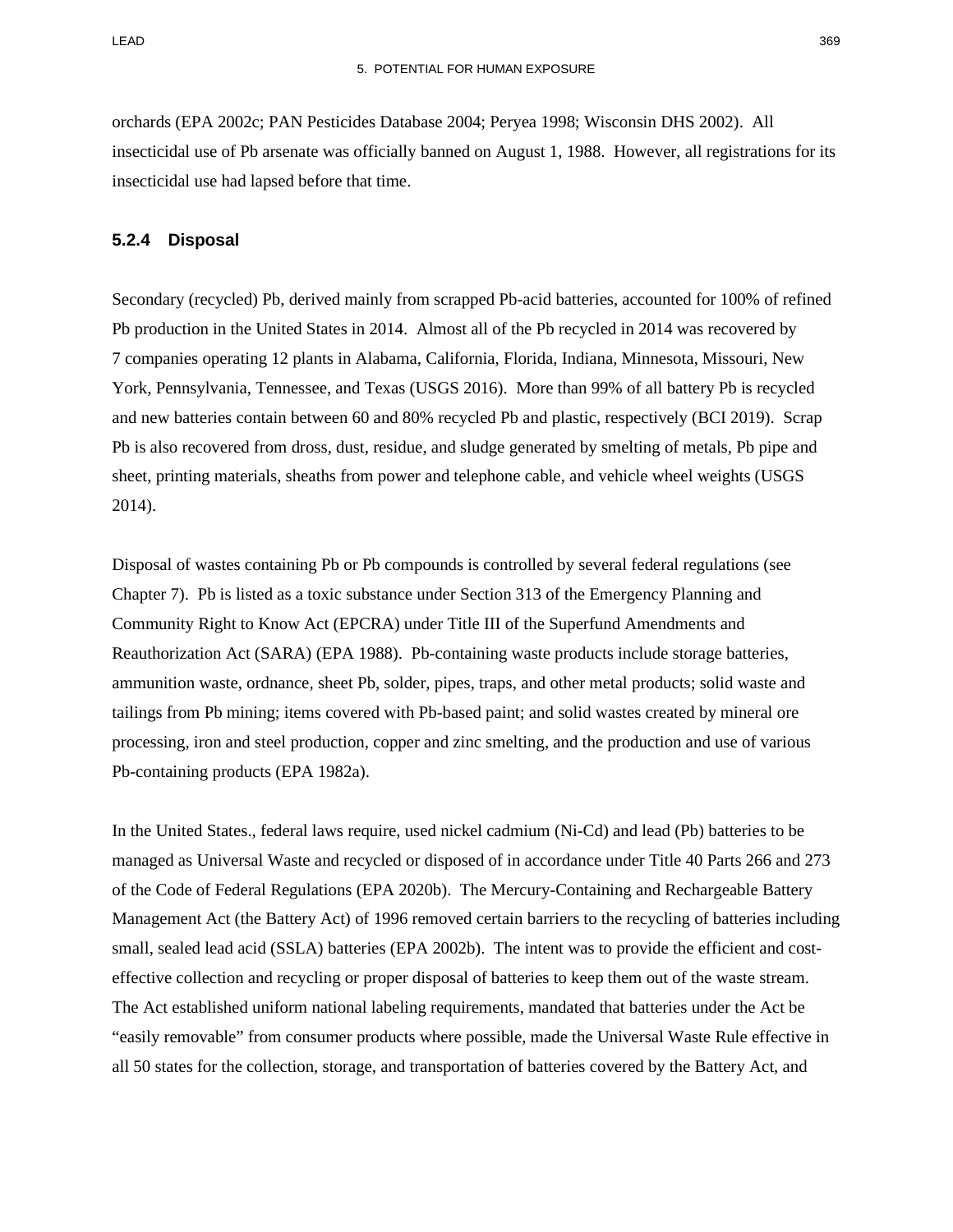orchards (EPA 2002c; PAN Pesticides Database 2004; Peryea 1998; Wisconsin DHS 2002). All insecticidal use of Pb arsenate was officially banned on August 1, 1988. However, all registrations for its insecticidal use had lapsed before that time.

### 5.2.4 Disposal

Secondary (recycled) Pb, derived mainly from scrapped Pb-acid batteries, accounted for 100% of refined Pb production in the United States in 2014. Almost all of the Pb recycled in 2014 was recovered by 7 companies operating 12 plants in Alabama, California, Florida, Indiana, Minnesota, Missouri, New York, Pennsylvania, Tennessee, and Texas (USGS 2016). More than 99% of all battery Pb is recycled and new batteries contain between 60 and 80% recycled Pb and plastic, respectively (BCI 2019). Scrap Pb is also recovered from dross, dust, residue, and sludge generated by smelting of metals, Pb pipe and sheet, printing materials, sheaths from power and telephone cable, and vehicle wheel weights (USGS 2014).

Disposal of wastes containing Pb or Pb compounds is controlled by several federal regulations (see Chapter 7). Pb is listed as a toxic substance under Section 313 of the Emergency Planning and Community Right to Know Act (EPCRA) under Title III of the Superfund Amendments and Reauthorization Act (SARA) (EPA 1988). Pb-containing waste products include storage batteries, ammunition waste, ordnance, sheet Pb, solder, pipes, traps, and other metal products; solid waste and tailings from Pb mining; items covered with Pb-based paint; and solid wastes created by mineral ore processing, iron and steel production, copper and zinc smelting, and the production and use of various Pb-containing products (EPA 1982a).

In the United States., federal laws require, used nickel cadmium (Ni-Cd) and lead (Pb) batteries to be managed as Universal Waste and recycled or disposed of in accordance under Title 40 Parts 266 and 273 of the Code of Federal Regulations (EPA 2020b). The Mercury-Containing and Rechargeable Battery Management Act (the Battery Act) of 1996 removed certain barriers to the recycling of batteries including small, sealed lead acid (SSLA) batteries (EPA 2002b). The intent was to provide the efficient and cost-effective collection and recycling or proper disposal of batteries to keep them out of the waste stream. The Act established uniform national labeling requirements, mandated that batteries under the Act be "easily removable" from consumer products where possible, made the Universal Waste Rule effective in all 50 states for the collection, storage, and transportation of batteries covered by the Battery Act, and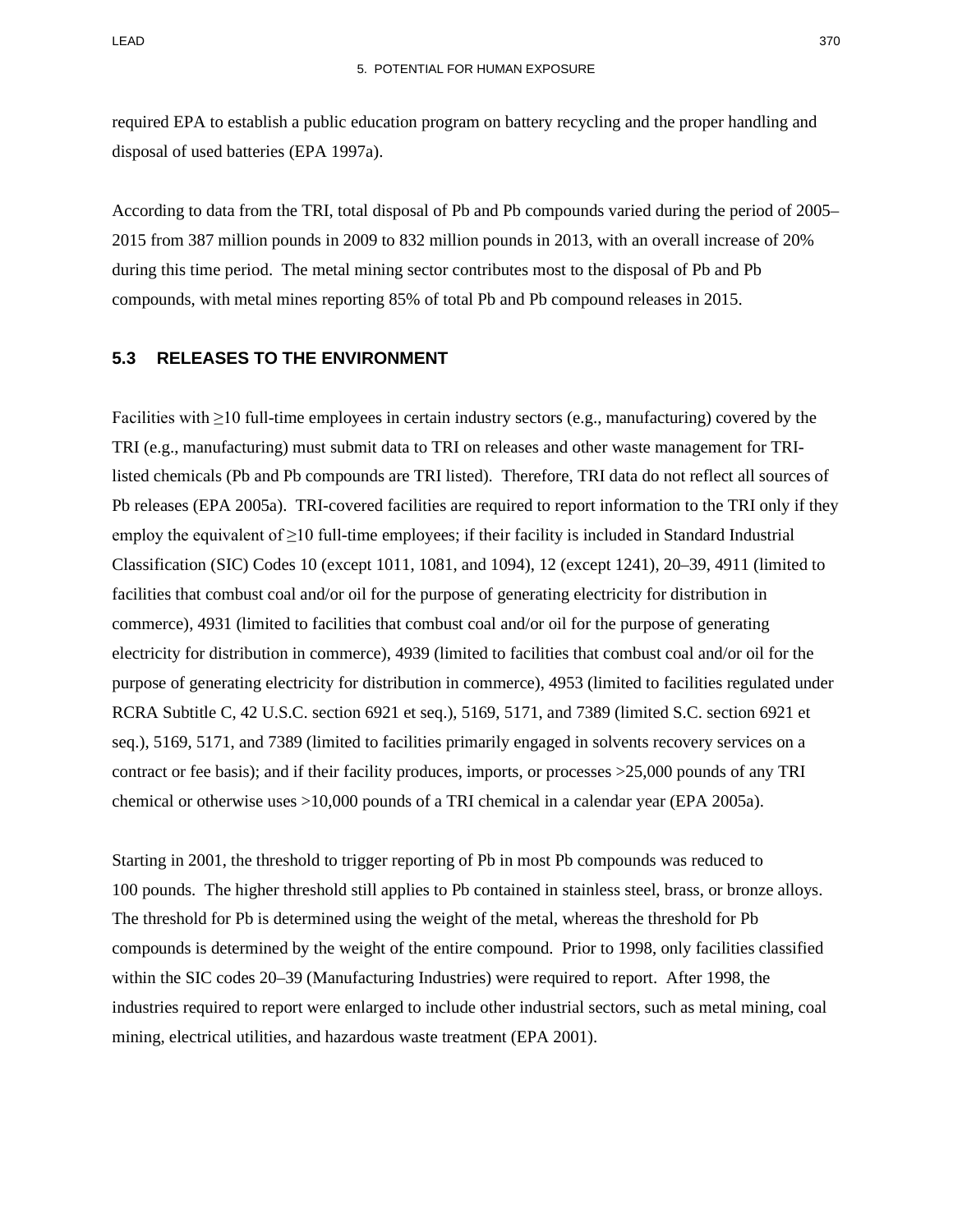required EPA to establish a public education program on battery recycling and the proper handling and disposal of used batteries (EPA 1997a).

According to data from the TRI, total disposal of Pb and Pb compounds varied during the period of 2005–2015 from 387 million pounds in 2009 to 832 million pounds in 2013, with an overall increase of 20% during this time period. The metal mining sector contributes most to the disposal of Pb and Pb compounds, with metal mines reporting 85% of total Pb and Pb compound releases in 2015.

## 5.3 RELEASES TO THE ENVIRONMENT

Facilities with ≥10 full-time employees in certain industry sectors (e.g., manufacturing) covered by the TRI (e.g., manufacturing) must submit data to TRI on releases and other waste management for TRI-listed chemicals (Pb and Pb compounds are TRI listed). Therefore, TRI data do not reflect all sources of Pb releases (EPA 2005a). TRI-covered facilities are required to report information to the TRI only if they employ the equivalent of ≥10 full-time employees; if their facility is included in Standard Industrial Classification (SIC) Codes 10 (except 1011, 1081, and 1094), 12 (except 1241), 20–39, 4911 (limited to facilities that combust coal and/or oil for the purpose of generating electricity for distribution in commerce), 4931 (limited to facilities that combust coal and/or oil for the purpose of generating electricity for distribution in commerce), 4939 (limited to facilities that combust coal and/or oil for the purpose of generating electricity for distribution in commerce), 4953 (limited to facilities regulated under RCRA Subtitle C, 42 U.S.C. section 6921 et seq.), 5169, 5171, and 7389 (limited S.C. section 6921 et seq.), 5169, 5171, and 7389 (limited to facilities primarily engaged in solvents recovery services on a contract or fee basis); and if their facility produces, imports, or processes >25,000 pounds of any TRI chemical or otherwise uses >10,000 pounds of a TRI chemical in a calendar year (EPA 2005a).

Starting in 2001, the threshold to trigger reporting of Pb in most Pb compounds was reduced to 100 pounds. The higher threshold still applies to Pb contained in stainless steel, brass, or bronze alloys. The threshold for Pb is determined using the weight of the metal, whereas the threshold for Pb compounds is determined by the weight of the entire compound. Prior to 1998, only facilities classified within the SIC codes 20–39 (Manufacturing Industries) were required to report. After 1998, the industries required to report were enlarged to include other industrial sectors, such as metal mining, coal mining, electrical utilities, and hazardous waste treatment (EPA 2001).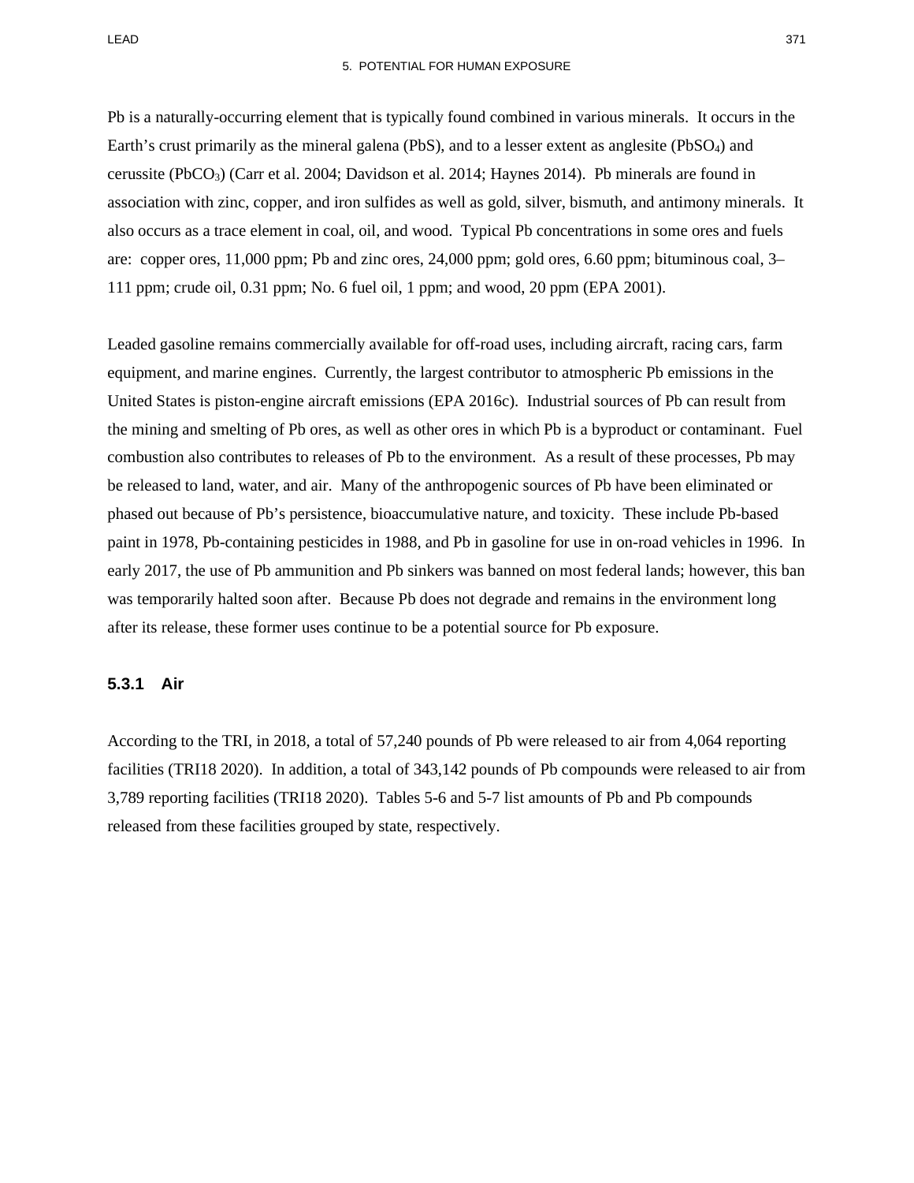Pb is a naturally-occurring element that is typically found combined in various minerals. It occurs in the Earth's crust primarily as the mineral galena (PbS), and to a lesser extent as anglesite ($PbSO_4$) and cerussite ($PbCO_3$) (Carr et al. 2004; Davidson et al. 2014; Haynes 2014). Pb minerals are found in association with zinc, copper, and iron sulfides as well as gold, silver, bismuth, and antimony minerals. It also occurs as a trace element in coal, oil, and wood. Typical Pb concentrations in some ores and fuels are: copper ores, 11,000 ppm; Pb and zinc ores, 24,000 ppm; gold ores, 6.60 ppm; bituminous coal, 3–111 ppm; crude oil, 0.31 ppm; No. 6 fuel oil, 1 ppm; and wood, 20 ppm (EPA 2001).

Leaded gasoline remains commercially available for off-road uses, including aircraft, racing cars, farm equipment, and marine engines. Currently, the largest contributor to atmospheric Pb emissions in the United States is piston-engine aircraft emissions (EPA 2016c). Industrial sources of Pb can result from the mining and smelting of Pb ores, as well as other ores in which Pb is a byproduct or contaminant. Fuel combustion also contributes to releases of Pb to the environment. As a result of these processes, Pb may be released to land, water, and air. Many of the anthropogenic sources of Pb have been eliminated or phased out because of Pb's persistence, bioaccumulative nature, and toxicity. These include Pb-based paint in 1978, Pb-containing pesticides in 1988, and Pb in gasoline for use in on-road vehicles in 1996. In early 2017, the use of Pb ammunition and Pb sinkers was banned on most federal lands; however, this ban was temporarily halted soon after. Because Pb does not degrade and remains in the environment long after its release, these former uses continue to be a potential source for Pb exposure.

### 5.3.1 Air

According to the TRI, in 2018, a total of 57,240 pounds of Pb were released to air from 4,064 reporting facilities (TRI18 2020). In addition, a total of 343,142 pounds of Pb compounds were released to air from 3,789 reporting facilities (TRI18 2020). Tables 5-6 and 5-7 list amounts of Pb and Pb compounds released from these facilities grouped by state, respectively.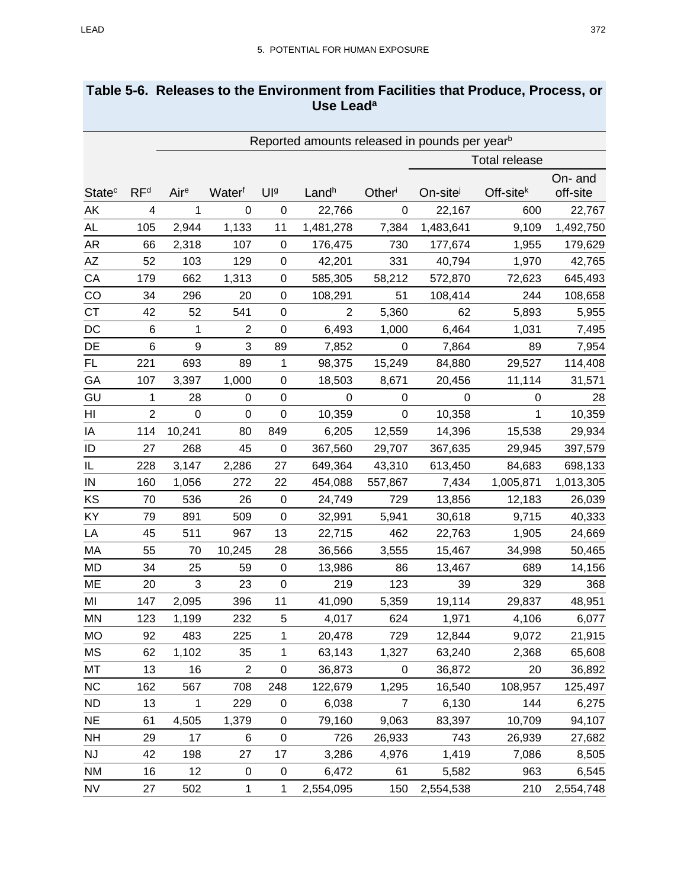## Table 5-6. Releases to the Environment from Facilities that Produce, Process, or Use Lead[a]

| | | Reported amounts released in pounds per year[b] | | | | | | | |
|---|---|---|---|---|---|---|---|---|---|
| | | | | | | | Total release | | |
| State[c] | RF[d] | Air[e] | Water[f] | UI[g] | Land[h] | Other[i] | On-site[j] | Off-site[k] | On- and off-site |
| AK | 4 | 1 | 0 | 0 | 22,766 | 0 | 22,167 | 600 | 22,767 |
| AL | 105 | 2,944 | 1,133 | 11 | 1,481,278 | 7,384 | 1,483,641 | 9,109 | 1,492,750 |
| AR | 66 | 2,318 | 107 | 0 | 176,475 | 730 | 177,674 | 1,955 | 179,629 |
| AZ | 52 | 103 | 129 | 0 | 42,201 | 331 | 40,794 | 1,970 | 42,765 |
| CA | 179 | 662 | 1,313 | 0 | 585,305 | 58,212 | 572,870 | 72,623 | 645,493 |
| CO | 34 | 296 | 20 | 0 | 108,291 | 51 | 108,414 | 244 | 108,658 |
| CT | 42 | 52 | 541 | 0 | 2 | 5,360 | 62 | 5,893 | 5,955 |
| DC | 6 | 1 | 2 | 0 | 6,493 | 1,000 | 6,464 | 1,031 | 7,495 |
| DE | 6 | 9 | 3 | 89 | 7,852 | 0 | 7,864 | 89 | 7,954 |
| FL | 221 | 693 | 89 | 1 | 98,375 | 15,249 | 84,880 | 29,527 | 114,408 |
| GA | 107 | 3,397 | 1,000 | 0 | 18,503 | 8,671 | 20,456 | 11,114 | 31,571 |
| GU | 1 | 28 | 0 | 0 | 0 | 0 | 0 | 0 | 28 |
| HI | 2 | 0 | 0 | 0 | 10,359 | 0 | 10,358 | 1 | 10,359 |
| IA | 114 | 10,241 | 80 | 849 | 6,205 | 12,559 | 14,396 | 15,538 | 29,934 |
| ID | 27 | 268 | 45 | 0 | 367,560 | 29,707 | 367,635 | 29,945 | 397,579 |
| IL | 228 | 3,147 | 2,286 | 27 | 649,364 | 43,310 | 613,450 | 84,683 | 698,133 |
| IN | 160 | 1,056 | 272 | 22 | 454,088 | 557,867 | 7,434 | 1,005,871 | 1,013,305 |
| KS | 70 | 536 | 26 | 0 | 24,749 | 729 | 13,856 | 12,183 | 26,039 |
| KY | 79 | 891 | 509 | 0 | 32,991 | 5,941 | 30,618 | 9,715 | 40,333 |
| LA | 45 | 511 | 967 | 13 | 22,715 | 462 | 22,763 | 1,905 | 24,669 |
| MA | 55 | 70 | 10,245 | 28 | 36,566 | 3,555 | 15,467 | 34,998 | 50,465 |
| MD | 34 | 25 | 59 | 0 | 13,986 | 86 | 13,467 | 689 | 14,156 |
| ME | 20 | 3 | 23 | 0 | 219 | 123 | 39 | 329 | 368 |
| MI | 147 | 2,095 | 396 | 11 | 41,090 | 5,359 | 19,114 | 29,837 | 48,951 |
| MN | 123 | 1,199 | 232 | 5 | 4,017 | 624 | 1,971 | 4,106 | 6,077 |
| MO | 92 | 483 | 225 | 1 | 20,478 | 729 | 12,844 | 9,072 | 21,915 |
| MS | 62 | 1,102 | 35 | 1 | 63,143 | 1,327 | 63,240 | 2,368 | 65,608 |
| MT | 13 | 16 | 2 | 0 | 36,873 | 0 | 36,872 | 20 | 36,892 |
| NC | 162 | 567 | 708 | 248 | 122,679 | 1,295 | 16,540 | 108,957 | 125,497 |
| ND | 13 | 1 | 229 | 0 | 6,038 | 7 | 6,130 | 144 | 6,275 |
| NE | 61 | 4,505 | 1,379 | 0 | 79,160 | 9,063 | 83,397 | 10,709 | 94,107 |
| NH | 29 | 17 | 6 | 0 | 726 | 26,933 | 743 | 26,939 | 27,682 |
| NJ | 42 | 198 | 27 | 17 | 3,286 | 4,976 | 1,419 | 7,086 | 8,505 |
| NM | 16 | 12 | 0 | 0 | 6,472 | 61 | 5,582 | 963 | 6,545 |
| NV | 27 | 502 | 1 | 1 | 2,554,095 | 150 | 2,554,538 | 210 | 2,554,748 |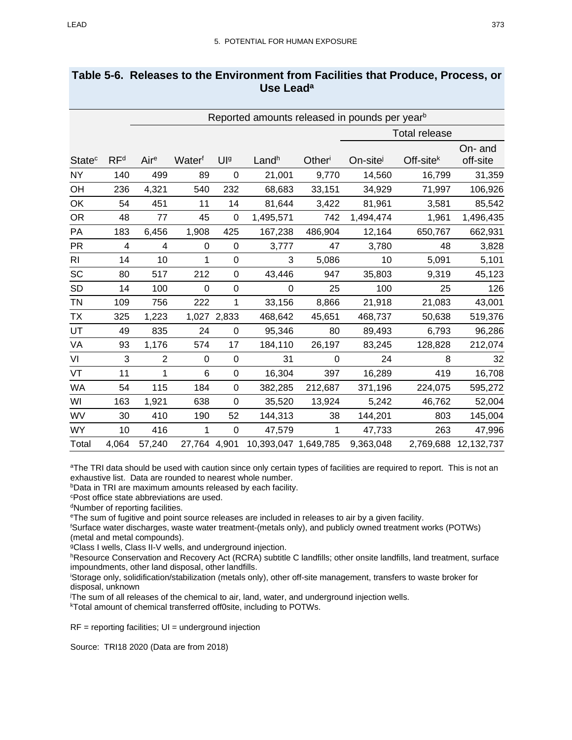## Table 5-6. Releases to the Environment from Facilities that Produce, Process, or Use Lead[a]

| | | Reported amounts released in pounds per year[b] | | | | | | | |
|---|---|---|---|---|---|---|---|---|---|
| | | | | | | | Total release | | |
| State[c] | RF[d] | Air[e] | Water[f] | UI[g] | Land[h] | Other[i] | On-site[j] | Off-site[k] | On- and off-site |
| NY | 140 | 499 | 89 | 0 | 21,001 | 9,770 | 14,560 | 16,799 | 31,359 |
| OH | 236 | 4,321 | 540 | 232 | 68,683 | 33,151 | 34,929 | 71,997 | 106,926 |
| OK | 54 | 451 | 11 | 14 | 81,644 | 3,422 | 81,961 | 3,581 | 85,542 |
| OR | 48 | 77 | 45 | 0 | 1,495,571 | 742 | 1,494,474 | 1,961 | 1,496,435 |
| PA | 183 | 6,456 | 1,908 | 425 | 167,238 | 486,904 | 12,164 | 650,767 | 662,931 |
| PR | 4 | 4 | 0 | 0 | 3,777 | 47 | 3,780 | 48 | 3,828 |
| RI | 14 | 10 | 1 | 0 | 3 | 5,086 | 10 | 5,091 | 5,101 |
| SC | 80 | 517 | 212 | 0 | 43,446 | 947 | 35,803 | 9,319 | 45,123 |
| SD | 14 | 100 | 0 | 0 | 0 | 25 | 100 | 25 | 126 |
| TN | 109 | 756 | 222 | 1 | 33,156 | 8,866 | 21,918 | 21,083 | 43,001 |
| TX | 325 | 1,223 | 1,027 | 2,833 | 468,642 | 45,651 | 468,737 | 50,638 | 519,376 |
| UT | 49 | 835 | 24 | 0 | 95,346 | 80 | 89,493 | 6,793 | 96,286 |
| VA | 93 | 1,176 | 574 | 17 | 184,110 | 26,197 | 83,245 | 128,828 | 212,074 |
| VI | 3 | 2 | 0 | 0 | 31 | 0 | 24 | 8 | 32 |
| VT | 11 | 1 | 6 | 0 | 16,304 | 397 | 16,289 | 419 | 16,708 |
| WA | 54 | 115 | 184 | 0 | 382,285 | 212,687 | 371,196 | 224,075 | 595,272 |
| WI | 163 | 1,921 | 638 | 0 | 35,520 | 13,924 | 5,242 | 46,762 | 52,004 |
| WV | 30 | 410 | 190 | 52 | 144,313 | 38 | 144,201 | 803 | 145,004 |
| WY | 10 | 416 | 1 | 0 | 47,579 | 1 | 47,733 | 263 | 47,996 |
| Total | 4,064 | 57,240 | 27,764 | 4,901 | 10,393,047 | 1,649,785 | 9,363,048 | 2,769,688 | 12,132,737 |

[a]The TRI data should be used with caution since only certain types of facilities are required to report. This is not an exhaustive list. Data are rounded to nearest whole number.
[b]Data in TRI are maximum amounts released by each facility.
[c]Post office state abbreviations are used.
[d]Number of reporting facilities.
[e]The sum of fugitive and point source releases are included in releases to air by a given facility.
[f]Surface water discharges, waste water treatment-(metals only), and publicly owned treatment works (POTWs) (metal and metal compounds).
[g]Class I wells, Class II-V wells, and underground injection.
[h]Resource Conservation and Recovery Act (RCRA) subtitle C landfills; other onsite landfills, land treatment, surface impoundments, other land disposal, other landfills.
[i]Storage only, solidification/stabilization (metals only), other off-site management, transfers to waste broker for disposal, unknown
[j]The sum of all releases of the chemical to air, land, water, and underground injection wells.
[k]Total amount of chemical transferred off0site, including to POTWs.

RF = reporting facilities; UI = underground injection

Source: TRI18 2020 (Data are from 2018)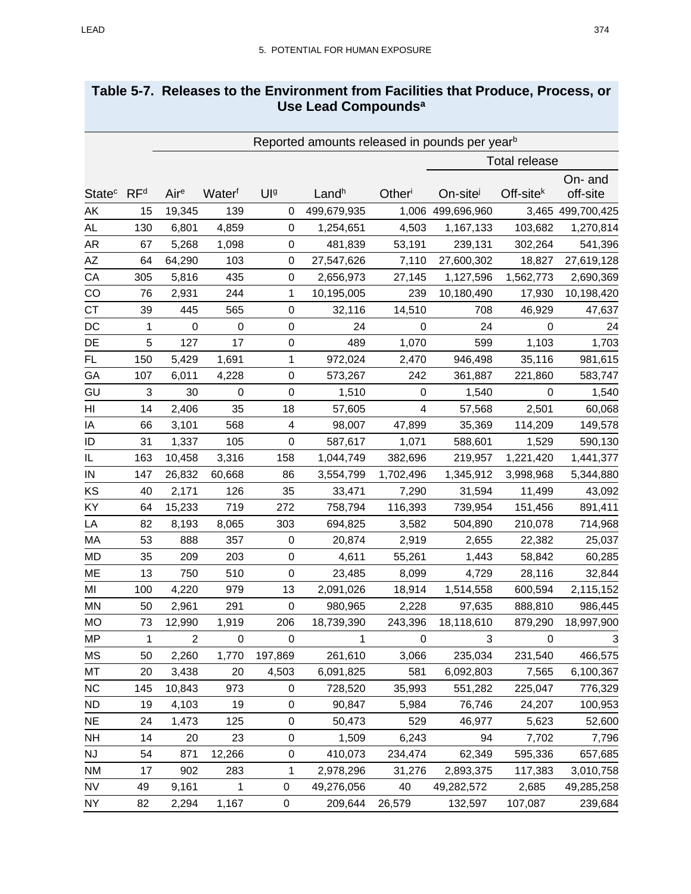## Table 5-7. Releases to the Environment from Facilities that Produce, Process, or Use Lead Compounds[a]

| | | Reported amounts released in pounds per year[b] | | | | | | | |
|---|---|---|---|---|---|---|---|---|---|
| | | | | | | | Total release | | |
| State[c] | RF[d] | Air[e] | Water[f] | UI[g] | Land[h] | Other[i] | On-site[j] | Off-site[k] | On- and off-site |
| AK | 15 | 19,345 | 139 | 0 | 499,679,935 | 1,006 | 499,696,960 | 3,465 | 499,700,425 |
| AL | 130 | 6,801 | 4,859 | 0 | 1,254,651 | 4,503 | 1,167,133 | 103,682 | 1,270,814 |
| AR | 67 | 5,268 | 1,098 | 0 | 481,839 | 53,191 | 239,131 | 302,264 | 541,396 |
| AZ | 64 | 64,290 | 103 | 0 | 27,547,626 | 7,110 | 27,600,302 | 18,827 | 27,619,128 |
| CA | 305 | 5,816 | 435 | 0 | 2,656,973 | 27,145 | 1,127,596 | 1,562,773 | 2,690,369 |
| CO | 76 | 2,931 | 244 | 1 | 10,195,005 | 239 | 10,180,490 | 17,930 | 10,198,420 |
| CT | 39 | 445 | 565 | 0 | 32,116 | 14,510 | 708 | 46,929 | 47,637 |
| DC | 1 | 0 | 0 | 0 | 24 | 0 | 24 | 0 | 24 |
| DE | 5 | 127 | 17 | 0 | 489 | 1,070 | 599 | 1,103 | 1,703 |
| FL | 150 | 5,429 | 1,691 | 1 | 972,024 | 2,470 | 946,498 | 35,116 | 981,615 |
| GA | 107 | 6,011 | 4,228 | 0 | 573,267 | 242 | 361,887 | 221,860 | 583,747 |
| GU | 3 | 30 | 0 | 0 | 1,510 | 0 | 1,540 | 0 | 1,540 |
| HI | 14 | 2,406 | 35 | 18 | 57,605 | 4 | 57,568 | 2,501 | 60,068 |
| IA | 66 | 3,101 | 568 | 4 | 98,007 | 47,899 | 35,369 | 114,209 | 149,578 |
| ID | 31 | 1,337 | 105 | 0 | 587,617 | 1,071 | 588,601 | 1,529 | 590,130 |
| IL | 163 | 10,458 | 3,316 | 158 | 1,044,749 | 382,696 | 219,957 | 1,221,420 | 1,441,377 |
| IN | 147 | 26,832 | 60,668 | 86 | 3,554,799 | 1,702,496 | 1,345,912 | 3,998,968 | 5,344,880 |
| KS | 40 | 2,171 | 126 | 35 | 33,471 | 7,290 | 31,594 | 11,499 | 43,092 |
| KY | 64 | 15,233 | 719 | 272 | 758,794 | 116,393 | 739,954 | 151,456 | 891,411 |
| LA | 82 | 8,193 | 8,065 | 303 | 694,825 | 3,582 | 504,890 | 210,078 | 714,968 |
| MA | 53 | 888 | 357 | 0 | 20,874 | 2,919 | 2,655 | 22,382 | 25,037 |
| MD | 35 | 209 | 203 | 0 | 4,611 | 55,261 | 1,443 | 58,842 | 60,285 |
| ME | 13 | 750 | 510 | 0 | 23,485 | 8,099 | 4,729 | 28,116 | 32,844 |
| MI | 100 | 4,220 | 979 | 13 | 2,091,026 | 18,914 | 1,514,558 | 600,594 | 2,115,152 |
| MN | 50 | 2,961 | 291 | 0 | 980,965 | 2,228 | 97,635 | 888,810 | 986,445 |
| MO | 73 | 12,990 | 1,919 | 206 | 18,739,390 | 243,396 | 18,118,610 | 879,290 | 18,997,900 |
| MP | 1 | 2 | 0 | 0 | 1 | 0 | 3 | 0 | 3 |
| MS | 50 | 2,260 | 1,770 | 197,869 | 261,610 | 3,066 | 235,034 | 231,540 | 466,575 |
| MT | 20 | 3,438 | 20 | 4,503 | 6,091,825 | 581 | 6,092,803 | 7,565 | 6,100,367 |
| NC | 145 | 10,843 | 973 | 0 | 728,520 | 35,993 | 551,282 | 225,047 | 776,329 |
| ND | 19 | 4,103 | 19 | 0 | 90,847 | 5,984 | 76,746 | 24,207 | 100,953 |
| NE | 24 | 1,473 | 125 | 0 | 50,473 | 529 | 46,977 | 5,623 | 52,600 |
| NH | 14 | 20 | 23 | 0 | 1,509 | 6,243 | 94 | 7,702 | 7,796 |
| NJ | 54 | 871 | 12,266 | 0 | 410,073 | 234,474 | 62,349 | 595,336 | 657,685 |
| NM | 17 | 902 | 283 | 1 | 2,978,296 | 31,276 | 2,893,375 | 117,383 | 3,010,758 |
| NV | 49 | 9,161 | 1 | 0 | 49,276,056 | 40 | 49,282,572 | 2,685 | 49,285,258 |
| NY | 82 | 2,294 | 1,167 | 0 | 209,644 | 26,579 | 132,597 | 107,087 | 239,684 |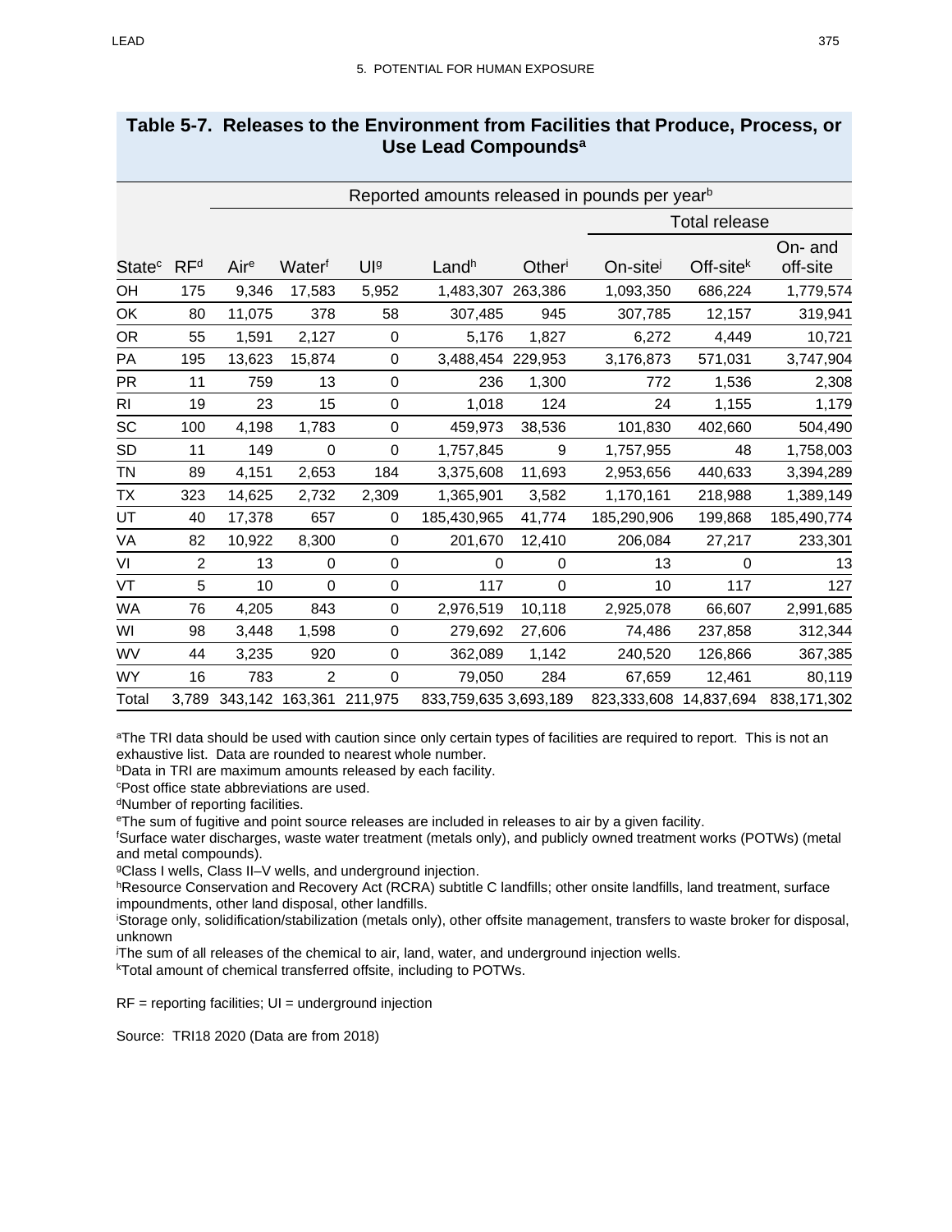## Table 5-7. Releases to the Environment from Facilities that Produce, Process, or Use Lead Compounds[a]

| | | Reported amounts released in pounds per year[b] | | | | | | | |
|---|---|---|---|---|---|---|---|---|---|
| | | | | | | | Total release | | |
| State[c] | RF[d] | Air[e] | Water[f] | UI[g] | Land[h] | Other[i] | On-site[j] | Off-site[k] | On- and off-site |
| OH | 175 | 9,346 | 17,583 | 5,952 | 1,483,307 | 263,386 | 1,093,350 | 686,224 | 1,779,574 |
| OK | 80 | 11,075 | 378 | 58 | 307,485 | 945 | 307,785 | 12,157 | 319,941 |
| OR | 55 | 1,591 | 2,127 | 0 | 5,176 | 1,827 | 6,272 | 4,449 | 10,721 |
| PA | 195 | 13,623 | 15,874 | 0 | 3,488,454 | 229,953 | 3,176,873 | 571,031 | 3,747,904 |
| PR | 11 | 759 | 13 | 0 | 236 | 1,300 | 772 | 1,536 | 2,308 |
| RI | 19 | 23 | 15 | 0 | 1,018 | 124 | 24 | 1,155 | 1,179 |
| SC | 100 | 4,198 | 1,783 | 0 | 459,973 | 38,536 | 101,830 | 402,660 | 504,490 |
| SD | 11 | 149 | 0 | 0 | 1,757,845 | 9 | 1,757,955 | 48 | 1,758,003 |
| TN | 89 | 4,151 | 2,653 | 184 | 3,375,608 | 11,693 | 2,953,656 | 440,633 | 3,394,289 |
| TX | 323 | 14,625 | 2,732 | 2,309 | 1,365,901 | 3,582 | 1,170,161 | 218,988 | 1,389,149 |
| UT | 40 | 17,378 | 657 | 0 | 185,430,965 | 41,774 | 185,290,906 | 199,868 | 185,490,774 |
| VA | 82 | 10,922 | 8,300 | 0 | 201,670 | 12,410 | 206,084 | 27,217 | 233,301 |
| VI | 2 | 13 | 0 | 0 | 0 | 0 | 13 | 0 | 13 |
| VT | 5 | 10 | 0 | 0 | 117 | 0 | 10 | 117 | 127 |
| WA | 76 | 4,205 | 843 | 0 | 2,976,519 | 10,118 | 2,925,078 | 66,607 | 2,991,685 |
| WI | 98 | 3,448 | 1,598 | 0 | 279,692 | 27,606 | 74,486 | 237,858 | 312,344 |
| WV | 44 | 3,235 | 920 | 0 | 362,089 | 1,142 | 240,520 | 126,866 | 367,385 |
| WY | 16 | 783 | 2 | 0 | 79,050 | 284 | 67,659 | 12,461 | 80,119 |
| Total | 3,789 | 343,142 | 163,361 | 211,975 | 833,759,635 | 3,693,189 | 823,333,608 | 14,837,694 | 838,171,302 |

[a]The TRI data should be used with caution since only certain types of facilities are required to report. This is not an exhaustive list. Data are rounded to nearest whole number.
[b]Data in TRI are maximum amounts released by each facility.
[c]Post office state abbreviations are used.
[d]Number of reporting facilities.
[e]The sum of fugitive and point source releases are included in releases to air by a given facility.
[f]Surface water discharges, waste water treatment (metals only), and publicly owned treatment works (POTWs) (metal and metal compounds).
[g]Class I wells, Class II–V wells, and underground injection.
[h]Resource Conservation and Recovery Act (RCRA) subtitle C landfills; other onsite landfills, land treatment, surface impoundments, other land disposal, other landfills.
[i]Storage only, solidification/stabilization (metals only), other offsite management, transfers to waste broker for disposal, unknown
[j]The sum of all releases of the chemical to air, land, water, and underground injection wells.
[k]Total amount of chemical transferred offsite, including to POTWs.

RF = reporting facilities; UI = underground injection

Source: TRI18 2020 (Data are from 2018)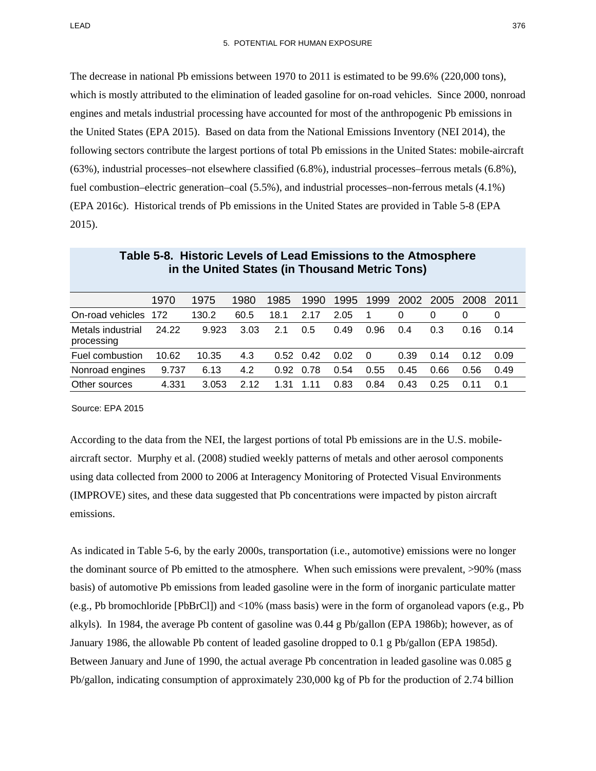The decrease in national Pb emissions between 1970 to 2011 is estimated to be 99.6% (220,000 tons), which is mostly attributed to the elimination of leaded gasoline for on-road vehicles. Since 2000, nonroad engines and metals industrial processing have accounted for most of the anthropogenic Pb emissions in the United States (EPA 2015). Based on data from the National Emissions Inventory (NEI 2014), the following sectors contribute the largest portions of total Pb emissions in the United States: mobile-aircraft (63%), industrial processes–not elsewhere classified (6.8%), industrial processes–ferrous metals (6.8%), fuel combustion–electric generation–coal (5.5%), and industrial processes–non-ferrous metals (4.1%) (EPA 2016c). Historical trends of Pb emissions in the United States are provided in Table 5-8 (EPA 2015).

**Table 5-8. Historic Levels of Lead Emissions to the Atmosphere in the United States (in Thousand Metric Tons)**

| | 1970 | 1975 | 1980 | 1985 | 1990 | 1995 | 1999 | 2002 | 2005 | 2008 | 2011 |
|---|---|---|---|---|---|---|---|---|---|---|---|
| On-road vehicles | 172 | 130.2 | 60.5 | 18.1 | 2.17 | 2.05 | 1 | 0 | 0 | 0 | 0 |
| Metals industrial processing | 24.22 | 9.923 | 3.03 | 2.1 | 0.5 | 0.49 | 0.96 | 0.4 | 0.3 | 0.16 | 0.14 |
| Fuel combustion | 10.62 | 10.35 | 4.3 | 0.52 | 0.42 | 0.02 | 0 | 0.39 | 0.14 | 0.12 | 0.09 |
| Nonroad engines | 9.737 | 6.13 | 4.2 | 0.92 | 0.78 | 0.54 | 0.55 | 0.45 | 0.66 | 0.56 | 0.49 |
| Other sources | 4.331 | 3.053 | 2.12 | 1.31 | 1.11 | 0.83 | 0.84 | 0.43 | 0.25 | 0.11 | 0.1 |

Source: EPA 2015

According to the data from the NEI, the largest portions of total Pb emissions are in the U.S. mobile-aircraft sector. Murphy et al. (2008) studied weekly patterns of metals and other aerosol components using data collected from 2000 to 2006 at Interagency Monitoring of Protected Visual Environments (IMPROVE) sites, and these data suggested that Pb concentrations were impacted by piston aircraft emissions.

As indicated in Table 5-6, by the early 2000s, transportation (i.e., automotive) emissions were no longer the dominant source of Pb emitted to the atmosphere. When such emissions were prevalent, >90% (mass basis) of automotive Pb emissions from leaded gasoline were in the form of inorganic particulate matter (e.g., Pb bromochloride [PbBrCl]) and <10% (mass basis) were in the form of organolead vapors (e.g., Pb alkyls). In 1984, the average Pb content of gasoline was 0.44 g Pb/gallon (EPA 1986b); however, as of January 1986, the allowable Pb content of leaded gasoline dropped to 0.1 g Pb/gallon (EPA 1985d). Between January and June of 1990, the actual average Pb concentration in leaded gasoline was 0.085 g Pb/gallon, indicating consumption of approximately 230,000 kg of Pb for the production of 2.74 billion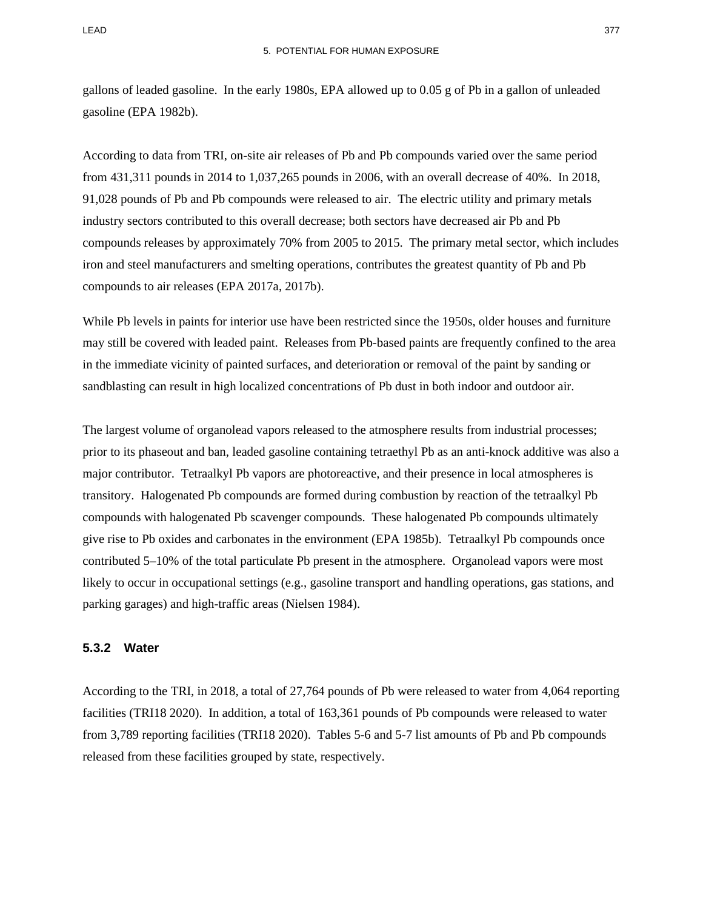gallons of leaded gasoline. In the early 1980s, EPA allowed up to 0.05 g of Pb in a gallon of unleaded gasoline (EPA 1982b).

According to data from TRI, on-site air releases of Pb and Pb compounds varied over the same period from 431,311 pounds in 2014 to 1,037,265 pounds in 2006, with an overall decrease of 40%. In 2018, 91,028 pounds of Pb and Pb compounds were released to air. The electric utility and primary metals industry sectors contributed to this overall decrease; both sectors have decreased air Pb and Pb compounds releases by approximately 70% from 2005 to 2015. The primary metal sector, which includes iron and steel manufacturers and smelting operations, contributes the greatest quantity of Pb and Pb compounds to air releases (EPA 2017a, 2017b).

While Pb levels in paints for interior use have been restricted since the 1950s, older houses and furniture may still be covered with leaded paint. Releases from Pb-based paints are frequently confined to the area in the immediate vicinity of painted surfaces, and deterioration or removal of the paint by sanding or sandblasting can result in high localized concentrations of Pb dust in both indoor and outdoor air.

The largest volume of organolead vapors released to the atmosphere results from industrial processes; prior to its phaseout and ban, leaded gasoline containing tetraethyl Pb as an anti-knock additive was also a major contributor. Tetraalkyl Pb vapors are photoreactive, and their presence in local atmospheres is transitory. Halogenated Pb compounds are formed during combustion by reaction of the tetraalkyl Pb compounds with halogenated Pb scavenger compounds. These halogenated Pb compounds ultimately give rise to Pb oxides and carbonates in the environment (EPA 1985b). Tetraalkyl Pb compounds once contributed 5–10% of the total particulate Pb present in the atmosphere. Organolead vapors were most likely to occur in occupational settings (e.g., gasoline transport and handling operations, gas stations, and parking garages) and high-traffic areas (Nielsen 1984).

### 5.3.2 Water

According to the TRI, in 2018, a total of 27,764 pounds of Pb were released to water from 4,064 reporting facilities (TRI18 2020). In addition, a total of 163,361 pounds of Pb compounds were released to water from 3,789 reporting facilities (TRI18 2020). Tables 5-6 and 5-7 list amounts of Pb and Pb compounds released from these facilities grouped by state, respectively.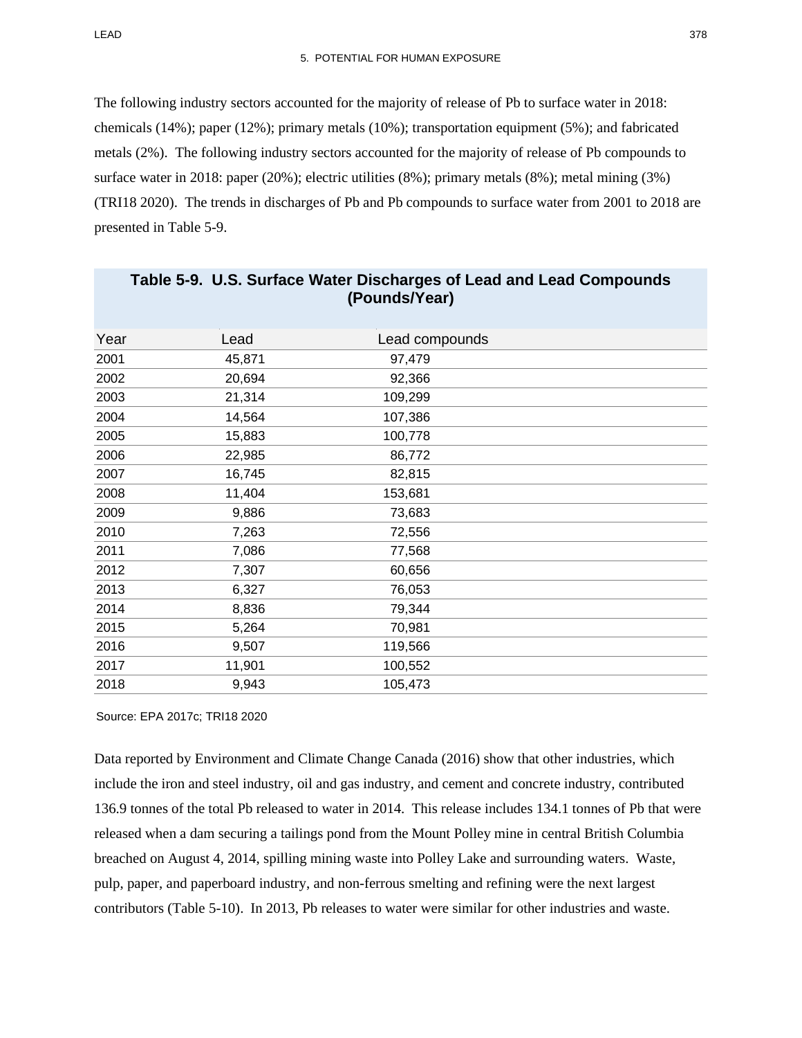The following industry sectors accounted for the majority of release of Pb to surface water in 2018: chemicals (14%); paper (12%); primary metals (10%); transportation equipment (5%); and fabricated metals (2%). The following industry sectors accounted for the majority of release of Pb compounds to surface water in 2018: paper (20%); electric utilities (8%); primary metals (8%); metal mining (3%) (TRI18 2020). The trends in discharges of Pb and Pb compounds to surface water from 2001 to 2018 are presented in Table 5-9.

**Table 5-9. U.S. Surface Water Discharges of Lead and Lead Compounds (Pounds/Year)**

| Year | Lead | Lead compounds |
|---|---|---|
| 2001 | 45,871 | 97,479 |
| 2002 | 20,694 | 92,366 |
| 2003 | 21,314 | 109,299 |
| 2004 | 14,564 | 107,386 |
| 2005 | 15,883 | 100,778 |
| 2006 | 22,985 | 86,772 |
| 2007 | 16,745 | 82,815 |
| 2008 | 11,404 | 153,681 |
| 2009 | 9,886 | 73,683 |
| 2010 | 7,263 | 72,556 |
| 2011 | 7,086 | 77,568 |
| 2012 | 7,307 | 60,656 |
| 2013 | 6,327 | 76,053 |
| 2014 | 8,836 | 79,344 |
| 2015 | 5,264 | 70,981 |
| 2016 | 9,507 | 119,566 |
| 2017 | 11,901 | 100,552 |
| 2018 | 9,943 | 105,473 |

Source: EPA 2017c; TRI18 2020

Data reported by Environment and Climate Change Canada (2016) show that other industries, which include the iron and steel industry, oil and gas industry, and cement and concrete industry, contributed 136.9 tonnes of the total Pb released to water in 2014. This release includes 134.1 tonnes of Pb that were released when a dam securing a tailings pond from the Mount Polley mine in central British Columbia breached on August 4, 2014, spilling mining waste into Polley Lake and surrounding waters. Waste, pulp, paper, and paperboard industry, and non-ferrous smelting and refining were the next largest contributors (Table 5-10). In 2013, Pb releases to water were similar for other industries and waste.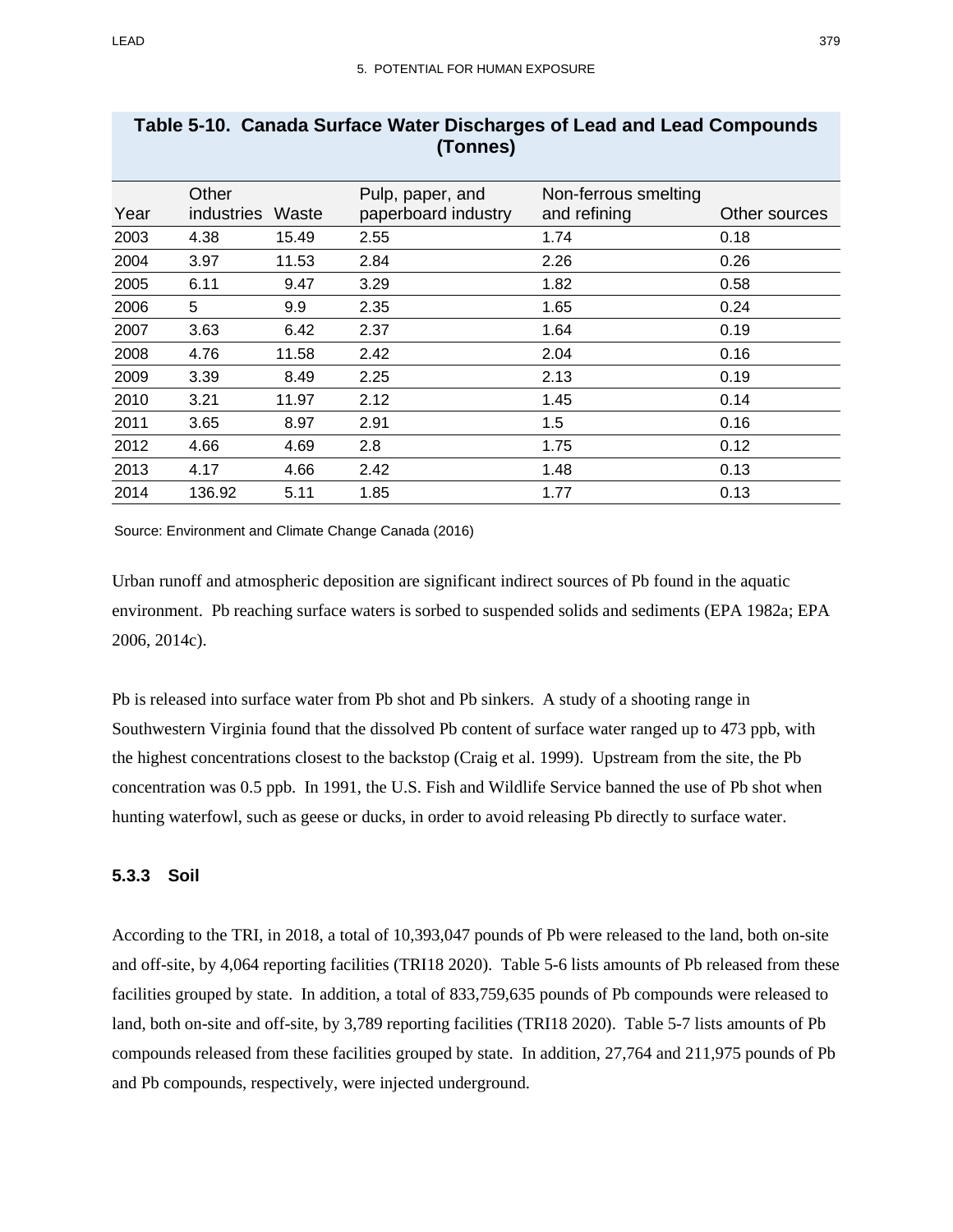**Table 5-10. Canada Surface Water Discharges of Lead and Lead Compounds (Tonnes)**

| Year | Other industries | Waste | Pulp, paper, and paperboard industry | Non-ferrous smelting and refining | Other sources |
|---|---|---|---|---|---|
| 2003 | 4.38 | 15.49 | 2.55 | 1.74 | 0.18 |
| 2004 | 3.97 | 11.53 | 2.84 | 2.26 | 0.26 |
| 2005 | 6.11 | 9.47 | 3.29 | 1.82 | 0.58 |
| 2006 | 5 | 9.9 | 2.35 | 1.65 | 0.24 |
| 2007 | 3.63 | 6.42 | 2.37 | 1.64 | 0.19 |
| 2008 | 4.76 | 11.58 | 2.42 | 2.04 | 0.16 |
| 2009 | 3.39 | 8.49 | 2.25 | 2.13 | 0.19 |
| 2010 | 3.21 | 11.97 | 2.12 | 1.45 | 0.14 |
| 2011 | 3.65 | 8.97 | 2.91 | 1.5 | 0.16 |
| 2012 | 4.66 | 4.69 | 2.8 | 1.75 | 0.12 |
| 2013 | 4.17 | 4.66 | 2.42 | 1.48 | 0.13 |
| 2014 | 136.92 | 5.11 | 1.85 | 1.77 | 0.13 |

Source: Environment and Climate Change Canada (2016)

Urban runoff and atmospheric deposition are significant indirect sources of Pb found in the aquatic environment. Pb reaching surface waters is sorbed to suspended solids and sediments (EPA 1982a; EPA 2006, 2014c).

Pb is released into surface water from Pb shot and Pb sinkers. A study of a shooting range in Southwestern Virginia found that the dissolved Pb content of surface water ranged up to 473 ppb, with the highest concentrations closest to the backstop (Craig et al. 1999). Upstream from the site, the Pb concentration was 0.5 ppb. In 1991, the U.S. Fish and Wildlife Service banned the use of Pb shot when hunting waterfowl, such as geese or ducks, in order to avoid releasing Pb directly to surface water.

### 5.3.3 Soil

According to the TRI, in 2018, a total of 10,393,047 pounds of Pb were released to the land, both on-site and off-site, by 4,064 reporting facilities (TRI18 2020). Table 5-6 lists amounts of Pb released from these facilities grouped by state. In addition, a total of 833,759,635 pounds of Pb compounds were released to land, both on-site and off-site, by 3,789 reporting facilities (TRI18 2020). Table 5-7 lists amounts of Pb compounds released from these facilities grouped by state. In addition, 27,764 and 211,975 pounds of Pb and Pb compounds, respectively, were injected underground.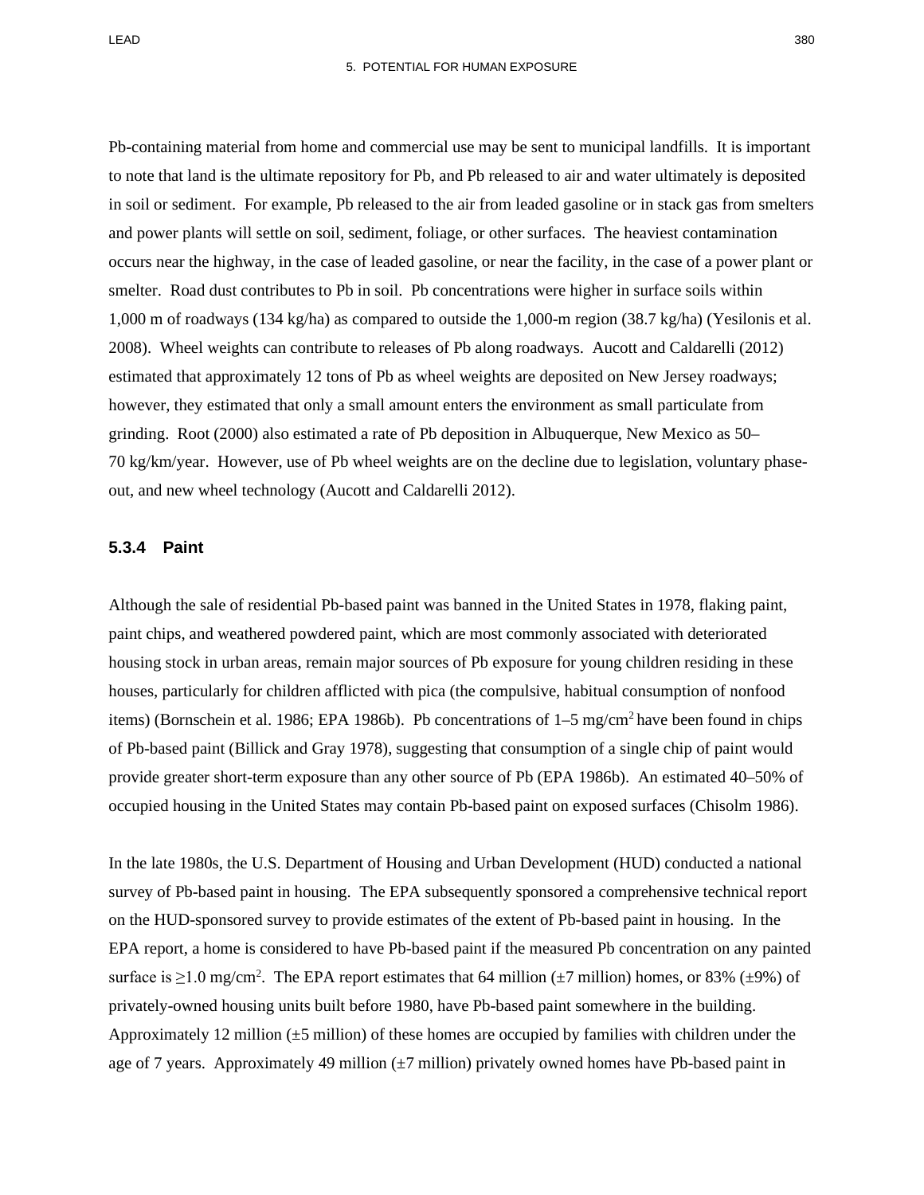Pb-containing material from home and commercial use may be sent to municipal landfills. It is important to note that land is the ultimate repository for Pb, and Pb released to air and water ultimately is deposited in soil or sediment. For example, Pb released to the air from leaded gasoline or in stack gas from smelters and power plants will settle on soil, sediment, foliage, or other surfaces. The heaviest contamination occurs near the highway, in the case of leaded gasoline, or near the facility, in the case of a power plant or smelter. Road dust contributes to Pb in soil. Pb concentrations were higher in surface soils within 1,000 m of roadways (134 kg/ha) as compared to outside the 1,000-m region (38.7 kg/ha) (Yesilonis et al. 2008). Wheel weights can contribute to releases of Pb along roadways. Aucott and Caldarelli (2012) estimated that approximately 12 tons of Pb as wheel weights are deposited on New Jersey roadways; however, they estimated that only a small amount enters the environment as small particulate from grinding. Root (2000) also estimated a rate of Pb deposition in Albuquerque, New Mexico as 50–70 kg/km/year. However, use of Pb wheel weights are on the decline due to legislation, voluntary phase-out, and new wheel technology (Aucott and Caldarelli 2012).

### 5.3.4 Paint

Although the sale of residential Pb-based paint was banned in the United States in 1978, flaking paint, paint chips, and weathered powdered paint, which are most commonly associated with deteriorated housing stock in urban areas, remain major sources of Pb exposure for young children residing in these houses, particularly for children afflicted with pica (the compulsive, habitual consumption of nonfood items) (Bornschein et al. 1986; EPA 1986b). Pb concentrations of 1–5 $mg/cm^2$ have been found in chips of Pb-based paint (Billick and Gray 1978), suggesting that consumption of a single chip of paint would provide greater short-term exposure than any other source of Pb (EPA 1986b). An estimated 40–50% of occupied housing in the United States may contain Pb-based paint on exposed surfaces (Chisolm 1986).

In the late 1980s, the U.S. Department of Housing and Urban Development (HUD) conducted a national survey of Pb-based paint in housing. The EPA subsequently sponsored a comprehensive technical report on the HUD-sponsored survey to provide estimates of the extent of Pb-based paint in housing. In the EPA report, a home is considered to have Pb-based paint if the measured Pb concentration on any painted surface is $\geq$1.0 $mg/cm^2$. The EPA report estimates that 64 million ($\pm$7 million) homes, or 83% ($\pm$9%) of privately-owned housing units built before 1980, have Pb-based paint somewhere in the building. Approximately 12 million ($\pm$5 million) of these homes are occupied by families with children under the age of 7 years. Approximately 49 million ($\pm$7 million) privately owned homes have Pb-based paint in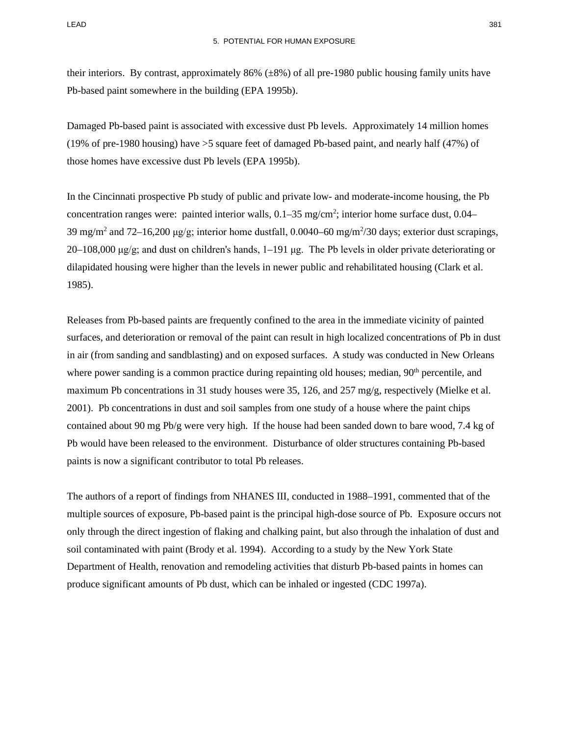their interiors. By contrast, approximately 86% (±8%) of all pre-1980 public housing family units have Pb-based paint somewhere in the building (EPA 1995b).

Damaged Pb-based paint is associated with excessive dust Pb levels. Approximately 14 million homes (19% of pre-1980 housing) have >5 square feet of damaged Pb-based paint, and nearly half (47%) of those homes have excessive dust Pb levels (EPA 1995b).

In the Cincinnati prospective Pb study of public and private low- and moderate-income housing, the Pb concentration ranges were: painted interior walls, 0.1–35 $mg/cm^2$; interior home surface dust, 0.04–39 $mg/m^2$ and 72–16,200 μg/g; interior home dustfall, 0.0040–60 $mg/m^2$/30 days; exterior dust scrapings, 20–108,000 μg/g; and dust on children's hands, 1–191 μg. The Pb levels in older private deteriorating or dilapidated housing were higher than the levels in newer public and rehabilitated housing (Clark et al. 1985).

Releases from Pb-based paints are frequently confined to the area in the immediate vicinity of painted surfaces, and deterioration or removal of the paint can result in high localized concentrations of Pb in dust in air (from sanding and sandblasting) and on exposed surfaces. A study was conducted in New Orleans where power sanding is a common practice during repainting old houses; median, $90^{th}$ percentile, and maximum Pb concentrations in 31 study houses were 35, 126, and 257 mg/g, respectively (Mielke et al. 2001). Pb concentrations in dust and soil samples from one study of a house where the paint chips contained about 90 mg Pb/g were very high. If the house had been sanded down to bare wood, 7.4 kg of Pb would have been released to the environment. Disturbance of older structures containing Pb-based paints is now a significant contributor to total Pb releases.

The authors of a report of findings from NHANES III, conducted in 1988–1991, commented that of the multiple sources of exposure, Pb-based paint is the principal high-dose source of Pb. Exposure occurs not only through the direct ingestion of flaking and chalking paint, but also through the inhalation of dust and soil contaminated with paint (Brody et al. 1994). According to a study by the New York State Department of Health, renovation and remodeling activities that disturb Pb-based paints in homes can produce significant amounts of Pb dust, which can be inhaled or ingested (CDC 1997a).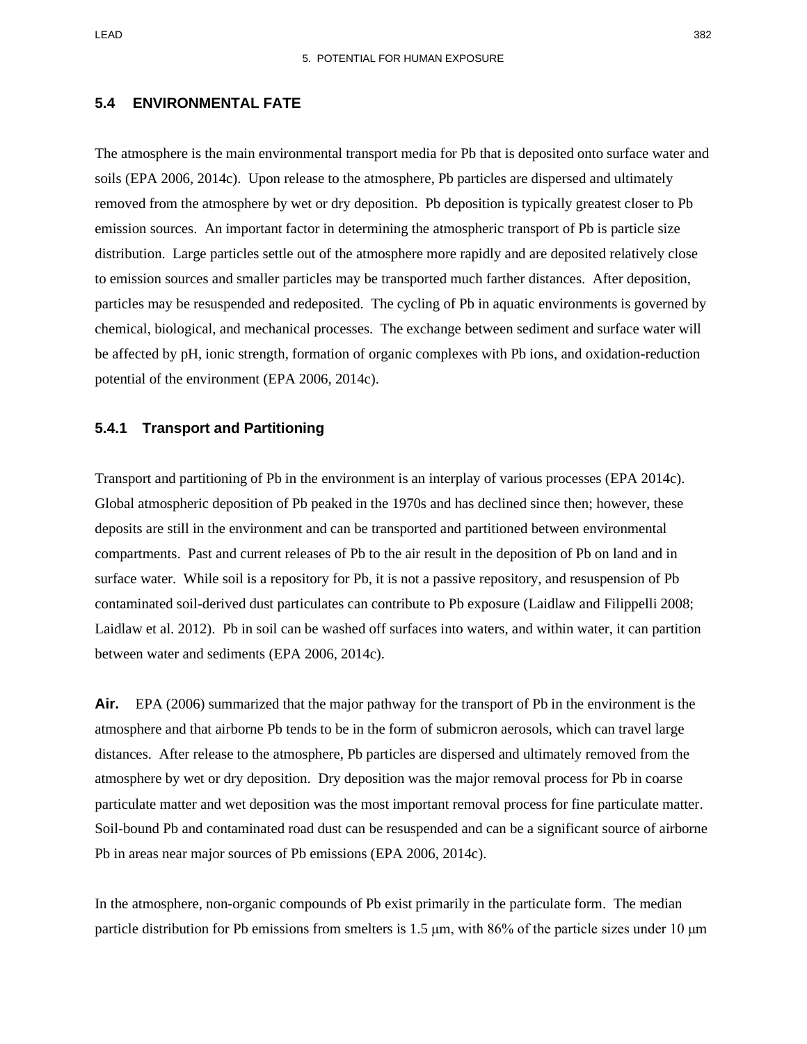## 5.4 ENVIRONMENTAL FATE

The atmosphere is the main environmental transport media for Pb that is deposited onto surface water and soils (EPA 2006, 2014c). Upon release to the atmosphere, Pb particles are dispersed and ultimately removed from the atmosphere by wet or dry deposition. Pb deposition is typically greatest closer to Pb emission sources. An important factor in determining the atmospheric transport of Pb is particle size distribution. Large particles settle out of the atmosphere more rapidly and are deposited relatively close to emission sources and smaller particles may be transported much farther distances. After deposition, particles may be resuspended and redeposited. The cycling of Pb in aquatic environments is governed by chemical, biological, and mechanical processes. The exchange between sediment and surface water will be affected by pH, ionic strength, formation of organic complexes with Pb ions, and oxidation-reduction potential of the environment (EPA 2006, 2014c).

### 5.4.1 Transport and Partitioning

Transport and partitioning of Pb in the environment is an interplay of various processes (EPA 2014c). Global atmospheric deposition of Pb peaked in the 1970s and has declined since then; however, these deposits are still in the environment and can be transported and partitioned between environmental compartments. Past and current releases of Pb to the air result in the deposition of Pb on land and in surface water. While soil is a repository for Pb, it is not a passive repository, and resuspension of Pb contaminated soil-derived dust particulates can contribute to Pb exposure (Laidlaw and Filippelli 2008; Laidlaw et al. 2012). Pb in soil can be washed off surfaces into waters, and within water, it can partition between water and sediments (EPA 2006, 2014c).

**Air.** EPA (2006) summarized that the major pathway for the transport of Pb in the environment is the atmosphere and that airborne Pb tends to be in the form of submicron aerosols, which can travel large distances. After release to the atmosphere, Pb particles are dispersed and ultimately removed from the atmosphere by wet or dry deposition. Dry deposition was the major removal process for Pb in coarse particulate matter and wet deposition was the most important removal process for fine particulate matter. Soil-bound Pb and contaminated road dust can be resuspended and can be a significant source of airborne Pb in areas near major sources of Pb emissions (EPA 2006, 2014c).

In the atmosphere, non-organic compounds of Pb exist primarily in the particulate form. The median particle distribution for Pb emissions from smelters is 1.5 μm, with 86% of the particle sizes under 10 μm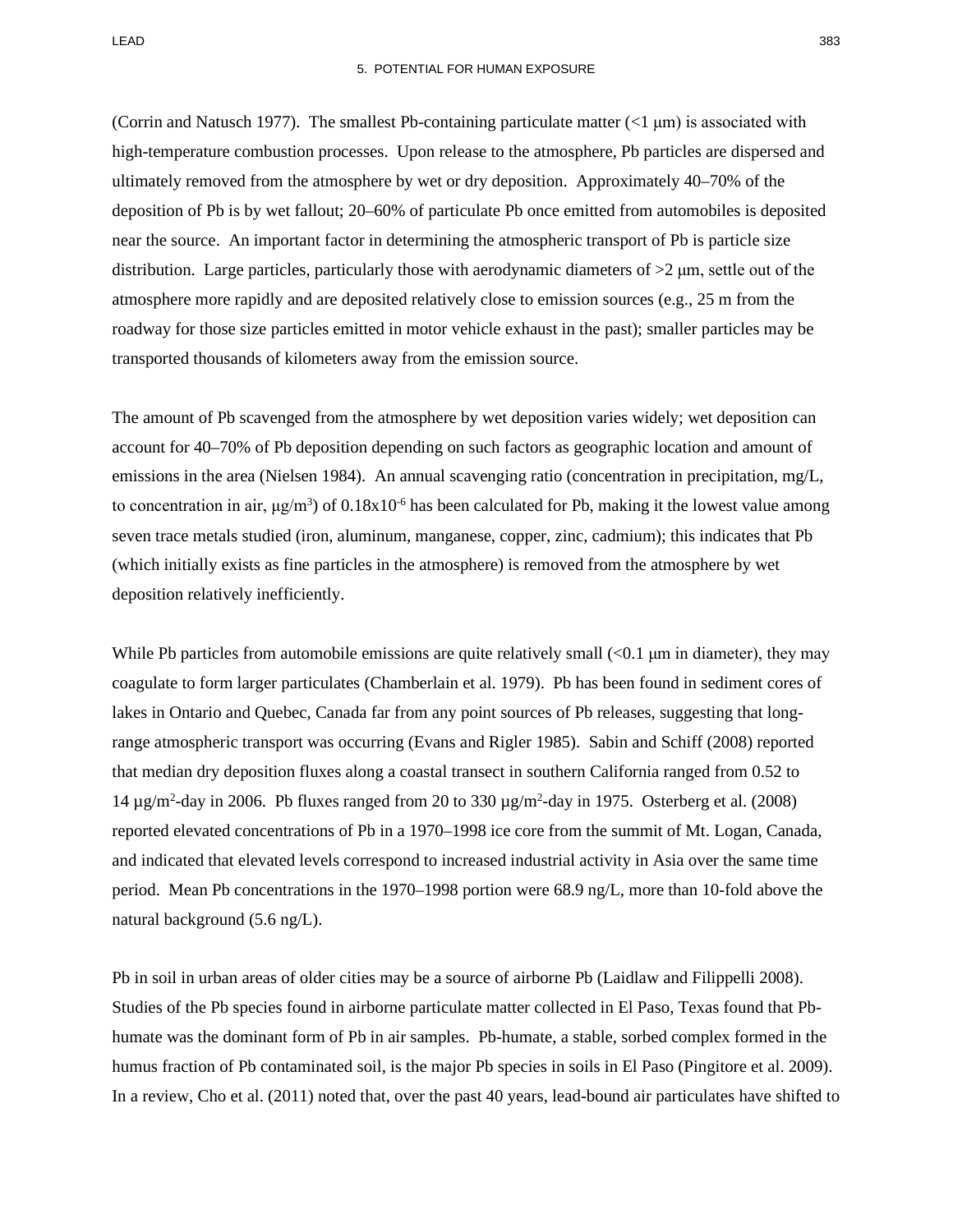(Corrin and Natusch 1977). The smallest Pb-containing particulate matter (<1 μm) is associated with high-temperature combustion processes. Upon release to the atmosphere, Pb particles are dispersed and ultimately removed from the atmosphere by wet or dry deposition. Approximately 40–70% of the deposition of Pb is by wet fallout; 20–60% of particulate Pb once emitted from automobiles is deposited near the source. An important factor in determining the atmospheric transport of Pb is particle size distribution. Large particles, particularly those with aerodynamic diameters of >2 μm, settle out of the atmosphere more rapidly and are deposited relatively close to emission sources (e.g., 25 m from the roadway for those size particles emitted in motor vehicle exhaust in the past); smaller particles may be transported thousands of kilometers away from the emission source.

The amount of Pb scavenged from the atmosphere by wet deposition varies widely; wet deposition can account for 40–70% of Pb deposition depending on such factors as geographic location and amount of emissions in the area (Nielsen 1984). An annual scavenging ratio (concentration in precipitation, mg/L, to concentration in air, $\mu g/m^3$) of $0.18 \times 10^{-6}$ has been calculated for Pb, making it the lowest value among seven trace metals studied (iron, aluminum, manganese, copper, zinc, cadmium); this indicates that Pb (which initially exists as fine particles in the atmosphere) is removed from the atmosphere by wet deposition relatively inefficiently.

While Pb particles from automobile emissions are quite relatively small (<0.1 μm in diameter), they may coagulate to form larger particulates (Chamberlain et al. 1979). Pb has been found in sediment cores of lakes in Ontario and Quebec, Canada far from any point sources of Pb releases, suggesting that long-range atmospheric transport was occurring (Evans and Rigler 1985). Sabin and Schiff (2008) reported that median dry deposition fluxes along a coastal transect in southern California ranged from 0.52 to 14 $\mu g/m^2$-day in 2006. Pb fluxes ranged from 20 to 330 $\mu g/m^2$-day in 1975. Osterberg et al. (2008) reported elevated concentrations of Pb in a 1970–1998 ice core from the summit of Mt. Logan, Canada, and indicated that elevated levels correspond to increased industrial activity in Asia over the same time period. Mean Pb concentrations in the 1970–1998 portion were 68.9 ng/L, more than 10-fold above the natural background (5.6 ng/L).

Pb in soil in urban areas of older cities may be a source of airborne Pb (Laidlaw and Filippelli 2008). Studies of the Pb species found in airborne particulate matter collected in El Paso, Texas found that Pb-humate was the dominant form of Pb in air samples. Pb-humate, a stable, sorbed complex formed in the humus fraction of Pb contaminated soil, is the major Pb species in soils in El Paso (Pingitore et al. 2009). In a review, Cho et al. (2011) noted that, over the past 40 years, lead-bound air particulates have shifted to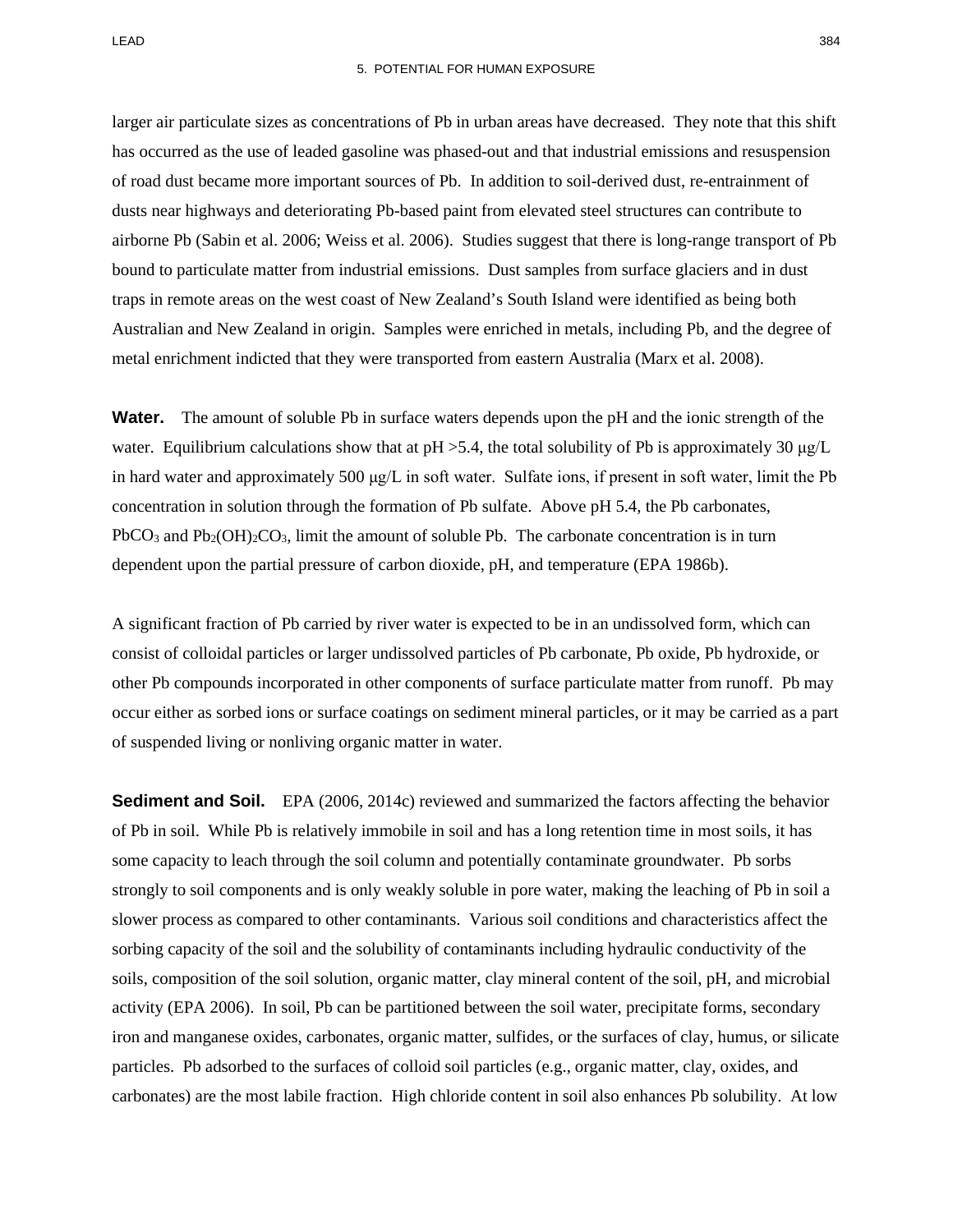larger air particulate sizes as concentrations of Pb in urban areas have decreased. They note that this shift has occurred as the use of leaded gasoline was phased-out and that industrial emissions and resuspension of road dust became more important sources of Pb. In addition to soil-derived dust, re-entrainment of dusts near highways and deteriorating Pb-based paint from elevated steel structures can contribute to airborne Pb (Sabin et al. 2006; Weiss et al. 2006). Studies suggest that there is long-range transport of Pb bound to particulate matter from industrial emissions. Dust samples from surface glaciers and in dust traps in remote areas on the west coast of New Zealand's South Island were identified as being both Australian and New Zealand in origin. Samples were enriched in metals, including Pb, and the degree of metal enrichment indicted that they were transported from eastern Australia (Marx et al. 2008).

**Water.** The amount of soluble Pb in surface waters depends upon the pH and the ionic strength of the water. Equilibrium calculations show that at pH >5.4, the total solubility of Pb is approximately 30 μg/L in hard water and approximately 500 μg/L in soft water. Sulfate ions, if present in soft water, limit the Pb concentration in solution through the formation of Pb sulfate. Above pH 5.4, the Pb carbonates, $PbCO_3$ and $Pb_2(OH)_2CO_3$, limit the amount of soluble Pb. The carbonate concentration is in turn dependent upon the partial pressure of carbon dioxide, pH, and temperature (EPA 1986b).

A significant fraction of Pb carried by river water is expected to be in an undissolved form, which can consist of colloidal particles or larger undissolved particles of Pb carbonate, Pb oxide, Pb hydroxide, or other Pb compounds incorporated in other components of surface particulate matter from runoff. Pb may occur either as sorbed ions or surface coatings on sediment mineral particles, or it may be carried as a part of suspended living or nonliving organic matter in water.

**Sediment and Soil.** EPA (2006, 2014c) reviewed and summarized the factors affecting the behavior of Pb in soil. While Pb is relatively immobile in soil and has a long retention time in most soils, it has some capacity to leach through the soil column and potentially contaminate groundwater. Pb sorbs strongly to soil components and is only weakly soluble in pore water, making the leaching of Pb in soil a slower process as compared to other contaminants. Various soil conditions and characteristics affect the sorbing capacity of the soil and the solubility of contaminants including hydraulic conductivity of the soils, composition of the soil solution, organic matter, clay mineral content of the soil, pH, and microbial activity (EPA 2006). In soil, Pb can be partitioned between the soil water, precipitate forms, secondary iron and manganese oxides, carbonates, organic matter, sulfides, or the surfaces of clay, humus, or silicate particles. Pb adsorbed to the surfaces of colloid soil particles (e.g., organic matter, clay, oxides, and carbonates) are the most labile fraction. High chloride content in soil also enhances Pb solubility. At low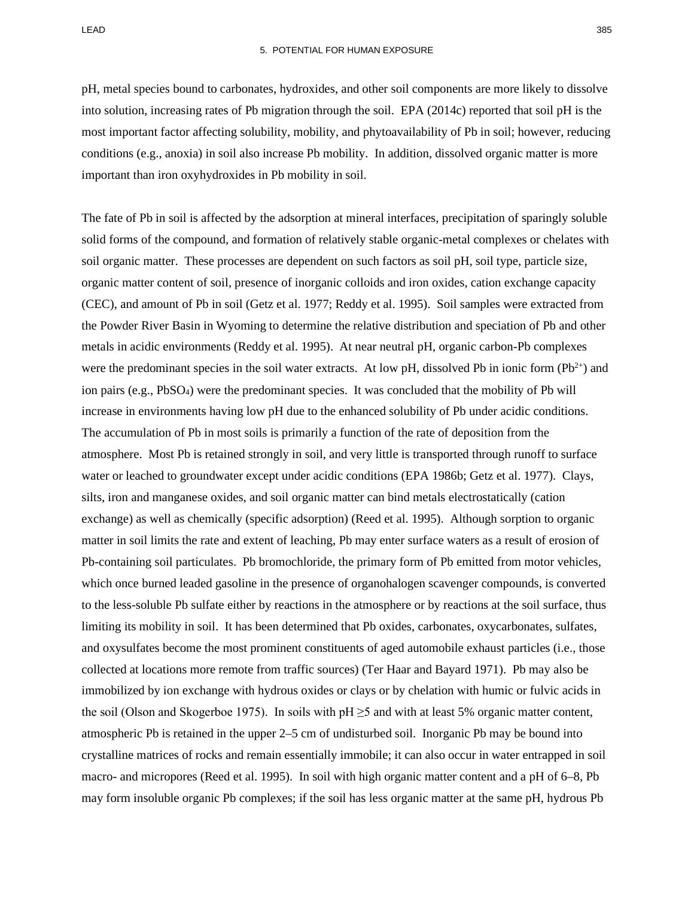pH, metal species bound to carbonates, hydroxides, and other soil components are more likely to dissolve into solution, increasing rates of Pb migration through the soil. EPA (2014c) reported that soil pH is the most important factor affecting solubility, mobility, and phytoavailability of Pb in soil; however, reducing conditions (e.g., anoxia) in soil also increase Pb mobility. In addition, dissolved organic matter is more important than iron oxyhydroxides in Pb mobility in soil.

The fate of Pb in soil is affected by the adsorption at mineral interfaces, precipitation of sparingly soluble solid forms of the compound, and formation of relatively stable organic-metal complexes or chelates with soil organic matter. These processes are dependent on such factors as soil pH, soil type, particle size, organic matter content of soil, presence of inorganic colloids and iron oxides, cation exchange capacity (CEC), and amount of Pb in soil (Getz et al. 1977; Reddy et al. 1995). Soil samples were extracted from the Powder River Basin in Wyoming to determine the relative distribution and speciation of Pb and other metals in acidic environments (Reddy et al. 1995). At near neutral pH, organic carbon-Pb complexes were the predominant species in the soil water extracts. At low pH, dissolved Pb in ionic form ($Pb^{2+}$) and ion pairs (e.g., $PbSO_4$) were the predominant species. It was concluded that the mobility of Pb will increase in environments having low pH due to the enhanced solubility of Pb under acidic conditions. The accumulation of Pb in most soils is primarily a function of the rate of deposition from the atmosphere. Most Pb is retained strongly in soil, and very little is transported through runoff to surface water or leached to groundwater except under acidic conditions (EPA 1986b; Getz et al. 1977). Clays, silts, iron and manganese oxides, and soil organic matter can bind metals electrostatically (cation exchange) as well as chemically (specific adsorption) (Reed et al. 1995). Although sorption to organic matter in soil limits the rate and extent of leaching, Pb may enter surface waters as a result of erosion of Pb-containing soil particulates. Pb bromochloride, the primary form of Pb emitted from motor vehicles, which once burned leaded gasoline in the presence of organohalogen scavenger compounds, is converted to the less-soluble Pb sulfate either by reactions in the atmosphere or by reactions at the soil surface, thus limiting its mobility in soil. It has been determined that Pb oxides, carbonates, oxycarbonates, sulfates, and oxysulfates become the most prominent constituents of aged automobile exhaust particles (i.e., those collected at locations more remote from traffic sources) (Ter Haar and Bayard 1971). Pb may also be immobilized by ion exchange with hydrous oxides or clays or by chelation with humic or fulvic acids in the soil (Olson and Skogerboe 1975). In soils with pH $\geq$5 and with at least 5% organic matter content, atmospheric Pb is retained in the upper 2–5 cm of undisturbed soil. Inorganic Pb may be bound into crystalline matrices of rocks and remain essentially immobile; it can also occur in water entrapped in soil macro- and micropores (Reed et al. 1995). In soil with high organic matter content and a pH of 6–8, Pb may form insoluble organic Pb complexes; if the soil has less organic matter at the same pH, hydrous Pb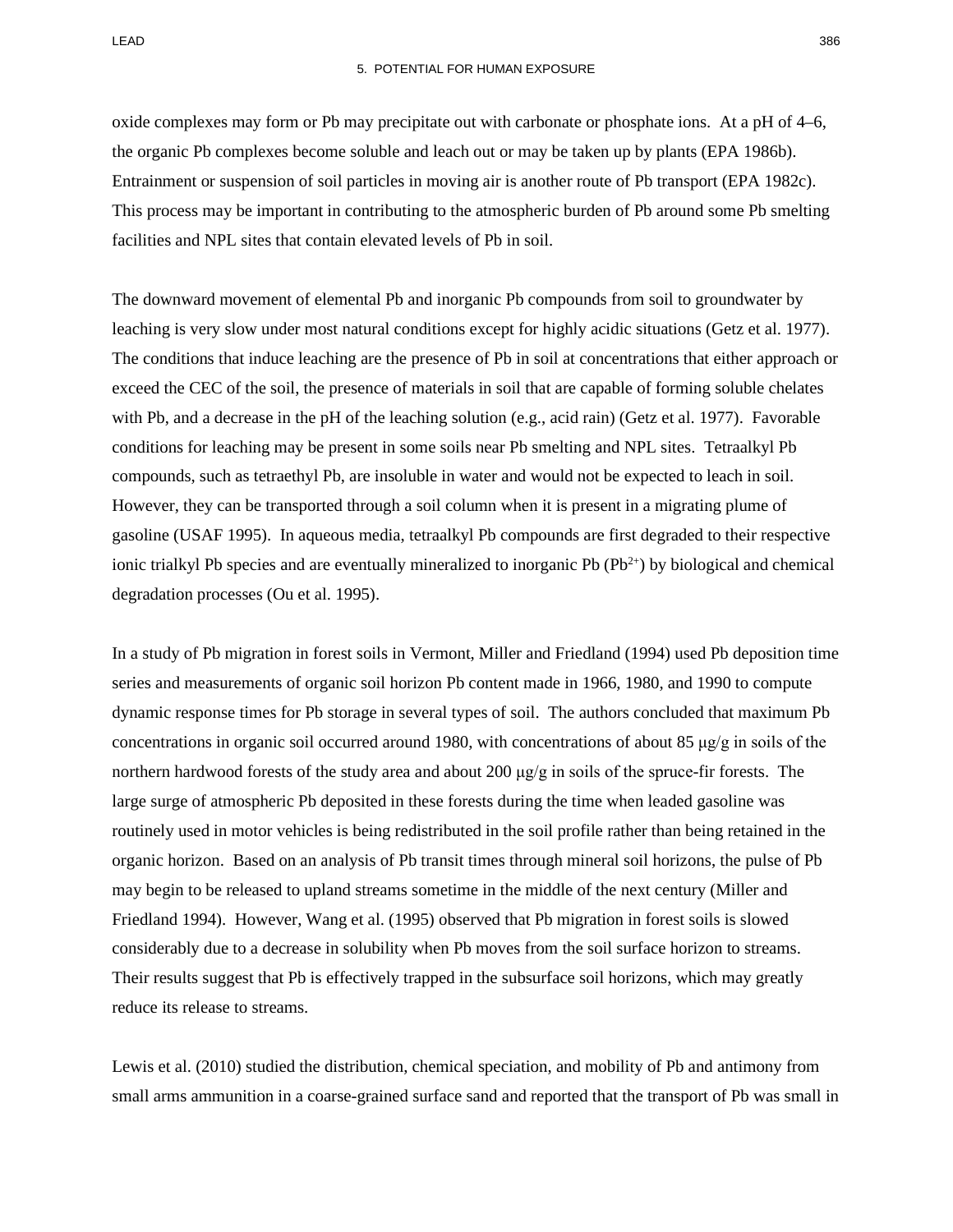oxide complexes may form or Pb may precipitate out with carbonate or phosphate ions. At a pH of 4–6, the organic Pb complexes become soluble and leach out or may be taken up by plants (EPA 1986b). Entrainment or suspension of soil particles in moving air is another route of Pb transport (EPA 1982c). This process may be important in contributing to the atmospheric burden of Pb around some Pb smelting facilities and NPL sites that contain elevated levels of Pb in soil.

The downward movement of elemental Pb and inorganic Pb compounds from soil to groundwater by leaching is very slow under most natural conditions except for highly acidic situations (Getz et al. 1977). The conditions that induce leaching are the presence of Pb in soil at concentrations that either approach or exceed the CEC of the soil, the presence of materials in soil that are capable of forming soluble chelates with Pb, and a decrease in the pH of the leaching solution (e.g., acid rain) (Getz et al. 1977). Favorable conditions for leaching may be present in some soils near Pb smelting and NPL sites. Tetraalkyl Pb compounds, such as tetraethyl Pb, are insoluble in water and would not be expected to leach in soil. However, they can be transported through a soil column when it is present in a migrating plume of gasoline (USAF 1995). In aqueous media, tetraalkyl Pb compounds are first degraded to their respective ionic trialkyl Pb species and are eventually mineralized to inorganic Pb ($Pb^{2+}$) by biological and chemical degradation processes (Ou et al. 1995).

In a study of Pb migration in forest soils in Vermont, Miller and Friedland (1994) used Pb deposition time series and measurements of organic soil horizon Pb content made in 1966, 1980, and 1990 to compute dynamic response times for Pb storage in several types of soil. The authors concluded that maximum Pb concentrations in organic soil occurred around 1980, with concentrations of about 85 μg/g in soils of the northern hardwood forests of the study area and about 200 μg/g in soils of the spruce-fir forests. The large surge of atmospheric Pb deposited in these forests during the time when leaded gasoline was routinely used in motor vehicles is being redistributed in the soil profile rather than being retained in the organic horizon. Based on an analysis of Pb transit times through mineral soil horizons, the pulse of Pb may begin to be released to upland streams sometime in the middle of the next century (Miller and Friedland 1994). However, Wang et al. (1995) observed that Pb migration in forest soils is slowed considerably due to a decrease in solubility when Pb moves from the soil surface horizon to streams. Their results suggest that Pb is effectively trapped in the subsurface soil horizons, which may greatly reduce its release to streams.

Lewis et al. (2010) studied the distribution, chemical speciation, and mobility of Pb and antimony from small arms ammunition in a coarse-grained surface sand and reported that the transport of Pb was small in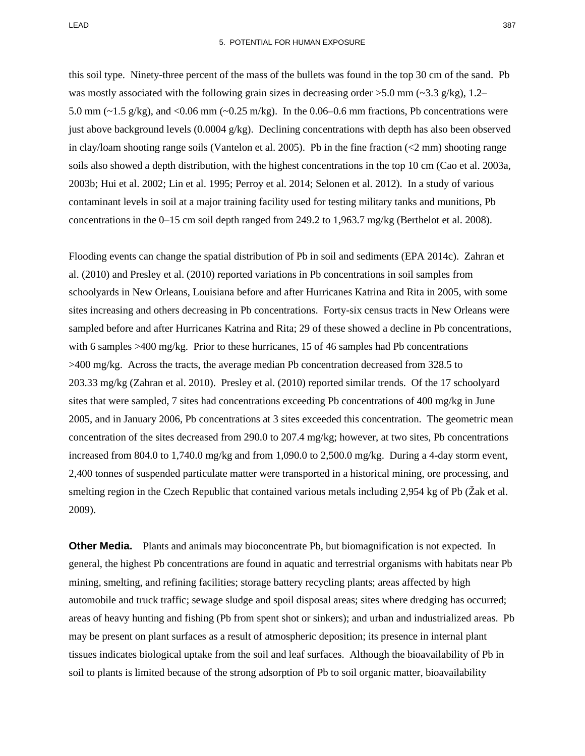this soil type. Ninety-three percent of the mass of the bullets was found in the top 30 cm of the sand. Pb was mostly associated with the following grain sizes in decreasing order >5.0 mm (~3.3 g/kg), 1.2–5.0 mm (~1.5 g/kg), and <0.06 mm (~0.25 m/kg). In the 0.06–0.6 mm fractions, Pb concentrations were just above background levels (0.0004 g/kg). Declining concentrations with depth has also been observed in clay/loam shooting range soils (Vantelon et al. 2005). Pb in the fine fraction (<2 mm) shooting range soils also showed a depth distribution, with the highest concentrations in the top 10 cm (Cao et al. 2003a, 2003b; Hui et al. 2002; Lin et al. 1995; Perroy et al. 2014; Selonen et al. 2012). In a study of various contaminant levels in soil at a major training facility used for testing military tanks and munitions, Pb concentrations in the 0–15 cm soil depth ranged from 249.2 to 1,963.7 mg/kg (Berthelot et al. 2008).

Flooding events can change the spatial distribution of Pb in soil and sediments (EPA 2014c). Zahran et al. (2010) and Presley et al. (2010) reported variations in Pb concentrations in soil samples from schoolyards in New Orleans, Louisiana before and after Hurricanes Katrina and Rita in 2005, with some sites increasing and others decreasing in Pb concentrations. Forty-six census tracts in New Orleans were sampled before and after Hurricanes Katrina and Rita; 29 of these showed a decline in Pb concentrations, with 6 samples >400 mg/kg. Prior to these hurricanes, 15 of 46 samples had Pb concentrations >400 mg/kg. Across the tracts, the average median Pb concentration decreased from 328.5 to 203.33 mg/kg (Zahran et al. 2010). Presley et al. (2010) reported similar trends. Of the 17 schoolyard sites that were sampled, 7 sites had concentrations exceeding Pb concentrations of 400 mg/kg in June 2005, and in January 2006, Pb concentrations at 3 sites exceeded this concentration. The geometric mean concentration of the sites decreased from 290.0 to 207.4 mg/kg; however, at two sites, Pb concentrations increased from 804.0 to 1,740.0 mg/kg and from 1,090.0 to 2,500.0 mg/kg. During a 4-day storm event, 2,400 tonnes of suspended particulate matter were transported in a historical mining, ore processing, and smelting region in the Czech Republic that contained various metals including 2,954 kg of Pb (Žak et al. 2009).

**Other Media.** Plants and animals may bioconcentrate Pb, but biomagnification is not expected. In general, the highest Pb concentrations are found in aquatic and terrestrial organisms with habitats near Pb mining, smelting, and refining facilities; storage battery recycling plants; areas affected by high automobile and truck traffic; sewage sludge and spoil disposal areas; sites where dredging has occurred; areas of heavy hunting and fishing (Pb from spent shot or sinkers); and urban and industrialized areas. Pb may be present on plant surfaces as a result of atmospheric deposition; its presence in internal plant tissues indicates biological uptake from the soil and leaf surfaces. Although the bioavailability of Pb in soil to plants is limited because of the strong adsorption of Pb to soil organic matter, bioavailability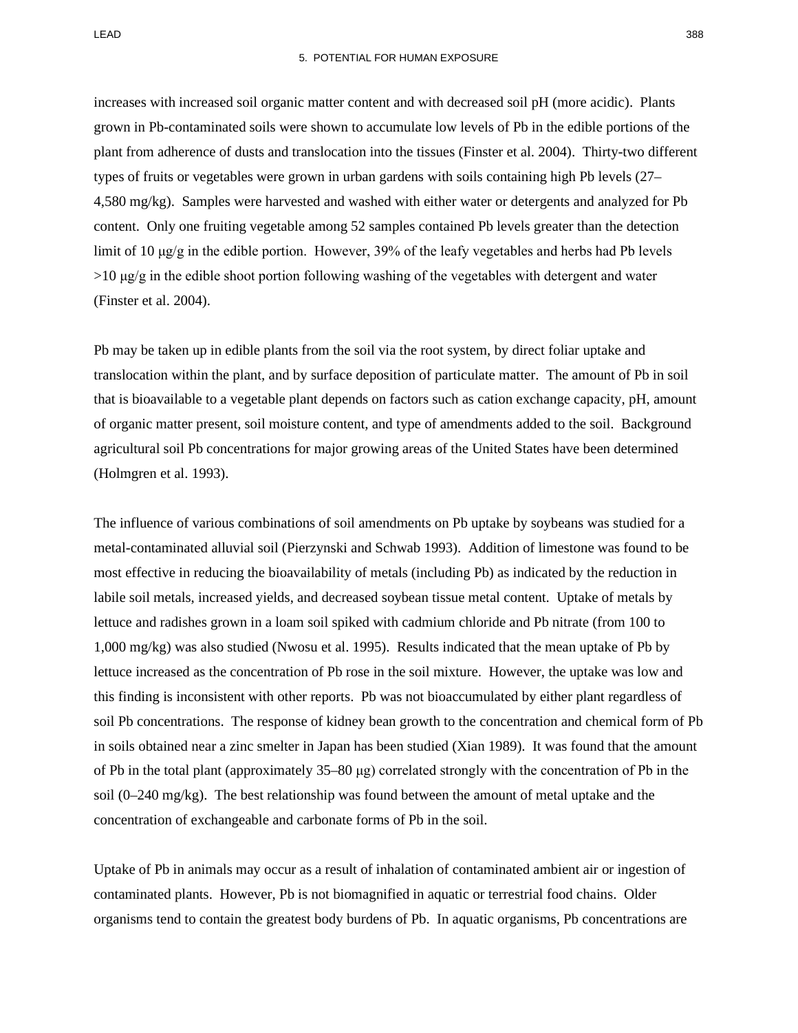increases with increased soil organic matter content and with decreased soil pH (more acidic). Plants grown in Pb-contaminated soils were shown to accumulate low levels of Pb in the edible portions of the plant from adherence of dusts and translocation into the tissues (Finster et al. 2004). Thirty-two different types of fruits or vegetables were grown in urban gardens with soils containing high Pb levels (27–4,580 mg/kg). Samples were harvested and washed with either water or detergents and analyzed for Pb content. Only one fruiting vegetable among 52 samples contained Pb levels greater than the detection limit of 10 μg/g in the edible portion. However, 39% of the leafy vegetables and herbs had Pb levels >10 μg/g in the edible shoot portion following washing of the vegetables with detergent and water (Finster et al. 2004).

Pb may be taken up in edible plants from the soil via the root system, by direct foliar uptake and translocation within the plant, and by surface deposition of particulate matter. The amount of Pb in soil that is bioavailable to a vegetable plant depends on factors such as cation exchange capacity, pH, amount of organic matter present, soil moisture content, and type of amendments added to the soil. Background agricultural soil Pb concentrations for major growing areas of the United States have been determined (Holmgren et al. 1993).

The influence of various combinations of soil amendments on Pb uptake by soybeans was studied for a metal-contaminated alluvial soil (Pierzynski and Schwab 1993). Addition of limestone was found to be most effective in reducing the bioavailability of metals (including Pb) as indicated by the reduction in labile soil metals, increased yields, and decreased soybean tissue metal content. Uptake of metals by lettuce and radishes grown in a loam soil spiked with cadmium chloride and Pb nitrate (from 100 to 1,000 mg/kg) was also studied (Nwosu et al. 1995). Results indicated that the mean uptake of Pb by lettuce increased as the concentration of Pb rose in the soil mixture. However, the uptake was low and this finding is inconsistent with other reports. Pb was not bioaccumulated by either plant regardless of soil Pb concentrations. The response of kidney bean growth to the concentration and chemical form of Pb in soils obtained near a zinc smelter in Japan has been studied (Xian 1989). It was found that the amount of Pb in the total plant (approximately 35–80 μg) correlated strongly with the concentration of Pb in the soil (0–240 mg/kg). The best relationship was found between the amount of metal uptake and the concentration of exchangeable and carbonate forms of Pb in the soil.

Uptake of Pb in animals may occur as a result of inhalation of contaminated ambient air or ingestion of contaminated plants. However, Pb is not biomagnified in aquatic or terrestrial food chains. Older organisms tend to contain the greatest body burdens of Pb. In aquatic organisms, Pb concentrations are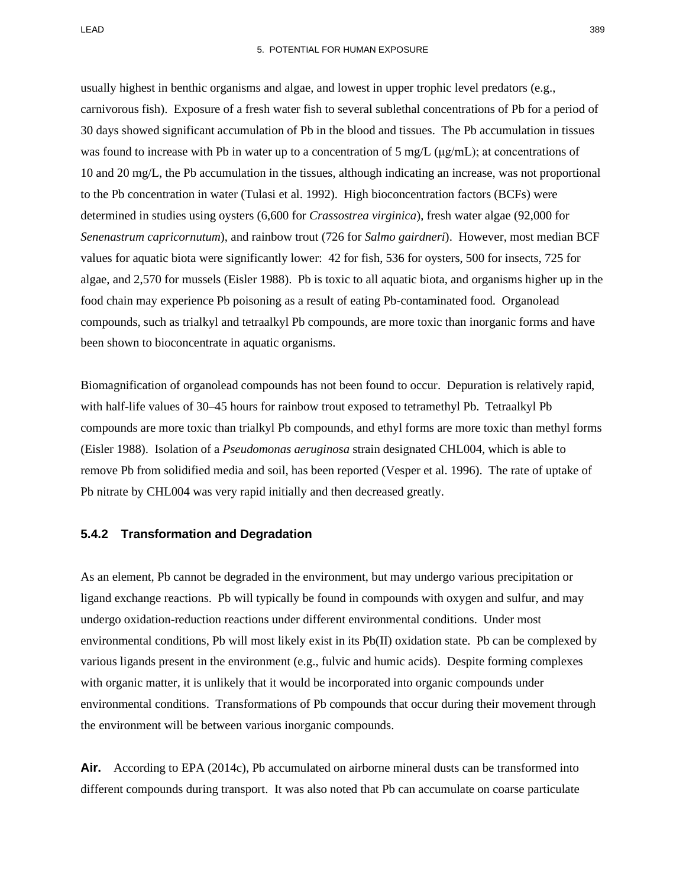usually highest in benthic organisms and algae, and lowest in upper trophic level predators (e.g., carnivorous fish). Exposure of a fresh water fish to several sublethal concentrations of Pb for a period of 30 days showed significant accumulation of Pb in the blood and tissues. The Pb accumulation in tissues was found to increase with Pb in water up to a concentration of 5 mg/L (μg/mL); at concentrations of 10 and 20 mg/L, the Pb accumulation in the tissues, although indicating an increase, was not proportional to the Pb concentration in water (Tulasi et al. 1992). High bioconcentration factors (BCFs) were determined in studies using oysters (6,600 for *Crassostrea virginica*), fresh water algae (92,000 for *Senenastrum capricornutum*), and rainbow trout (726 for *Salmo gairdneri*). However, most median BCF values for aquatic biota were significantly lower: 42 for fish, 536 for oysters, 500 for insects, 725 for algae, and 2,570 for mussels (Eisler 1988). Pb is toxic to all aquatic biota, and organisms higher up in the food chain may experience Pb poisoning as a result of eating Pb-contaminated food. Organolead compounds, such as trialkyl and tetraalkyl Pb compounds, are more toxic than inorganic forms and have been shown to bioconcentrate in aquatic organisms.

Biomagnification of organolead compounds has not been found to occur. Depuration is relatively rapid, with half-life values of 30–45 hours for rainbow trout exposed to tetramethyl Pb. Tetraalkyl Pb compounds are more toxic than trialkyl Pb compounds, and ethyl forms are more toxic than methyl forms (Eisler 1988). Isolation of a *Pseudomonas aeruginosa* strain designated CHL004, which is able to remove Pb from solidified media and soil, has been reported (Vesper et al. 1996). The rate of uptake of Pb nitrate by CHL004 was very rapid initially and then decreased greatly.

### 5.4.2 Transformation and Degradation

As an element, Pb cannot be degraded in the environment, but may undergo various precipitation or ligand exchange reactions. Pb will typically be found in compounds with oxygen and sulfur, and may undergo oxidation-reduction reactions under different environmental conditions. Under most environmental conditions, Pb will most likely exist in its Pb(II) oxidation state. Pb can be complexed by various ligands present in the environment (e.g., fulvic and humic acids). Despite forming complexes with organic matter, it is unlikely that it would be incorporated into organic compounds under environmental conditions. Transformations of Pb compounds that occur during their movement through the environment will be between various inorganic compounds.

**Air.** According to EPA (2014c), Pb accumulated on airborne mineral dusts can be transformed into different compounds during transport. It was also noted that Pb can accumulate on coarse particulate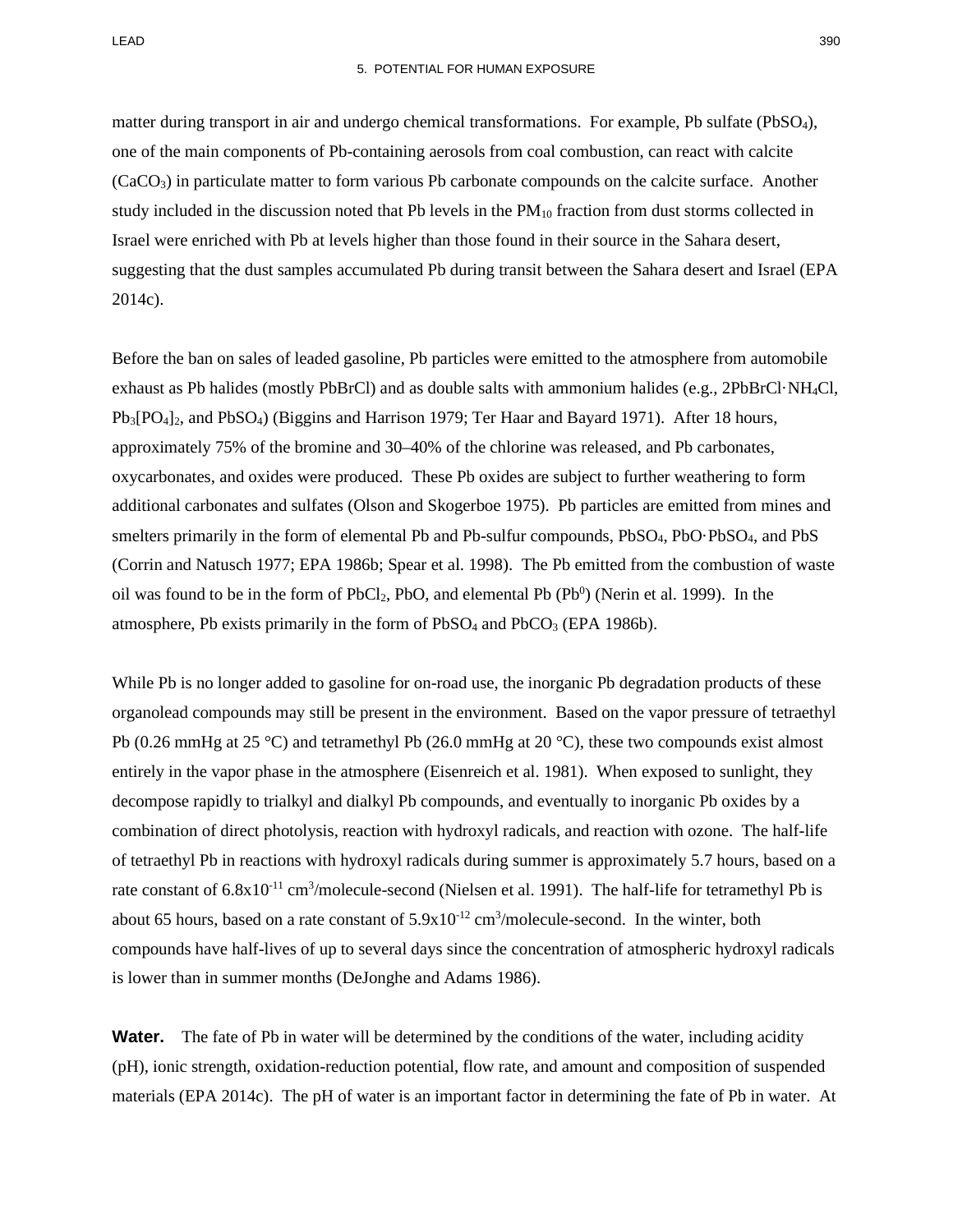matter during transport in air and undergo chemical transformations. For example, Pb sulfate ($PbSO_4$), one of the main components of Pb-containing aerosols from coal combustion, can react with calcite ($CaCO_3$) in particulate matter to form various Pb carbonate compounds on the calcite surface. Another study included in the discussion noted that Pb levels in the $PM_{10}$ fraction from dust storms collected in Israel were enriched with Pb at levels higher than those found in their source in the Sahara desert, suggesting that the dust samples accumulated Pb during transit between the Sahara desert and Israel (EPA 2014c).

Before the ban on sales of leaded gasoline, Pb particles were emitted to the atmosphere from automobile exhaust as Pb halides (mostly PbBrCl) and as double salts with ammonium halides (e.g., $2PbBrCl \cdot NH_4Cl$, $Pb_3[PO_4]_2$, and $PbSO_4$) (Biggins and Harrison 1979; Ter Haar and Bayard 1971). After 18 hours, approximately 75% of the bromine and 30–40% of the chlorine was released, and Pb carbonates, oxycarbonates, and oxides were produced. These Pb oxides are subject to further weathering to form additional carbonates and sulfates (Olson and Skogerboe 1975). Pb particles are emitted from mines and smelters primarily in the form of elemental Pb and Pb-sulfur compounds, $PbSO_4$, $PbO \cdot PbSO_4$, and PbS (Corrin and Natusch 1977; EPA 1986b; Spear et al. 1998). The Pb emitted from the combustion of waste oil was found to be in the form of $PbCl_2$, PbO, and elemental Pb ($Pb^0$) (Nerin et al. 1999). In the atmosphere, Pb exists primarily in the form of $PbSO_4$ and $PbCO_3$ (EPA 1986b).

While Pb is no longer added to gasoline for on-road use, the inorganic Pb degradation products of these organolead compounds may still be present in the environment. Based on the vapor pressure of tetraethyl Pb (0.26 mmHg at 25 °C) and tetramethyl Pb (26.0 mmHg at 20 °C), these two compounds exist almost entirely in the vapor phase in the atmosphere (Eisenreich et al. 1981). When exposed to sunlight, they decompose rapidly to trialkyl and dialkyl Pb compounds, and eventually to inorganic Pb oxides by a combination of direct photolysis, reaction with hydroxyl radicals, and reaction with ozone. The half-life of tetraethyl Pb in reactions with hydroxyl radicals during summer is approximately 5.7 hours, based on a rate constant of $6.8 \times 10^{-11}$ $cm^3$/molecule-second (Nielsen et al. 1991). The half-life for tetramethyl Pb is about 65 hours, based on a rate constant of $5.9 \times 10^{-12}$ $cm^3$/molecule-second. In the winter, both compounds have half-lives of up to several days since the concentration of atmospheric hydroxyl radicals is lower than in summer months (DeJonghe and Adams 1986).

**Water.** The fate of Pb in water will be determined by the conditions of the water, including acidity (pH), ionic strength, oxidation-reduction potential, flow rate, and amount and composition of suspended materials (EPA 2014c). The pH of water is an important factor in determining the fate of Pb in water. At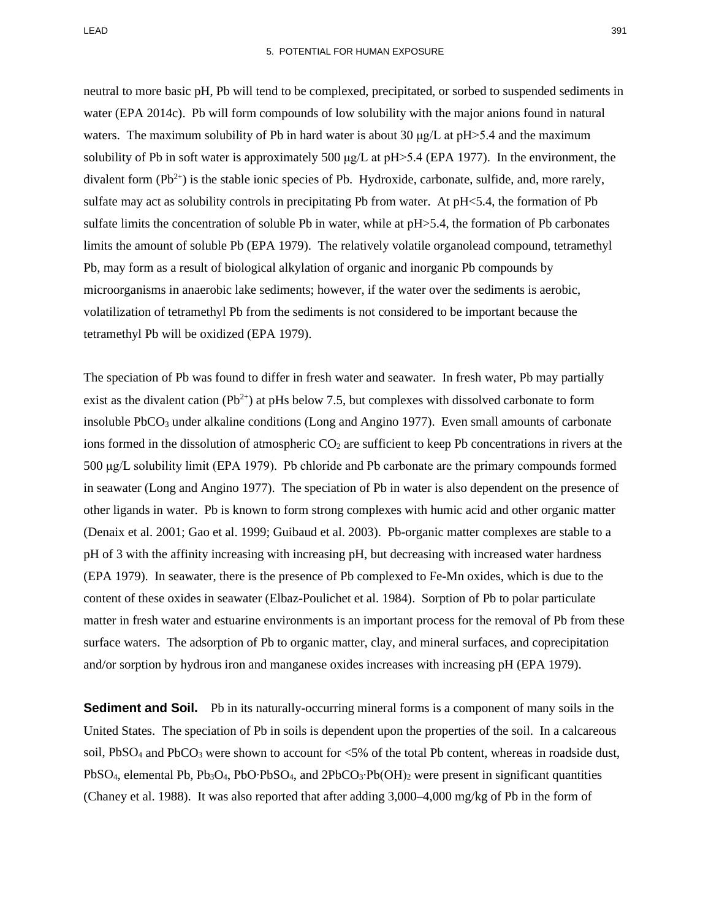neutral to more basic pH, Pb will tend to be complexed, precipitated, or sorbed to suspended sediments in water (EPA 2014c). Pb will form compounds of low solubility with the major anions found in natural waters. The maximum solubility of Pb in hard water is about 30 μg/L at pH>5.4 and the maximum solubility of Pb in soft water is approximately 500 μg/L at pH>5.4 (EPA 1977). In the environment, the divalent form ($Pb^{2+}$) is the stable ionic species of Pb. Hydroxide, carbonate, sulfide, and, more rarely, sulfate may act as solubility controls in precipitating Pb from water. At pH<5.4, the formation of Pb sulfate limits the concentration of soluble Pb in water, while at pH>5.4, the formation of Pb carbonates limits the amount of soluble Pb (EPA 1979). The relatively volatile organolead compound, tetramethyl Pb, may form as a result of biological alkylation of organic and inorganic Pb compounds by microorganisms in anaerobic lake sediments; however, if the water over the sediments is aerobic, volatilization of tetramethyl Pb from the sediments is not considered to be important because the tetramethyl Pb will be oxidized (EPA 1979).

The speciation of Pb was found to differ in fresh water and seawater. In fresh water, Pb may partially exist as the divalent cation ($Pb^{2+}$) at pHs below 7.5, but complexes with dissolved carbonate to form insoluble $PbCO_3$ under alkaline conditions (Long and Angino 1977). Even small amounts of carbonate ions formed in the dissolution of atmospheric $CO_2$ are sufficient to keep Pb concentrations in rivers at the 500 μg/L solubility limit (EPA 1979). Pb chloride and Pb carbonate are the primary compounds formed in seawater (Long and Angino 1977). The speciation of Pb in water is also dependent on the presence of other ligands in water. Pb is known to form strong complexes with humic acid and other organic matter (Denaix et al. 2001; Gao et al. 1999; Guibaud et al. 2003). Pb-organic matter complexes are stable to a pH of 3 with the affinity increasing with increasing pH, but decreasing with increased water hardness (EPA 1979). In seawater, there is the presence of Pb complexed to Fe-Mn oxides, which is due to the content of these oxides in seawater (Elbaz-Poulichet et al. 1984). Sorption of Pb to polar particulate matter in fresh water and estuarine environments is an important process for the removal of Pb from these surface waters. The adsorption of Pb to organic matter, clay, and mineral surfaces, and coprecipitation and/or sorption by hydrous iron and manganese oxides increases with increasing pH (EPA 1979).

**Sediment and Soil.** Pb in its naturally-occurring mineral forms is a component of many soils in the United States. The speciation of Pb in soils is dependent upon the properties of the soil. In a calcareous soil, $PbSO_4$ and $PbCO_3$ were shown to account for <5% of the total Pb content, whereas in roadside dust, $PbSO_4$, elemental Pb, $Pb_3O_4$, $PbO \cdot PbSO_4$, and $2PbCO_3 \cdot Pb(OH)_2$ were present in significant quantities (Chaney et al. 1988). It was also reported that after adding 3,000–4,000 mg/kg of Pb in the form of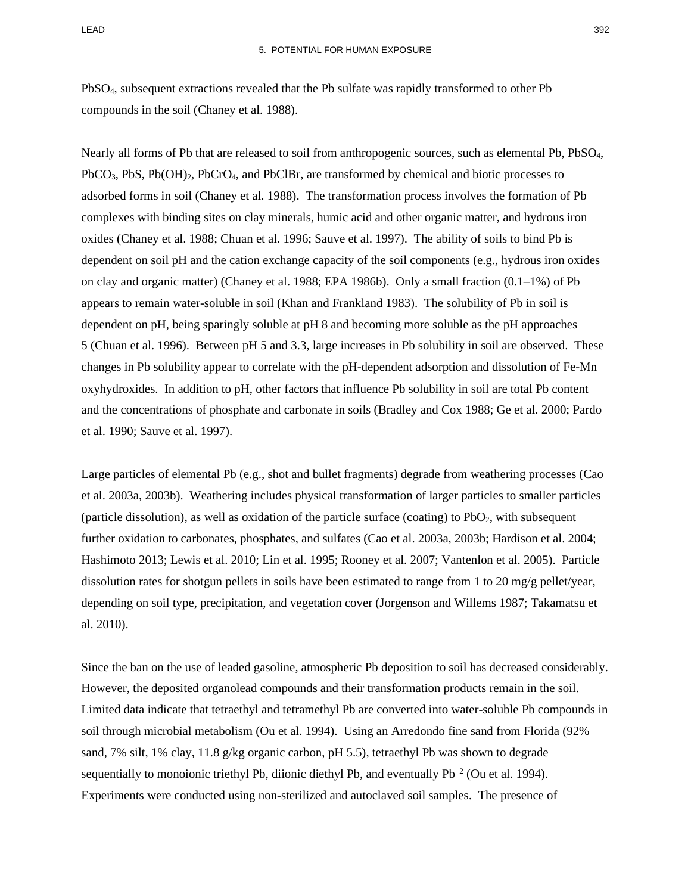$PbSO_4$, subsequent extractions revealed that the Pb sulfate was rapidly transformed to other Pb compounds in the soil (Chaney et al. 1988).

Nearly all forms of Pb that are released to soil from anthropogenic sources, such as elemental Pb, $PbSO_4$, $PbCO_3$, PbS, $Pb(OH)_2$, $PbCrO_4$, and PbClBr, are transformed by chemical and biotic processes to adsorbed forms in soil (Chaney et al. 1988). The transformation process involves the formation of Pb complexes with binding sites on clay minerals, humic acid and other organic matter, and hydrous iron oxides (Chaney et al. 1988; Chuan et al. 1996; Sauve et al. 1997). The ability of soils to bind Pb is dependent on soil pH and the cation exchange capacity of the soil components (e.g., hydrous iron oxides on clay and organic matter) (Chaney et al. 1988; EPA 1986b). Only a small fraction (0.1–1%) of Pb appears to remain water-soluble in soil (Khan and Frankland 1983). The solubility of Pb in soil is dependent on pH, being sparingly soluble at pH 8 and becoming more soluble as the pH approaches 5 (Chuan et al. 1996). Between pH 5 and 3.3, large increases in Pb solubility in soil are observed. These changes in Pb solubility appear to correlate with the pH-dependent adsorption and dissolution of Fe-Mn oxyhydroxides. In addition to pH, other factors that influence Pb solubility in soil are total Pb content and the concentrations of phosphate and carbonate in soils (Bradley and Cox 1988; Ge et al. 2000; Pardo et al. 1990; Sauve et al. 1997).

Large particles of elemental Pb (e.g., shot and bullet fragments) degrade from weathering processes (Cao et al. 2003a, 2003b). Weathering includes physical transformation of larger particles to smaller particles (particle dissolution), as well as oxidation of the particle surface (coating) to $PbO_2$, with subsequent further oxidation to carbonates, phosphates, and sulfates (Cao et al. 2003a, 2003b; Hardison et al. 2004; Hashimoto 2013; Lewis et al. 2010; Lin et al. 1995; Rooney et al. 2007; Vantenlon et al. 2005). Particle dissolution rates for shotgun pellets in soils have been estimated to range from 1 to 20 mg/g pellet/year, depending on soil type, precipitation, and vegetation cover (Jorgenson and Willems 1987; Takamatsu et al. 2010).

Since the ban on the use of leaded gasoline, atmospheric Pb deposition to soil has decreased considerably. However, the deposited organolead compounds and their transformation products remain in the soil. Limited data indicate that tetraethyl and tetramethyl Pb are converted into water-soluble Pb compounds in soil through microbial metabolism (Ou et al. 1994). Using an Arredondo fine sand from Florida (92% sand, 7% silt, 1% clay, 11.8 g/kg organic carbon, pH 5.5), tetraethyl Pb was shown to degrade sequentially to monoionic triethyl Pb, diionic diethyl Pb, and eventually $Pb^{+2}$ (Ou et al. 1994). Experiments were conducted using non-sterilized and autoclaved soil samples. The presence of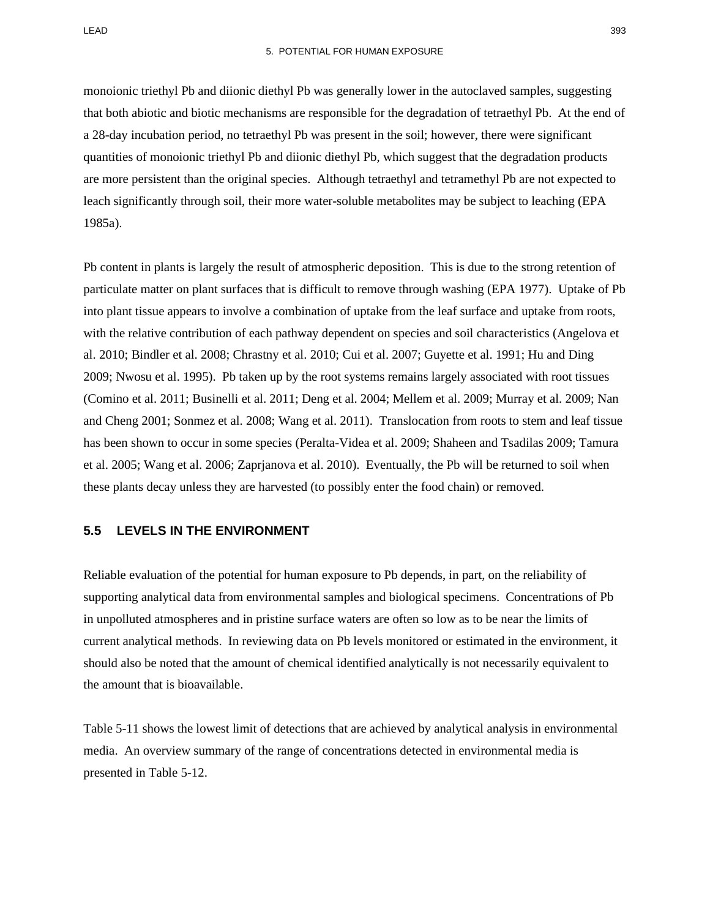monoionic triethyl Pb and diionic diethyl Pb was generally lower in the autoclaved samples, suggesting that both abiotic and biotic mechanisms are responsible for the degradation of tetraethyl Pb. At the end of a 28-day incubation period, no tetraethyl Pb was present in the soil; however, there were significant quantities of monoionic triethyl Pb and diionic diethyl Pb, which suggest that the degradation products are more persistent than the original species. Although tetraethyl and tetramethyl Pb are not expected to leach significantly through soil, their more water-soluble metabolites may be subject to leaching (EPA 1985a).

Pb content in plants is largely the result of atmospheric deposition. This is due to the strong retention of particulate matter on plant surfaces that is difficult to remove through washing (EPA 1977). Uptake of Pb into plant tissue appears to involve a combination of uptake from the leaf surface and uptake from roots, with the relative contribution of each pathway dependent on species and soil characteristics (Angelova et al. 2010; Bindler et al. 2008; Chrastny et al. 2010; Cui et al. 2007; Guyette et al. 1991; Hu and Ding 2009; Nwosu et al. 1995). Pb taken up by the root systems remains largely associated with root tissues (Comino et al. 2011; Businelli et al. 2011; Deng et al. 2004; Mellem et al. 2009; Murray et al. 2009; Nan and Cheng 2001; Sonmez et al. 2008; Wang et al. 2011). Translocation from roots to stem and leaf tissue has been shown to occur in some species (Peralta-Videa et al. 2009; Shaheen and Tsadilas 2009; Tamura et al. 2005; Wang et al. 2006; Zaprjanova et al. 2010). Eventually, the Pb will be returned to soil when these plants decay unless they are harvested (to possibly enter the food chain) or removed.

## 5.5 LEVELS IN THE ENVIRONMENT

Reliable evaluation of the potential for human exposure to Pb depends, in part, on the reliability of supporting analytical data from environmental samples and biological specimens. Concentrations of Pb in unpolluted atmospheres and in pristine surface waters are often so low as to be near the limits of current analytical methods. In reviewing data on Pb levels monitored or estimated in the environment, it should also be noted that the amount of chemical identified analytically is not necessarily equivalent to the amount that is bioavailable.

Table 5-11 shows the lowest limit of detections that are achieved by analytical analysis in environmental media. An overview summary of the range of concentrations detected in environmental media is presented in Table 5-12.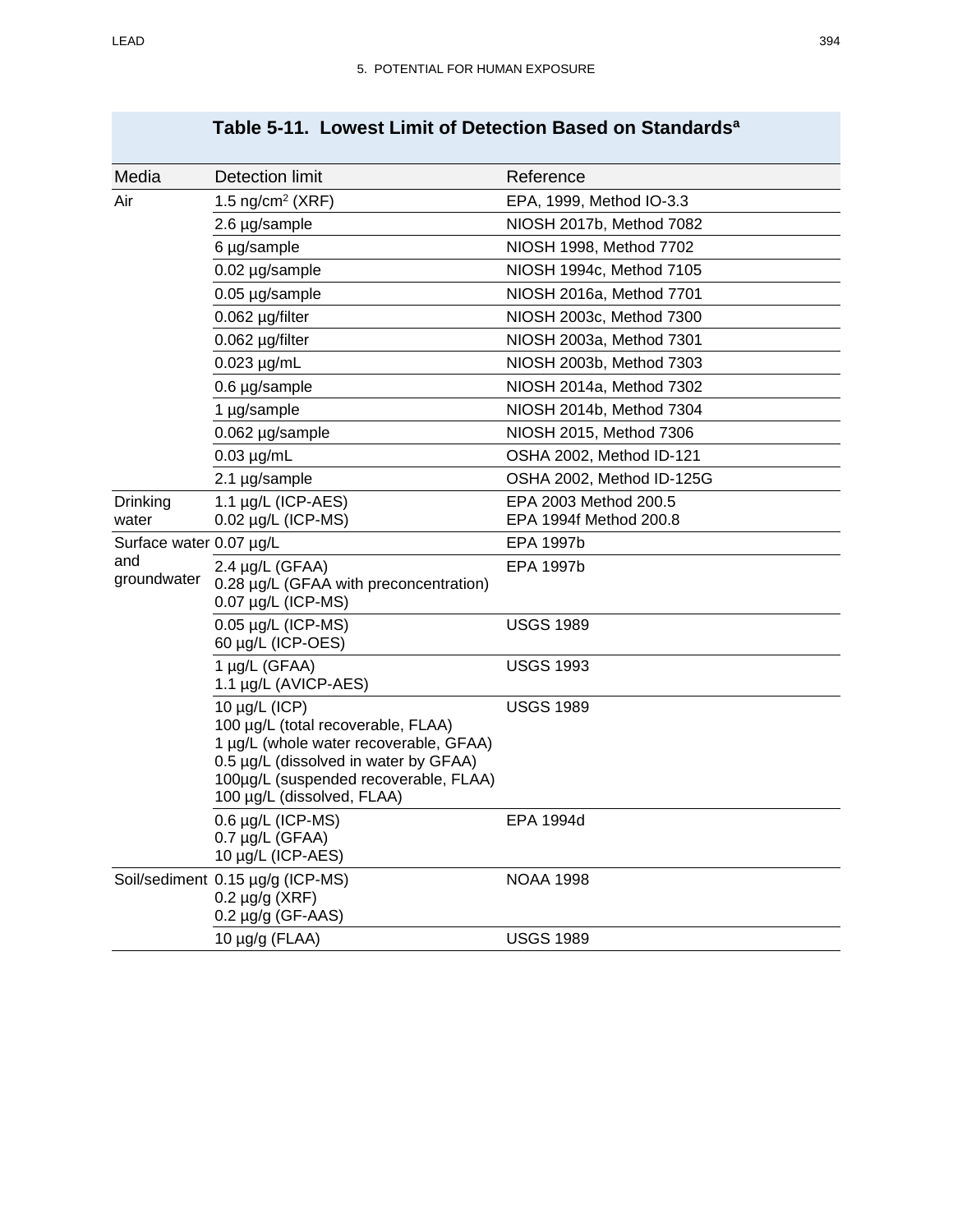**Table 5-11. Lowest Limit of Detection Based on Standards[a]**

| Media | Detection limit | Reference |
|---|---|---|
| Air | 1.5 ng/cm$^2$ (XRF) | EPA, 1999, Method IO-3.3 |
| | 2.6 µg/sample | NIOSH 2017b, Method 7082 |
| | 6 µg/sample | NIOSH 1998, Method 7702 |
| | 0.02 µg/sample | NIOSH 1994c, Method 7105 |
| | 0.05 µg/sample | NIOSH 2016a, Method 7701 |
| | 0.062 µg/filter | NIOSH 2003c, Method 7300 |
| | 0.062 µg/filter | NIOSH 2003a, Method 7301 |
| | 0.023 µg/mL | NIOSH 2003b, Method 7303 |
| | 0.6 µg/sample | NIOSH 2014a, Method 7302 |
| | 1 µg/sample | NIOSH 2014b, Method 7304 |
| | 0.062 µg/sample | NIOSH 2015, Method 7306 |
| | 0.03 µg/mL | OSHA 2002, Method ID-121 |
| | 2.1 µg/sample | OSHA 2002, Method ID-125G |
| Drinking water | 1.1 µg/L (ICP-AES)<br>0.02 µg/L (ICP-MS) | EPA 2003 Method 200.5<br>EPA 1994f Method 200.8 |
| Surface water and groundwater | 0.07 µg/L | EPA 1997b |
| | 2.4 µg/L (GFAA)<br>0.28 µg/L (GFAA with preconcentration)<br>0.07 µg/L (ICP-MS) | EPA 1997b |
| | 0.05 µg/L (ICP-MS)<br>60 µg/L (ICP-OES) | USGS 1989 |
| | 1 µg/L (GFAA)<br>1.1 µg/L (AVICP-AES) | USGS 1993 |
| | 10 µg/L (ICP)<br>100 µg/L (total recoverable, FLAA)<br>1 µg/L (whole water recoverable, GFAA)<br>0.5 µg/L (dissolved in water by GFAA)<br>100µg/L (suspended recoverable, FLAA)<br>100 µg/L (dissolved, FLAA) | USGS 1989 |
| | 0.6 µg/L (ICP-MS)<br>0.7 µg/L (GFAA)<br>10 µg/L (ICP-AES) | EPA 1994d |
| Soil/sediment | 0.15 µg/g (ICP-MS)<br>0.2 µg/g (XRF)<br>0.2 µg/g (GF-AAS) | NOAA 1998 |
| | 10 µg/g (FLAA) | USGS 1989 |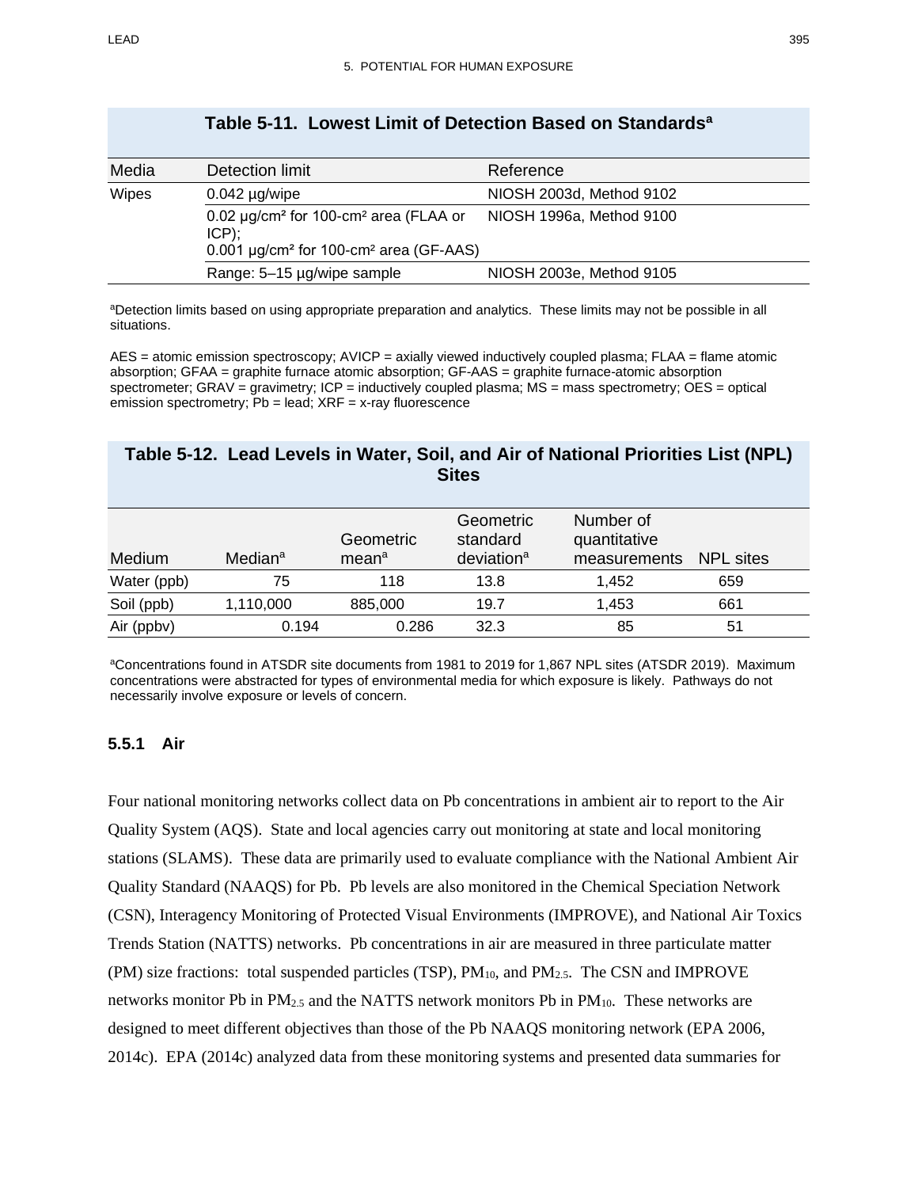### Table 5-11. Lowest Limit of Detection Based on Standards[a]

| Media | Detection limit | Reference |
|---|---|---|
| Wipes | 0.042 µg/wipe | NIOSH 2003d, Method 9102 |
| | 0.02 µg/cm² for 100-cm² area (FLAA or ICP); 0.001 µg/cm² for 100-cm² area (GF-AAS) | NIOSH 1996a, Method 9100 |
| | Range: 5–15 µg/wipe sample | NIOSH 2003e, Method 9105 |

[a]Detection limits based on using appropriate preparation and analytics. These limits may not be possible in all situations.

AES = atomic emission spectroscopy; AVICP = axially viewed inductively coupled plasma; FLAA = flame atomic absorption; GFAA = graphite furnace atomic absorption; GF-AAS = graphite furnace-atomic absorption spectrometer; GRAV = gravimetry; ICP = inductively coupled plasma; MS = mass spectrometry; OES = optical emission spectrometry; Pb = lead; XRF = x-ray fluorescence

### Table 5-12. Lead Levels in Water, Soil, and Air of National Priorities List (NPL) Sites

| Medium | Median[a] | Geometric mean[a] | Geometric standard deviation[a] | Number of quantitative measurements | NPL sites |
|---|---|---|---|---|---|
| Water (ppb) | 75 | 118 | 13.8 | 1,452 | 659 |
| Soil (ppb) | 1,110,000 | 885,000 | 19.7 | 1,453 | 661 |
| Air (ppbv) | 0.194 | 0.286 | 32.3 | 85 | 51 |

[a]Concentrations found in ATSDR site documents from 1981 to 2019 for 1,867 NPL sites (ATSDR 2019). Maximum concentrations were abstracted for types of environmental media for which exposure is likely. Pathways do not necessarily involve exposure or levels of concern.

### 5.5.1 Air

Four national monitoring networks collect data on Pb concentrations in ambient air to report to the Air Quality System (AQS). State and local agencies carry out monitoring at state and local monitoring stations (SLAMS). These data are primarily used to evaluate compliance with the National Ambient Air Quality Standard (NAAQS) for Pb. Pb levels are also monitored in the Chemical Speciation Network (CSN), Interagency Monitoring of Protected Visual Environments (IMPROVE), and National Air Toxics Trends Station (NATTS) networks. Pb concentrations in air are measured in three particulate matter (PM) size fractions: total suspended particles (TSP), $PM_{10}$, and $PM_{2.5}$. The CSN and IMPROVE networks monitor Pb in $PM_{2.5}$ and the NATTS network monitors Pb in $PM_{10}$. These networks are designed to meet different objectives than those of the Pb NAAQS monitoring network (EPA 2006, 2014c). EPA (2014c) analyzed data from these monitoring systems and presented data summaries for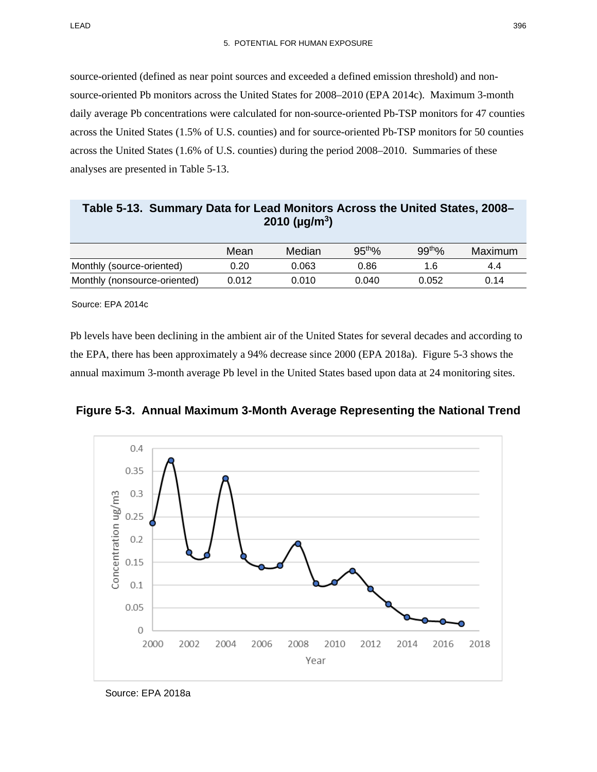source-oriented (defined as near point sources and exceeded a defined emission threshold) and non-source-oriented Pb monitors across the United States for 2008–2010 (EPA 2014c). Maximum 3-month daily average Pb concentrations were calculated for non-source-oriented Pb-TSP monitors for 47 counties across the United States (1.5% of U.S. counties) and for source-oriented Pb-TSP monitors for 50 counties across the United States (1.6% of U.S. counties) during the period 2008–2010. Summaries of these analyses are presented in Table 5-13.

**Table 5-13. Summary Data for Lead Monitors Across the United States, 2008–2010 (μg/m³)**

| | Mean | Median | 95ᵗʰ% | 99ᵗʰ% | Maximum |
|---|---|---|---|---|---|
| Monthly (source-oriented) | 0.20 | 0.063 | 0.86 | 1.6 | 4.4 |
| Monthly (nonsource-oriented) | 0.012 | 0.010 | 0.040 | 0.052 | 0.14 |

Source: EPA 2014c

Pb levels have been declining in the ambient air of the United States for several decades and according to the EPA, there has been approximately a 94% decrease since 2000 (EPA 2018a). Figure 5-3 shows the annual maximum 3-month average Pb level in the United States based upon data at 24 monitoring sites.

**Figure 5-3. Annual Maximum 3-Month Average Representing the National Trend**

Source: EPA 2018a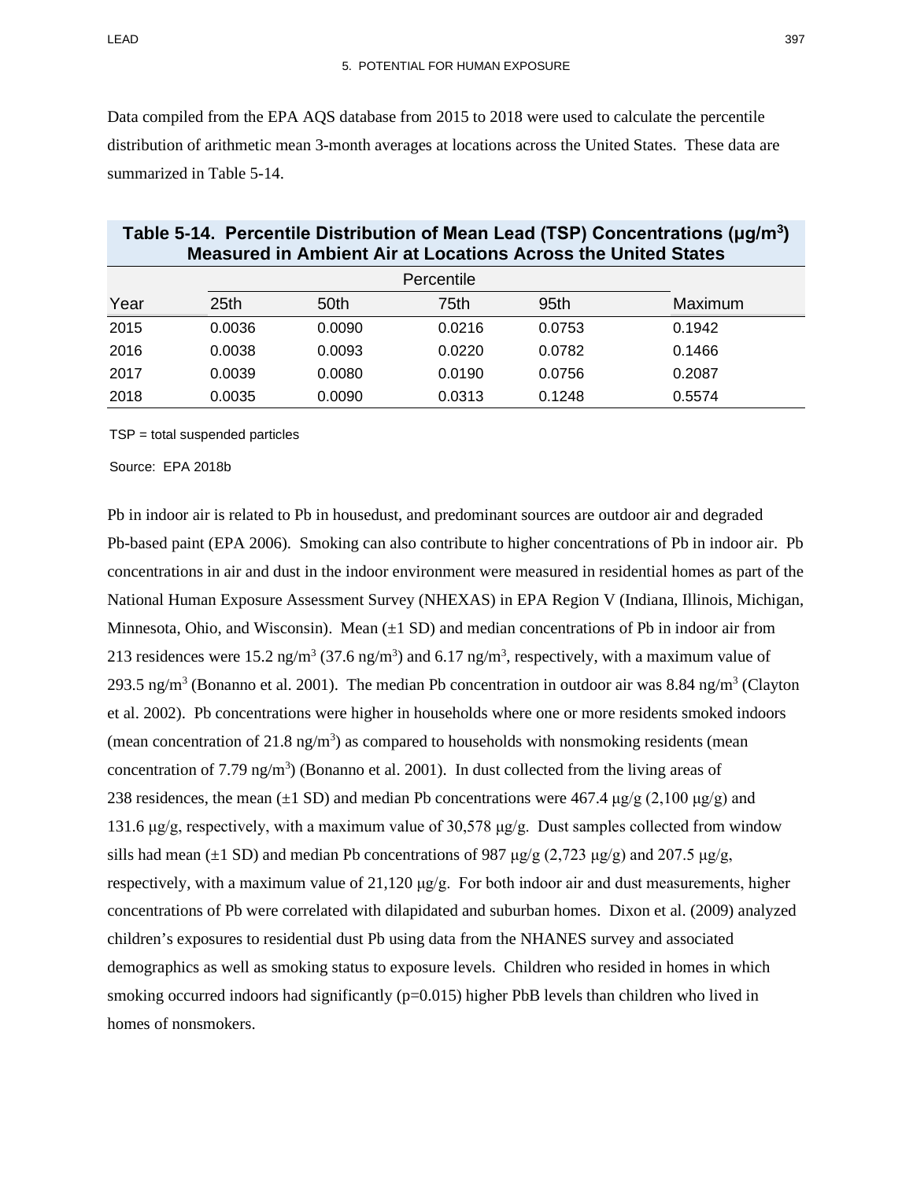Data compiled from the EPA AQS database from 2015 to 2018 were used to calculate the percentile distribution of arithmetic mean 3-month averages at locations across the United States. These data are summarized in Table 5-14.

**Table 5-14. Percentile Distribution of Mean Lead (TSP) Concentrations (μg/m$^3$) Measured in Ambient Air at Locations Across the United States**

| | Percentile | | | | |
|---|---|---|---|---|---|
| Year | 25th | 50th | 75th | 95th | Maximum |
| 2015 | 0.0036 | 0.0090 | 0.0216 | 0.0753 | 0.1942 |
| 2016 | 0.0038 | 0.0093 | 0.0220 | 0.0782 | 0.1466 |
| 2017 | 0.0039 | 0.0080 | 0.0190 | 0.0756 | 0.2087 |
| 2018 | 0.0035 | 0.0090 | 0.0313 | 0.1248 | 0.5574 |

TSP = total suspended particles

Source: EPA 2018b

Pb in indoor air is related to Pb in housedust, and predominant sources are outdoor air and degraded Pb-based paint (EPA 2006). Smoking can also contribute to higher concentrations of Pb in indoor air. Pb concentrations in air and dust in the indoor environment were measured in residential homes as part of the National Human Exposure Assessment Survey (NHEXAS) in EPA Region V (Indiana, Illinois, Michigan, Minnesota, Ohio, and Wisconsin). Mean (±1 SD) and median concentrations of Pb in indoor air from 213 residences were 15.2 ng/m$^3$ (37.6 ng/m$^3$) and 6.17 ng/m$^3$, respectively, with a maximum value of 293.5 ng/m$^3$ (Bonanno et al. 2001). The median Pb concentration in outdoor air was 8.84 ng/m$^3$ (Clayton et al. 2002). Pb concentrations were higher in households where one or more residents smoked indoors (mean concentration of 21.8 ng/m$^3$) as compared to households with nonsmoking residents (mean concentration of 7.79 ng/m$^3$) (Bonanno et al. 2001). In dust collected from the living areas of 238 residences, the mean (±1 SD) and median Pb concentrations were 467.4 μg/g (2,100 μg/g) and 131.6 μg/g, respectively, with a maximum value of 30,578 μg/g. Dust samples collected from window sills had mean (±1 SD) and median Pb concentrations of 987 μg/g (2,723 μg/g) and 207.5 μg/g, respectively, with a maximum value of 21,120 μg/g. For both indoor air and dust measurements, higher concentrations of Pb were correlated with dilapidated and suburban homes. Dixon et al. (2009) analyzed children's exposures to residential dust Pb using data from the NHANES survey and associated demographics as well as smoking status to exposure levels. Children who resided in homes in which smoking occurred indoors had significantly ($p=0.015$) higher PbB levels than children who lived in homes of nonsmokers.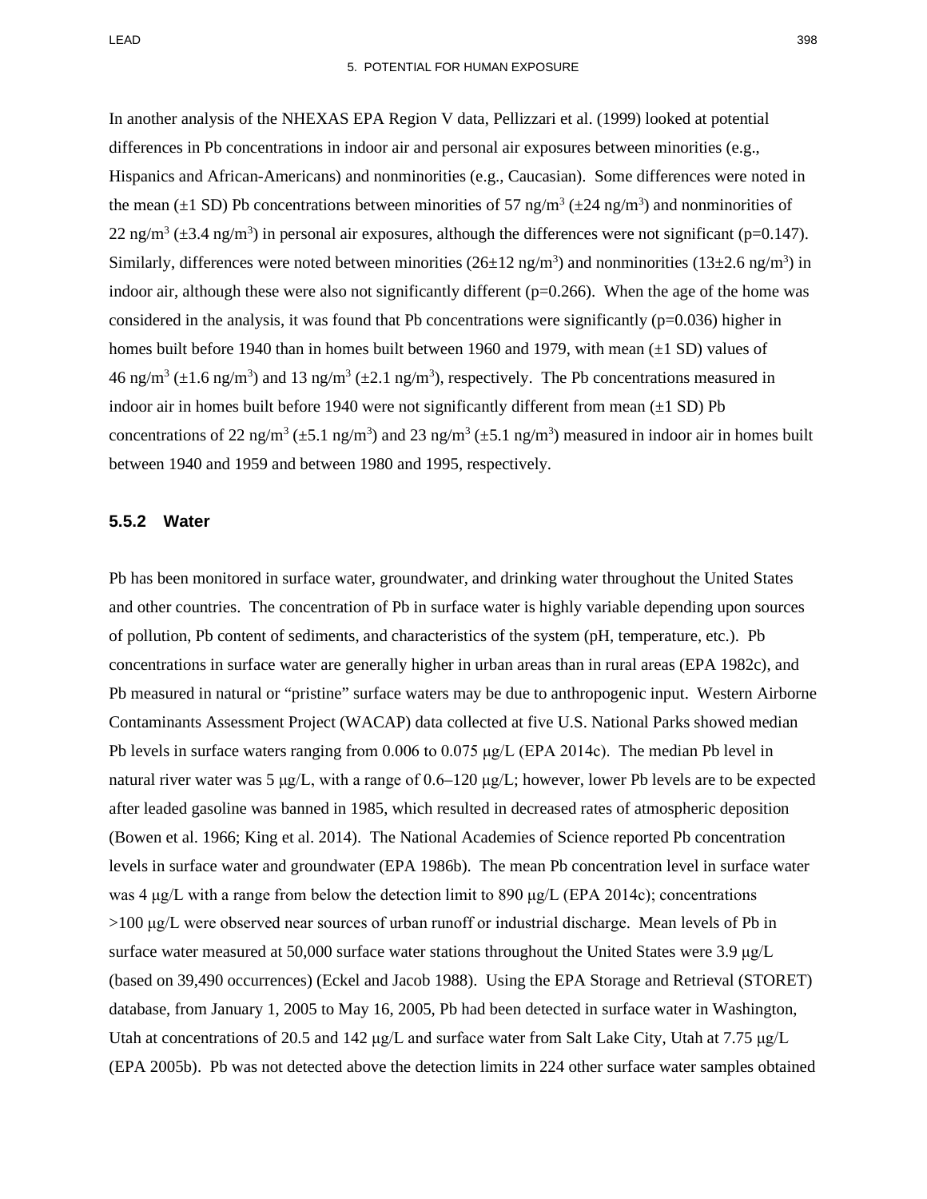In another analysis of the NHEXAS EPA Region V data, Pellizzari et al. (1999) looked at potential differences in Pb concentrations in indoor air and personal air exposures between minorities (e.g., Hispanics and African-Americans) and nonminorities (e.g., Caucasian). Some differences were noted in the mean (±1 SD) Pb concentrations between minorities of 57 ng/$m^3$ (±24 ng/$m^3$) and nonminorities of 22 ng/$m^3$ (±3.4 ng/$m^3$) in personal air exposures, although the differences were not significant (p=0.147). Similarly, differences were noted between minorities (26±12 ng/$m^3$) and nonminorities (13±2.6 ng/$m^3$) in indoor air, although these were also not significantly different (p=0.266). When the age of the home was considered in the analysis, it was found that Pb concentrations were significantly (p=0.036) higher in homes built before 1940 than in homes built between 1960 and 1979, with mean (±1 SD) values of 46 ng/$m^3$ (±1.6 ng/$m^3$) and 13 ng/$m^3$ (±2.1 ng/$m^3$), respectively. The Pb concentrations measured in indoor air in homes built before 1940 were not significantly different from mean (±1 SD) Pb concentrations of 22 ng/$m^3$ (±5.1 ng/$m^3$) and 23 ng/$m^3$ (±5.1 ng/$m^3$) measured in indoor air in homes built between 1940 and 1959 and between 1980 and 1995, respectively.

### 5.5.2 Water

Pb has been monitored in surface water, groundwater, and drinking water throughout the United States and other countries. The concentration of Pb in surface water is highly variable depending upon sources of pollution, Pb content of sediments, and characteristics of the system (pH, temperature, etc.). Pb concentrations in surface water are generally higher in urban areas than in rural areas (EPA 1982c), and Pb measured in natural or "pristine" surface waters may be due to anthropogenic input. Western Airborne Contaminants Assessment Project (WACAP) data collected at five U.S. National Parks showed median Pb levels in surface waters ranging from 0.006 to 0.075 μg/L (EPA 2014c). The median Pb level in natural river water was 5 μg/L, with a range of 0.6–120 μg/L; however, lower Pb levels are to be expected after leaded gasoline was banned in 1985, which resulted in decreased rates of atmospheric deposition (Bowen et al. 1966; King et al. 2014). The National Academies of Science reported Pb concentration levels in surface water and groundwater (EPA 1986b). The mean Pb concentration level in surface water was 4 μg/L with a range from below the detection limit to 890 μg/L (EPA 2014c); concentrations >100 μg/L were observed near sources of urban runoff or industrial discharge. Mean levels of Pb in surface water measured at 50,000 surface water stations throughout the United States were 3.9 μg/L (based on 39,490 occurrences) (Eckel and Jacob 1988). Using the EPA Storage and Retrieval (STORET) database, from January 1, 2005 to May 16, 2005, Pb had been detected in surface water in Washington, Utah at concentrations of 20.5 and 142 μg/L and surface water from Salt Lake City, Utah at 7.75 μg/L (EPA 2005b). Pb was not detected above the detection limits in 224 other surface water samples obtained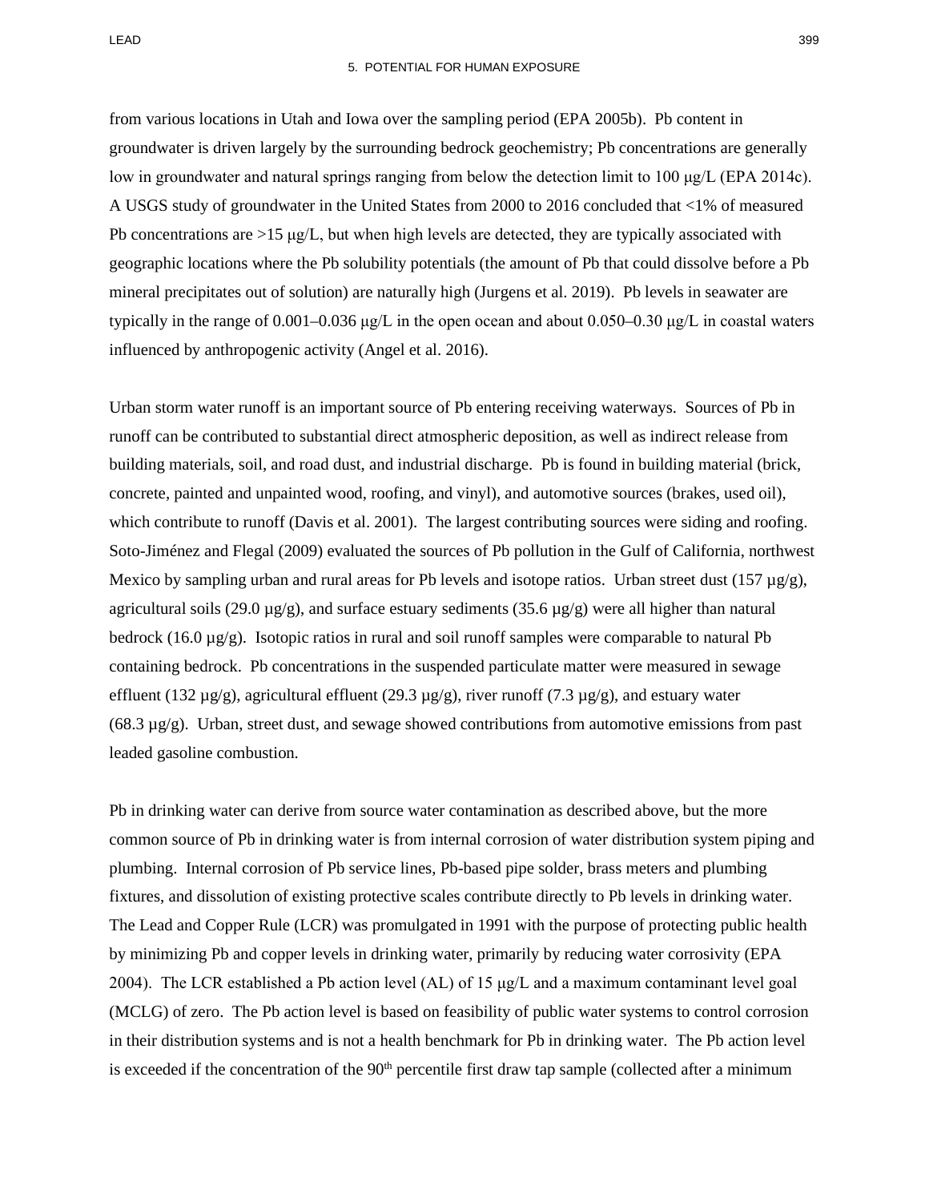from various locations in Utah and Iowa over the sampling period (EPA 2005b). Pb content in groundwater is driven largely by the surrounding bedrock geochemistry; Pb concentrations are generally low in groundwater and natural springs ranging from below the detection limit to 100 μg/L (EPA 2014c). A USGS study of groundwater in the United States from 2000 to 2016 concluded that <1% of measured Pb concentrations are >15 μg/L, but when high levels are detected, they are typically associated with geographic locations where the Pb solubility potentials (the amount of Pb that could dissolve before a Pb mineral precipitates out of solution) are naturally high (Jurgens et al. 2019). Pb levels in seawater are typically in the range of 0.001–0.036 μg/L in the open ocean and about 0.050–0.30 μg/L in coastal waters influenced by anthropogenic activity (Angel et al. 2016).

Urban storm water runoff is an important source of Pb entering receiving waterways. Sources of Pb in runoff can be contributed to substantial direct atmospheric deposition, as well as indirect release from building materials, soil, and road dust, and industrial discharge. Pb is found in building material (brick, concrete, painted and unpainted wood, roofing, and vinyl), and automotive sources (brakes, used oil), which contribute to runoff (Davis et al. 2001). The largest contributing sources were siding and roofing. Soto-Jiménez and Flegal (2009) evaluated the sources of Pb pollution in the Gulf of California, northwest Mexico by sampling urban and rural areas for Pb levels and isotope ratios. Urban street dust (157 µg/g), agricultural soils (29.0 µg/g), and surface estuary sediments (35.6 µg/g) were all higher than natural bedrock (16.0 µg/g). Isotopic ratios in rural and soil runoff samples were comparable to natural Pb containing bedrock. Pb concentrations in the suspended particulate matter were measured in sewage effluent (132 µg/g), agricultural effluent (29.3 µg/g), river runoff (7.3 µg/g), and estuary water (68.3 µg/g). Urban, street dust, and sewage showed contributions from automotive emissions from past leaded gasoline combustion.

Pb in drinking water can derive from source water contamination as described above, but the more common source of Pb in drinking water is from internal corrosion of water distribution system piping and plumbing. Internal corrosion of Pb service lines, Pb-based pipe solder, brass meters and plumbing fixtures, and dissolution of existing protective scales contribute directly to Pb levels in drinking water. The Lead and Copper Rule (LCR) was promulgated in 1991 with the purpose of protecting public health by minimizing Pb and copper levels in drinking water, primarily by reducing water corrosivity (EPA 2004). The LCR established a Pb action level (AL) of 15 μg/L and a maximum contaminant level goal (MCLG) of zero. The Pb action level is based on feasibility of public water systems to control corrosion in their distribution systems and is not a health benchmark for Pb in drinking water. The Pb action level is exceeded if the concentration of the 90$^{th}$ percentile first draw tap sample (collected after a minimum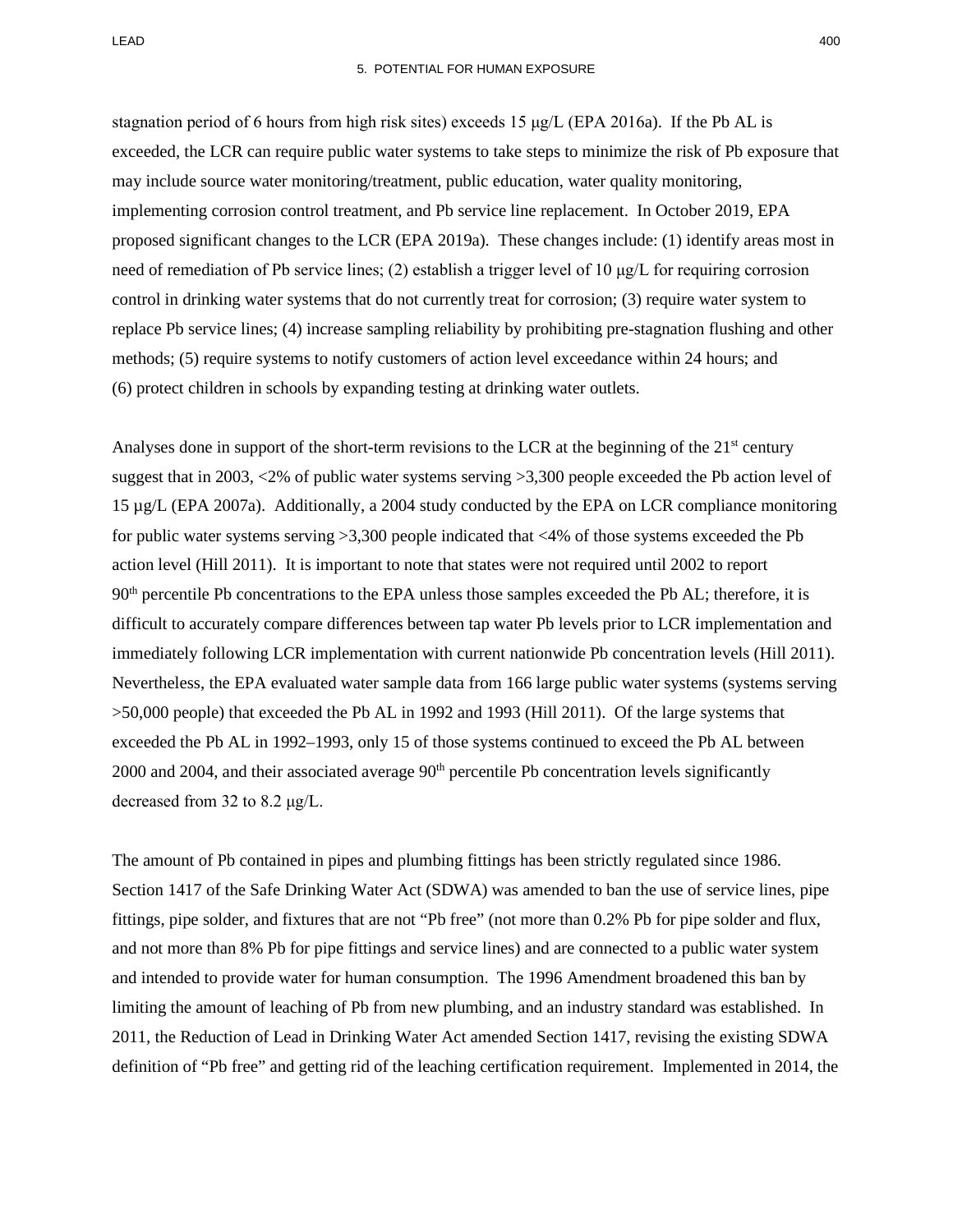stagnation period of 6 hours from high risk sites) exceeds 15 μg/L (EPA 2016a). If the Pb AL is exceeded, the LCR can require public water systems to take steps to minimize the risk of Pb exposure that may include source water monitoring/treatment, public education, water quality monitoring, implementing corrosion control treatment, and Pb service line replacement. In October 2019, EPA proposed significant changes to the LCR (EPA 2019a). These changes include: (1) identify areas most in need of remediation of Pb service lines; (2) establish a trigger level of 10 μg/L for requiring corrosion control in drinking water systems that do not currently treat for corrosion; (3) require water system to replace Pb service lines; (4) increase sampling reliability by prohibiting pre-stagnation flushing and other methods; (5) require systems to notify customers of action level exceedance within 24 hours; and (6) protect children in schools by expanding testing at drinking water outlets.

Analyses done in support of the short-term revisions to the LCR at the beginning of the 21st century suggest that in 2003, <2% of public water systems serving >3,300 people exceeded the Pb action level of 15 µg/L (EPA 2007a). Additionally, a 2004 study conducted by the EPA on LCR compliance monitoring for public water systems serving >3,300 people indicated that <4% of those systems exceeded the Pb action level (Hill 2011). It is important to note that states were not required until 2002 to report 90th percentile Pb concentrations to the EPA unless those samples exceeded the Pb AL; therefore, it is difficult to accurately compare differences between tap water Pb levels prior to LCR implementation and immediately following LCR implementation with current nationwide Pb concentration levels (Hill 2011). Nevertheless, the EPA evaluated water sample data from 166 large public water systems (systems serving >50,000 people) that exceeded the Pb AL in 1992 and 1993 (Hill 2011). Of the large systems that exceeded the Pb AL in 1992–1993, only 15 of those systems continued to exceed the Pb AL between 2000 and 2004, and their associated average 90th percentile Pb concentration levels significantly decreased from 32 to 8.2 μg/L.

The amount of Pb contained in pipes and plumbing fittings has been strictly regulated since 1986. Section 1417 of the Safe Drinking Water Act (SDWA) was amended to ban the use of service lines, pipe fittings, pipe solder, and fixtures that are not "Pb free" (not more than 0.2% Pb for pipe solder and flux, and not more than 8% Pb for pipe fittings and service lines) and are connected to a public water system and intended to provide water for human consumption. The 1996 Amendment broadened this ban by limiting the amount of leaching of Pb from new plumbing, and an industry standard was established. In 2011, the Reduction of Lead in Drinking Water Act amended Section 1417, revising the existing SDWA definition of "Pb free" and getting rid of the leaching certification requirement. Implemented in 2014, the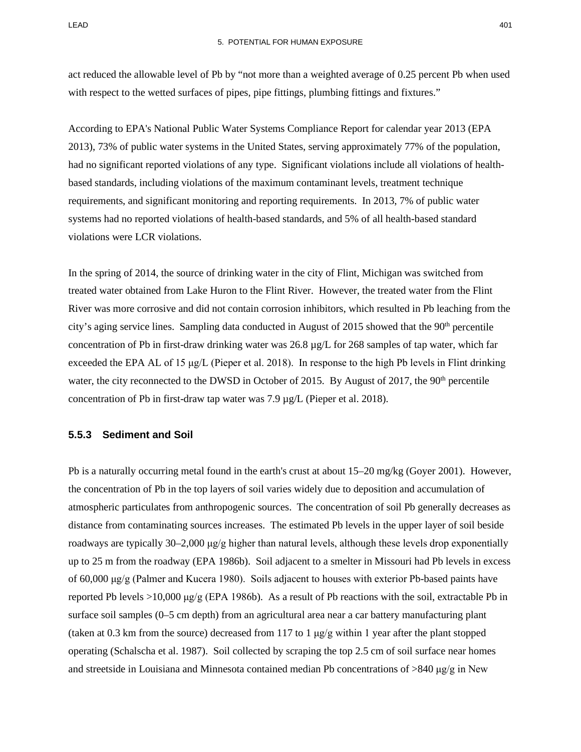act reduced the allowable level of Pb by "not more than a weighted average of 0.25 percent Pb when used with respect to the wetted surfaces of pipes, pipe fittings, plumbing fittings and fixtures."

According to EPA's National Public Water Systems Compliance Report for calendar year 2013 (EPA 2013), 73% of public water systems in the United States, serving approximately 77% of the population, had no significant reported violations of any type. Significant violations include all violations of health-based standards, including violations of the maximum contaminant levels, treatment technique requirements, and significant monitoring and reporting requirements. In 2013, 7% of public water systems had no reported violations of health-based standards, and 5% of all health-based standard violations were LCR violations.

In the spring of 2014, the source of drinking water in the city of Flint, Michigan was switched from treated water obtained from Lake Huron to the Flint River. However, the treated water from the Flint River was more corrosive and did not contain corrosion inhibitors, which resulted in Pb leaching from the city's aging service lines. Sampling data conducted in August of 2015 showed that the 90th percentile concentration of Pb in first-draw drinking water was 26.8 µg/L for 268 samples of tap water, which far exceeded the EPA AL of 15 µg/L (Pieper et al. 2018). In response to the high Pb levels in Flint drinking water, the city reconnected to the DWSD in October of 2015. By August of 2017, the 90th percentile concentration of Pb in first-draw tap water was 7.9 µg/L (Pieper et al. 2018).

### 5.5.3 Sediment and Soil

Pb is a naturally occurring metal found in the earth's crust at about 15–20 mg/kg (Goyer 2001). However, the concentration of Pb in the top layers of soil varies widely due to deposition and accumulation of atmospheric particulates from anthropogenic sources. The concentration of soil Pb generally decreases as distance from contaminating sources increases. The estimated Pb levels in the upper layer of soil beside roadways are typically 30–2,000 µg/g higher than natural levels, although these levels drop exponentially up to 25 m from the roadway (EPA 1986b). Soil adjacent to a smelter in Missouri had Pb levels in excess of 60,000 µg/g (Palmer and Kucera 1980). Soils adjacent to houses with exterior Pb-based paints have reported Pb levels >10,000 µg/g (EPA 1986b). As a result of Pb reactions with the soil, extractable Pb in surface soil samples (0–5 cm depth) from an agricultural area near a car battery manufacturing plant (taken at 0.3 km from the source) decreased from 117 to 1 µg/g within 1 year after the plant stopped operating (Schalscha et al. 1987). Soil collected by scraping the top 2.5 cm of soil surface near homes and streetside in Louisiana and Minnesota contained median Pb concentrations of >840 µg/g in New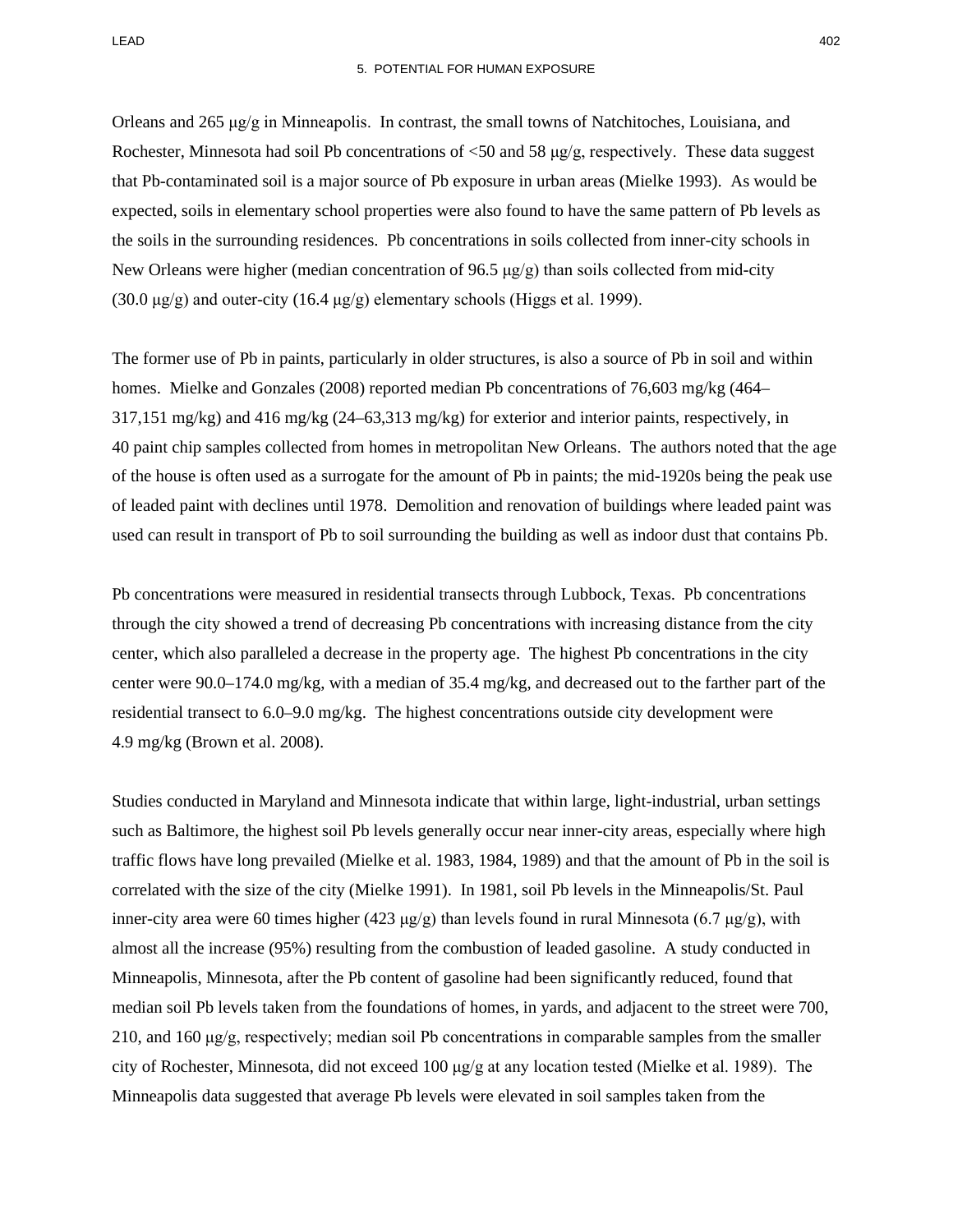Orleans and 265 μg/g in Minneapolis. In contrast, the small towns of Natchitoches, Louisiana, and Rochester, Minnesota had soil Pb concentrations of <50 and 58 μg/g, respectively. These data suggest that Pb-contaminated soil is a major source of Pb exposure in urban areas (Mielke 1993). As would be expected, soils in elementary school properties were also found to have the same pattern of Pb levels as the soils in the surrounding residences. Pb concentrations in soils collected from inner-city schools in New Orleans were higher (median concentration of 96.5 μg/g) than soils collected from mid-city (30.0 μg/g) and outer-city (16.4 μg/g) elementary schools (Higgs et al. 1999).

The former use of Pb in paints, particularly in older structures, is also a source of Pb in soil and within homes. Mielke and Gonzales (2008) reported median Pb concentrations of 76,603 mg/kg (464–317,151 mg/kg) and 416 mg/kg (24–63,313 mg/kg) for exterior and interior paints, respectively, in 40 paint chip samples collected from homes in metropolitan New Orleans. The authors noted that the age of the house is often used as a surrogate for the amount of Pb in paints; the mid-1920s being the peak use of leaded paint with declines until 1978. Demolition and renovation of buildings where leaded paint was used can result in transport of Pb to soil surrounding the building as well as indoor dust that contains Pb.

Pb concentrations were measured in residential transects through Lubbock, Texas. Pb concentrations through the city showed a trend of decreasing Pb concentrations with increasing distance from the city center, which also paralleled a decrease in the property age. The highest Pb concentrations in the city center were 90.0–174.0 mg/kg, with a median of 35.4 mg/kg, and decreased out to the farther part of the residential transect to 6.0–9.0 mg/kg. The highest concentrations outside city development were 4.9 mg/kg (Brown et al. 2008).

Studies conducted in Maryland and Minnesota indicate that within large, light-industrial, urban settings such as Baltimore, the highest soil Pb levels generally occur near inner-city areas, especially where high traffic flows have long prevailed (Mielke et al. 1983, 1984, 1989) and that the amount of Pb in the soil is correlated with the size of the city (Mielke 1991). In 1981, soil Pb levels in the Minneapolis/St. Paul inner-city area were 60 times higher (423 μg/g) than levels found in rural Minnesota (6.7 μg/g), with almost all the increase (95%) resulting from the combustion of leaded gasoline. A study conducted in Minneapolis, Minnesota, after the Pb content of gasoline had been significantly reduced, found that median soil Pb levels taken from the foundations of homes, in yards, and adjacent to the street were 700, 210, and 160 μg/g, respectively; median soil Pb concentrations in comparable samples from the smaller city of Rochester, Minnesota, did not exceed 100 μg/g at any location tested (Mielke et al. 1989). The Minneapolis data suggested that average Pb levels were elevated in soil samples taken from the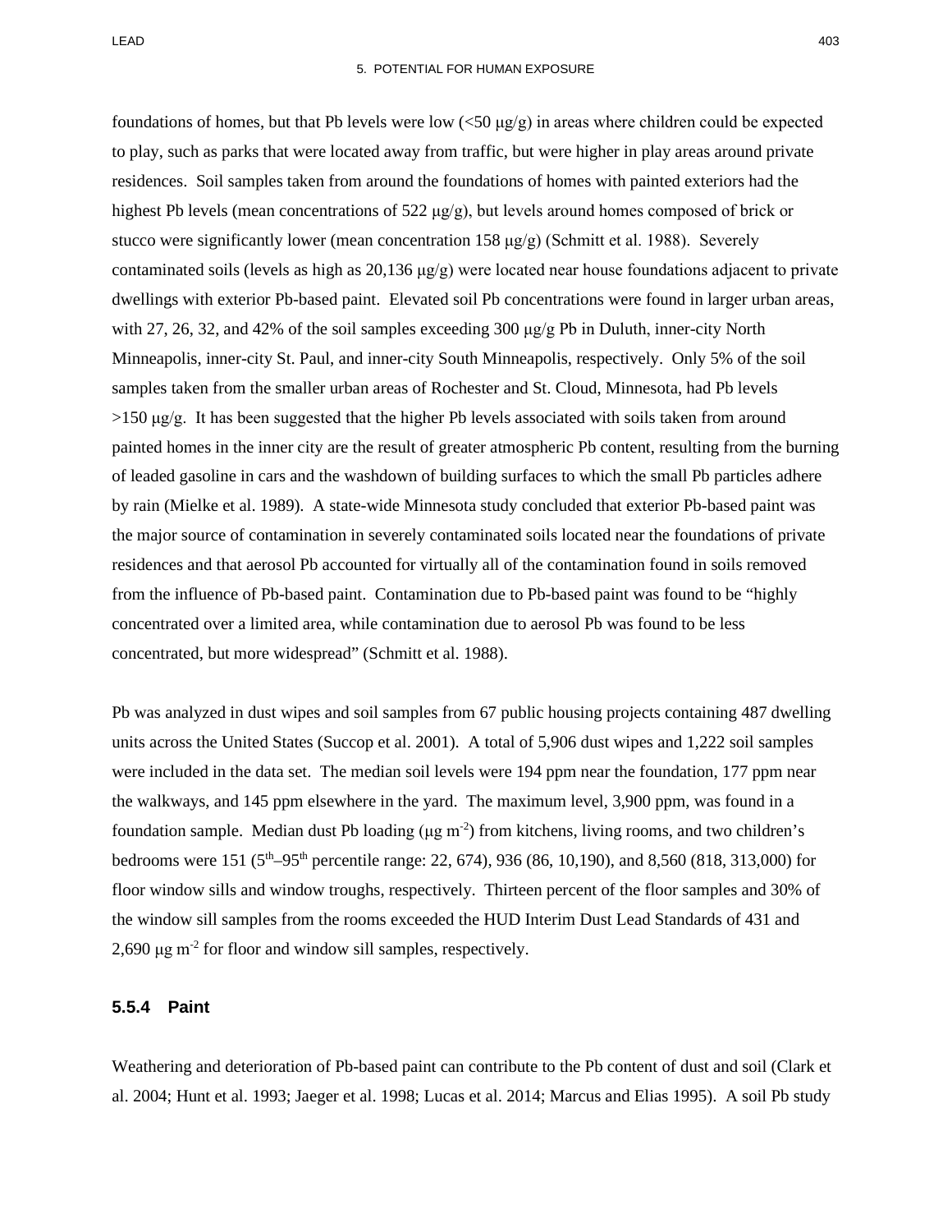foundations of homes, but that Pb levels were low (<50 μg/g) in areas where children could be expected to play, such as parks that were located away from traffic, but were higher in play areas around private residences. Soil samples taken from around the foundations of homes with painted exteriors had the highest Pb levels (mean concentrations of 522 μg/g), but levels around homes composed of brick or stucco were significantly lower (mean concentration 158 μg/g) (Schmitt et al. 1988). Severely contaminated soils (levels as high as 20,136 μg/g) were located near house foundations adjacent to private dwellings with exterior Pb-based paint. Elevated soil Pb concentrations were found in larger urban areas, with 27, 26, 32, and 42% of the soil samples exceeding 300 μg/g Pb in Duluth, inner-city North Minneapolis, inner-city St. Paul, and inner-city South Minneapolis, respectively. Only 5% of the soil samples taken from the smaller urban areas of Rochester and St. Cloud, Minnesota, had Pb levels >150 μg/g. It has been suggested that the higher Pb levels associated with soils taken from around painted homes in the inner city are the result of greater atmospheric Pb content, resulting from the burning of leaded gasoline in cars and the washdown of building surfaces to which the small Pb particles adhere by rain (Mielke et al. 1989). A state-wide Minnesota study concluded that exterior Pb-based paint was the major source of contamination in severely contaminated soils located near the foundations of private residences and that aerosol Pb accounted for virtually all of the contamination found in soils removed from the influence of Pb-based paint. Contamination due to Pb-based paint was found to be "highly concentrated over a limited area, while contamination due to aerosol Pb was found to be less concentrated, but more widespread" (Schmitt et al. 1988).

Pb was analyzed in dust wipes and soil samples from 67 public housing projects containing 487 dwelling units across the United States (Succop et al. 2001). A total of 5,906 dust wipes and 1,222 soil samples were included in the data set. The median soil levels were 194 ppm near the foundation, 177 ppm near the walkways, and 145 ppm elsewhere in the yard. The maximum level, 3,900 ppm, was found in a foundation sample. Median dust Pb loading (μg $m^{-2}$) from kitchens, living rooms, and two children's bedrooms were 151 ($5^{th}$–$95^{th}$ percentile range: 22, 674), 936 (86, 10,190), and 8,560 (818, 313,000) for floor window sills and window troughs, respectively. Thirteen percent of the floor samples and 30% of the window sill samples from the rooms exceeded the HUD Interim Dust Lead Standards of 431 and 2,690 μg $m^{-2}$ for floor and window sill samples, respectively.

### 5.5.4 Paint

Weathering and deterioration of Pb-based paint can contribute to the Pb content of dust and soil (Clark et al. 2004; Hunt et al. 1993; Jaeger et al. 1998; Lucas et al. 2014; Marcus and Elias 1995). A soil Pb study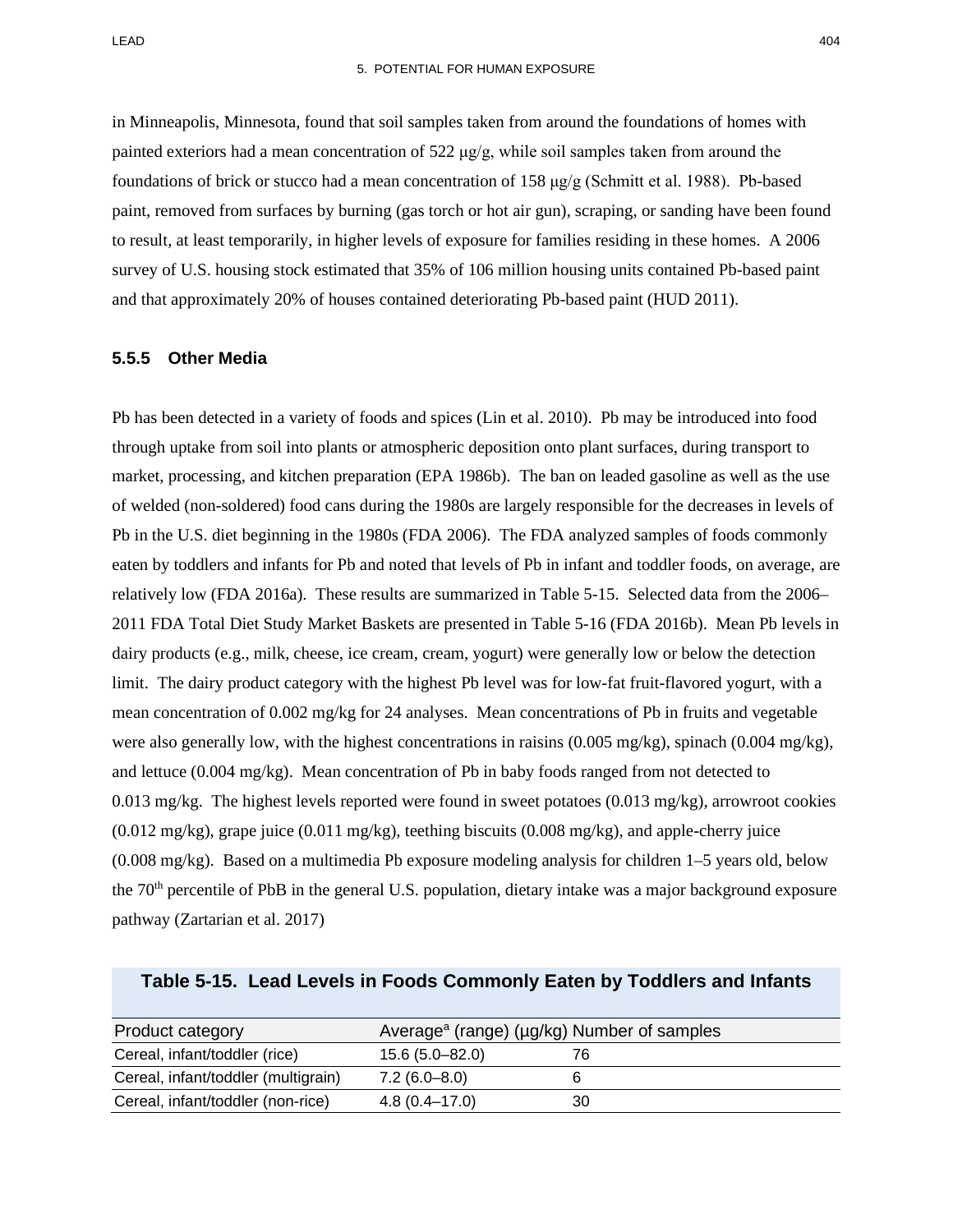in Minneapolis, Minnesota, found that soil samples taken from around the foundations of homes with painted exteriors had a mean concentration of 522 μg/g, while soil samples taken from around the foundations of brick or stucco had a mean concentration of 158 μg/g (Schmitt et al. 1988). Pb-based paint, removed from surfaces by burning (gas torch or hot air gun), scraping, or sanding have been found to result, at least temporarily, in higher levels of exposure for families residing in these homes. A 2006 survey of U.S. housing stock estimated that 35% of 106 million housing units contained Pb-based paint and that approximately 20% of houses contained deteriorating Pb-based paint (HUD 2011).

### 5.5.5 Other Media

Pb has been detected in a variety of foods and spices (Lin et al. 2010). Pb may be introduced into food through uptake from soil into plants or atmospheric deposition onto plant surfaces, during transport to market, processing, and kitchen preparation (EPA 1986b). The ban on leaded gasoline as well as the use of welded (non-soldered) food cans during the 1980s are largely responsible for the decreases in levels of Pb in the U.S. diet beginning in the 1980s (FDA 2006). The FDA analyzed samples of foods commonly eaten by toddlers and infants for Pb and noted that levels of Pb in infant and toddler foods, on average, are relatively low (FDA 2016a). These results are summarized in Table 5-15. Selected data from the 2006–2011 FDA Total Diet Study Market Baskets are presented in Table 5-16 (FDA 2016b). Mean Pb levels in dairy products (e.g., milk, cheese, ice cream, cream, yogurt) were generally low or below the detection limit. The dairy product category with the highest Pb level was for low-fat fruit-flavored yogurt, with a mean concentration of 0.002 mg/kg for 24 analyses. Mean concentrations of Pb in fruits and vegetable were also generally low, with the highest concentrations in raisins (0.005 mg/kg), spinach (0.004 mg/kg), and lettuce (0.004 mg/kg). Mean concentration of Pb in baby foods ranged from not detected to 0.013 mg/kg. The highest levels reported were found in sweet potatoes (0.013 mg/kg), arrowroot cookies (0.012 mg/kg), grape juice (0.011 mg/kg), teething biscuits (0.008 mg/kg), and apple-cherry juice (0.008 mg/kg). Based on a multimedia Pb exposure modeling analysis for children 1–5 years old, below the 70$^{th}$ percentile of PbB in the general U.S. population, dietary intake was a major background exposure pathway (Zartarian et al. 2017)

**Table 5-15. Lead Levels in Foods Commonly Eaten by Toddlers and Infants**

| Product category | Average[a] (range) (μg/kg) | Number of samples |
|---|---|---|
| Cereal, infant/toddler (rice) | 15.6 (5.0–82.0) | 76 |
| Cereal, infant/toddler (multigrain) | 7.2 (6.0–8.0) | 6 |
| Cereal, infant/toddler (non-rice) | 4.8 (0.4–17.0) | 30 |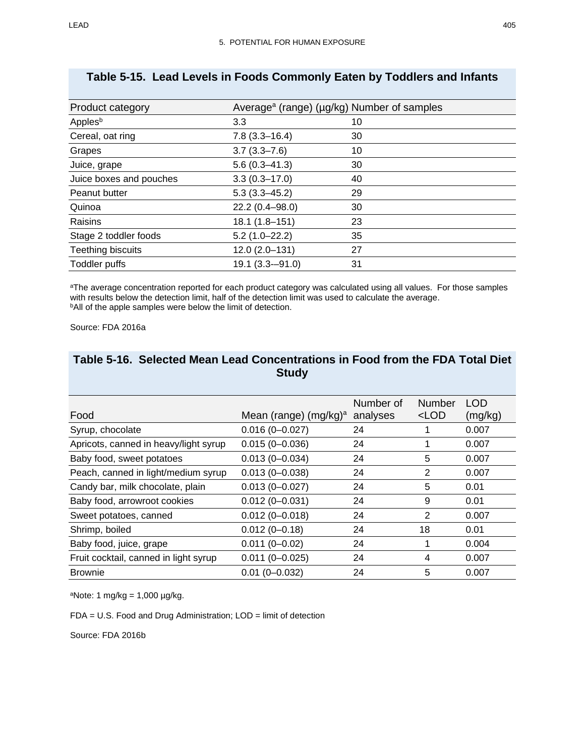**Table 5-15. Lead Levels in Foods Commonly Eaten by Toddlers and Infants**

| Product category | Average[a] (range) (μg/kg) | Number of samples |
|---|---|---|
| Apples[b] | 3.3 | 10 |
| Cereal, oat ring | 7.8 (3.3–16.4) | 30 |
| Grapes | 3.7 (3.3–7.6) | 10 |
| Juice, grape | 5.6 (0.3–41.3) | 30 |
| Juice boxes and pouches | 3.3 (0.3–17.0) | 40 |
| Peanut butter | 5.3 (3.3–45.2) | 29 |
| Quinoa | 22.2 (0.4–98.0) | 30 |
| Raisins | 18.1 (1.8–151) | 23 |
| Stage 2 toddler foods | 5.2 (1.0–22.2) | 35 |
| Teething biscuits | 12.0 (2.0–131) | 27 |
| Toddler puffs | 19.1 (3.3-–91.0) | 31 |

[a]The average concentration reported for each product category was calculated using all values. For those samples with results below the detection limit, half of the detection limit was used to calculate the average.
[b]All of the apple samples were below the limit of detection.

Source: FDA 2016a

**Table 5-16. Selected Mean Lead Concentrations in Food from the FDA Total Diet Study**

| Food | Mean (range) (mg/kg)[a] | Number of analyses | Number <LOD | LOD (mg/kg) |
|---|---|---|---|---|
| Syrup, chocolate | 0.016 (0–0.027) | 24 | 1 | 0.007 |
| Apricots, canned in heavy/light syrup | 0.015 (0–0.036) | 24 | 1 | 0.007 |
| Baby food, sweet potatoes | 0.013 (0–0.034) | 24 | 5 | 0.007 |
| Peach, canned in light/medium syrup | 0.013 (0–0.038) | 24 | 2 | 0.007 |
| Candy bar, milk chocolate, plain | 0.013 (0–0.027) | 24 | 5 | 0.01 |
| Baby food, arrowroot cookies | 0.012 (0–0.031) | 24 | 9 | 0.01 |
| Sweet potatoes, canned | 0.012 (0–0.018) | 24 | 2 | 0.007 |
| Shrimp, boiled | 0.012 (0–0.18) | 24 | 18 | 0.01 |
| Baby food, juice, grape | 0.011 (0–0.02) | 24 | 1 | 0.004 |
| Fruit cocktail, canned in light syrup | 0.011 (0–0.025) | 24 | 4 | 0.007 |
| Brownie | 0.01 (0–0.032) | 24 | 5 | 0.007 |

[a]Note: 1 mg/kg = 1,000 μg/kg.

FDA = U.S. Food and Drug Administration; LOD = limit of detection

Source: FDA 2016b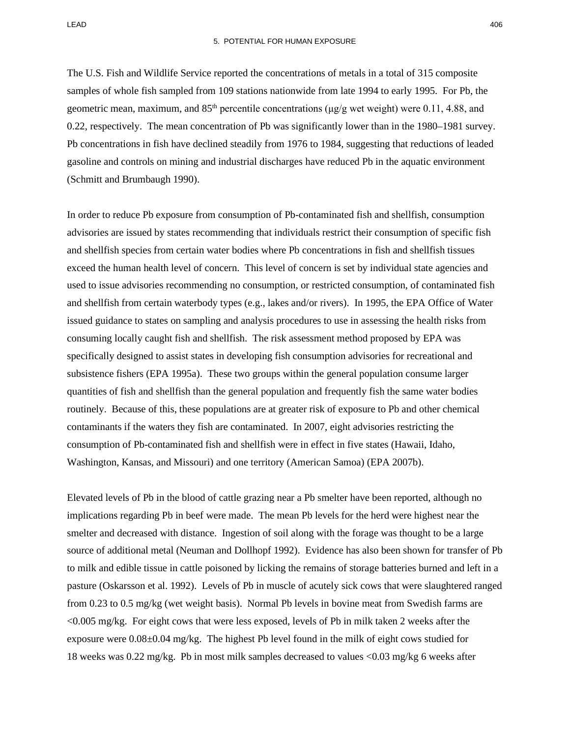The U.S. Fish and Wildlife Service reported the concentrations of metals in a total of 315 composite samples of whole fish sampled from 109 stations nationwide from late 1994 to early 1995. For Pb, the geometric mean, maximum, and 85$^{th}$ percentile concentrations (μg/g wet weight) were 0.11, 4.88, and 0.22, respectively. The mean concentration of Pb was significantly lower than in the 1980–1981 survey. Pb concentrations in fish have declined steadily from 1976 to 1984, suggesting that reductions of leaded gasoline and controls on mining and industrial discharges have reduced Pb in the aquatic environment (Schmitt and Brumbaugh 1990).

In order to reduce Pb exposure from consumption of Pb-contaminated fish and shellfish, consumption advisories are issued by states recommending that individuals restrict their consumption of specific fish and shellfish species from certain water bodies where Pb concentrations in fish and shellfish tissues exceed the human health level of concern. This level of concern is set by individual state agencies and used to issue advisories recommending no consumption, or restricted consumption, of contaminated fish and shellfish from certain waterbody types (e.g., lakes and/or rivers). In 1995, the EPA Office of Water issued guidance to states on sampling and analysis procedures to use in assessing the health risks from consuming locally caught fish and shellfish. The risk assessment method proposed by EPA was specifically designed to assist states in developing fish consumption advisories for recreational and subsistence fishers (EPA 1995a). These two groups within the general population consume larger quantities of fish and shellfish than the general population and frequently fish the same water bodies routinely. Because of this, these populations are at greater risk of exposure to Pb and other chemical contaminants if the waters they fish are contaminated. In 2007, eight advisories restricting the consumption of Pb-contaminated fish and shellfish were in effect in five states (Hawaii, Idaho, Washington, Kansas, and Missouri) and one territory (American Samoa) (EPA 2007b).

Elevated levels of Pb in the blood of cattle grazing near a Pb smelter have been reported, although no implications regarding Pb in beef were made. The mean Pb levels for the herd were highest near the smelter and decreased with distance. Ingestion of soil along with the forage was thought to be a large source of additional metal (Neuman and Dollhopf 1992). Evidence has also been shown for transfer of Pb to milk and edible tissue in cattle poisoned by licking the remains of storage batteries burned and left in a pasture (Oskarsson et al. 1992). Levels of Pb in muscle of acutely sick cows that were slaughtered ranged from 0.23 to 0.5 mg/kg (wet weight basis). Normal Pb levels in bovine meat from Swedish farms are <0.005 mg/kg. For eight cows that were less exposed, levels of Pb in milk taken 2 weeks after the exposure were 0.08±0.04 mg/kg. The highest Pb level found in the milk of eight cows studied for 18 weeks was 0.22 mg/kg. Pb in most milk samples decreased to values <0.03 mg/kg 6 weeks after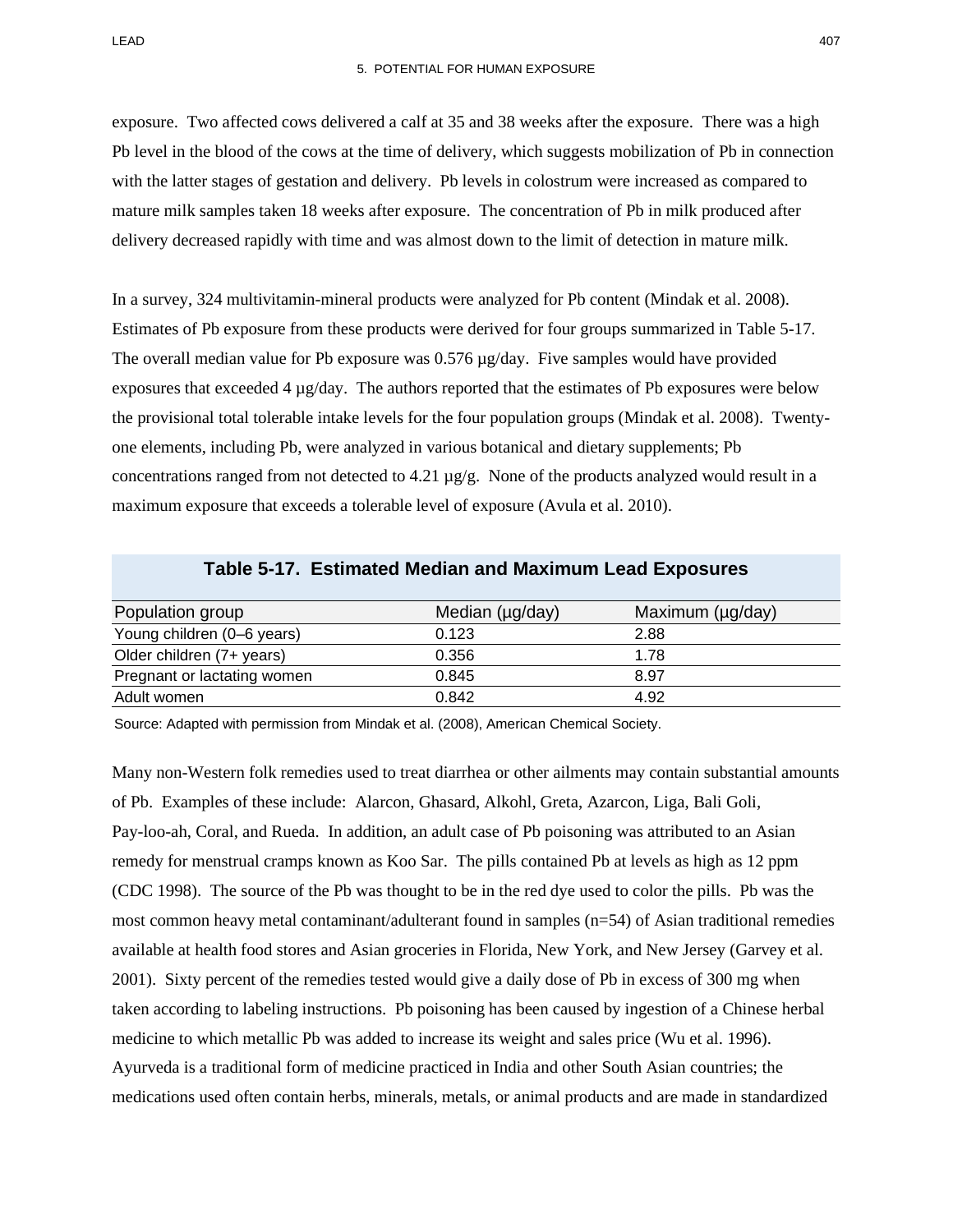exposure. Two affected cows delivered a calf at 35 and 38 weeks after the exposure. There was a high Pb level in the blood of the cows at the time of delivery, which suggests mobilization of Pb in connection with the latter stages of gestation and delivery. Pb levels in colostrum were increased as compared to mature milk samples taken 18 weeks after exposure. The concentration of Pb in milk produced after delivery decreased rapidly with time and was almost down to the limit of detection in mature milk.

In a survey, 324 multivitamin-mineral products were analyzed for Pb content (Mindak et al. 2008). Estimates of Pb exposure from these products were derived for four groups summarized in Table 5-17. The overall median value for Pb exposure was 0.576 μg/day. Five samples would have provided exposures that exceeded 4 μg/day. The authors reported that the estimates of Pb exposures were below the provisional total tolerable intake levels for the four population groups (Mindak et al. 2008). Twenty-one elements, including Pb, were analyzed in various botanical and dietary supplements; Pb concentrations ranged from not detected to 4.21 μg/g. None of the products analyzed would result in a maximum exposure that exceeds a tolerable level of exposure (Avula et al. 2010).

**Table 5-17. Estimated Median and Maximum Lead Exposures**

| Population group | Median (μg/day) | Maximum (μg/day) |
|---|---|---|
| Young children (0–6 years) | 0.123 | 2.88 |
| Older children (7+ years) | 0.356 | 1.78 |
| Pregnant or lactating women | 0.845 | 8.97 |
| Adult women | 0.842 | 4.92 |

Source: Adapted with permission from Mindak et al. (2008), American Chemical Society.

Many non-Western folk remedies used to treat diarrhea or other ailments may contain substantial amounts of Pb. Examples of these include: Alarcon, Ghasard, Alkohl, Greta, Azarcon, Liga, Bali Goli, Pay-loo-ah, Coral, and Rueda. In addition, an adult case of Pb poisoning was attributed to an Asian remedy for menstrual cramps known as Koo Sar. The pills contained Pb at levels as high as 12 ppm (CDC 1998). The source of the Pb was thought to be in the red dye used to color the pills. Pb was the most common heavy metal contaminant/adulterant found in samples (n=54) of Asian traditional remedies available at health food stores and Asian groceries in Florida, New York, and New Jersey (Garvey et al. 2001). Sixty percent of the remedies tested would give a daily dose of Pb in excess of 300 mg when taken according to labeling instructions. Pb poisoning has been caused by ingestion of a Chinese herbal medicine to which metallic Pb was added to increase its weight and sales price (Wu et al. 1996). Ayurveda is a traditional form of medicine practiced in India and other South Asian countries; the medications used often contain herbs, minerals, metals, or animal products and are made in standardized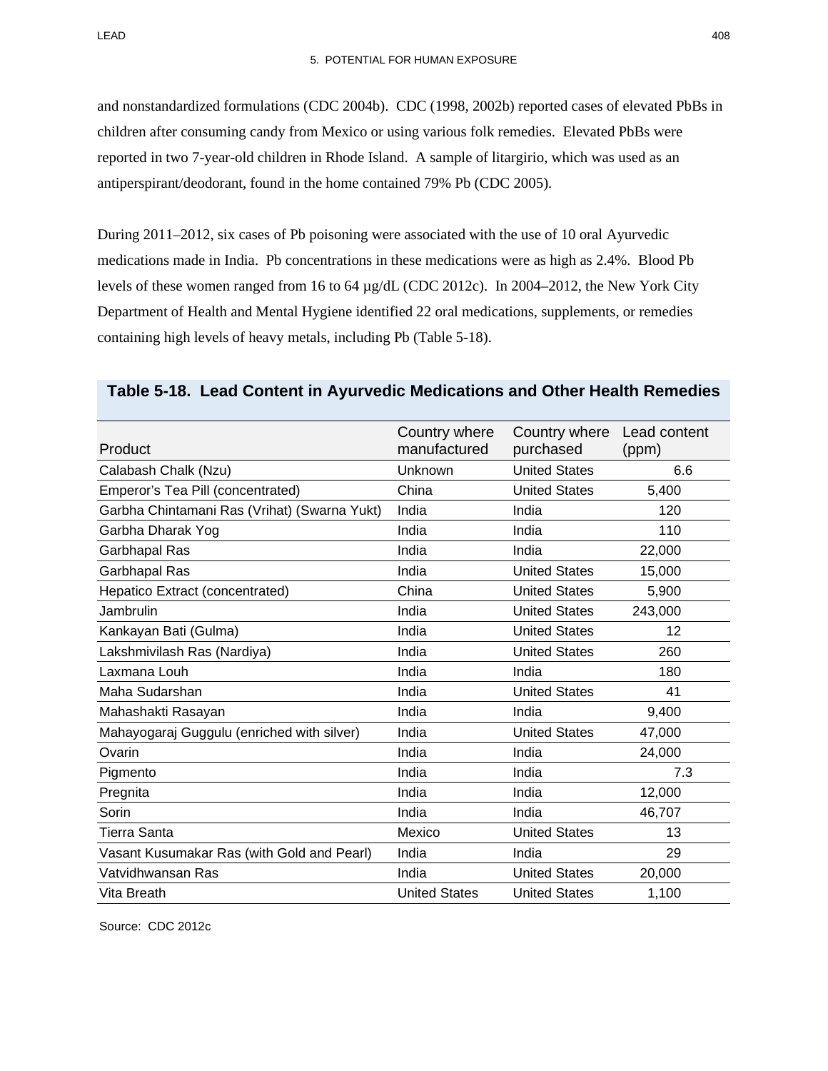and nonstandardized formulations (CDC 2004b). CDC (1998, 2002b) reported cases of elevated PbBs in children after consuming candy from Mexico or using various folk remedies. Elevated PbBs were reported in two 7-year-old children in Rhode Island. A sample of litargirio, which was used as an antiperspirant/deodorant, found in the home contained 79% Pb (CDC 2005).

During 2011–2012, six cases of Pb poisoning were associated with the use of 10 oral Ayurvedic medications made in India. Pb concentrations in these medications were as high as 2.4%. Blood Pb levels of these women ranged from 16 to 64 µg/dL (CDC 2012c). In 2004–2012, the New York City Department of Health and Mental Hygiene identified 22 oral medications, supplements, or remedies containing high levels of heavy metals, including Pb (Table 5-18).

**Table 5-18. Lead Content in Ayurvedic Medications and Other Health Remedies**

| Product | Country where manufactured | Country where purchased | Lead content (ppm) |
|---|---|---|---|
| Calabash Chalk (Nzu) | Unknown | United States | 6.6 |
| Emperor's Tea Pill (concentrated) | China | United States | 5,400 |
| Garbha Chintamani Ras (Vrihat) (Swarna Yukt) | India | India | 120 |
| Garbha Dharak Yog | India | India | 110 |
| Garbhapal Ras | India | India | 22,000 |
| Garbhapal Ras | India | United States | 15,000 |
| Hepatico Extract (concentrated) | China | United States | 5,900 |
| Jambrulin | India | United States | 243,000 |
| Kankayan Bati (Gulma) | India | United States | 12 |
| Lakshmivilash Ras (Nardiya) | India | United States | 260 |
| Laxmana Louh | India | India | 180 |
| Maha Sudarshan | India | United States | 41 |
| Mahashakti Rasayan | India | India | 9,400 |
| Mahayogaraj Guggulu (enriched with silver) | India | United States | 47,000 |
| Ovarin | India | India | 24,000 |
| Pigmento | India | India | 7.3 |
| Pregnita | India | India | 12,000 |
| Sorin | India | India | 46,707 |
| Tierra Santa | Mexico | United States | 13 |
| Vasant Kusumakar Ras (with Gold and Pearl) | India | India | 29 |
| Vatvidhwansan Ras | India | United States | 20,000 |
| Vita Breath | United States | United States | 1,100 |

Source: CDC 2012c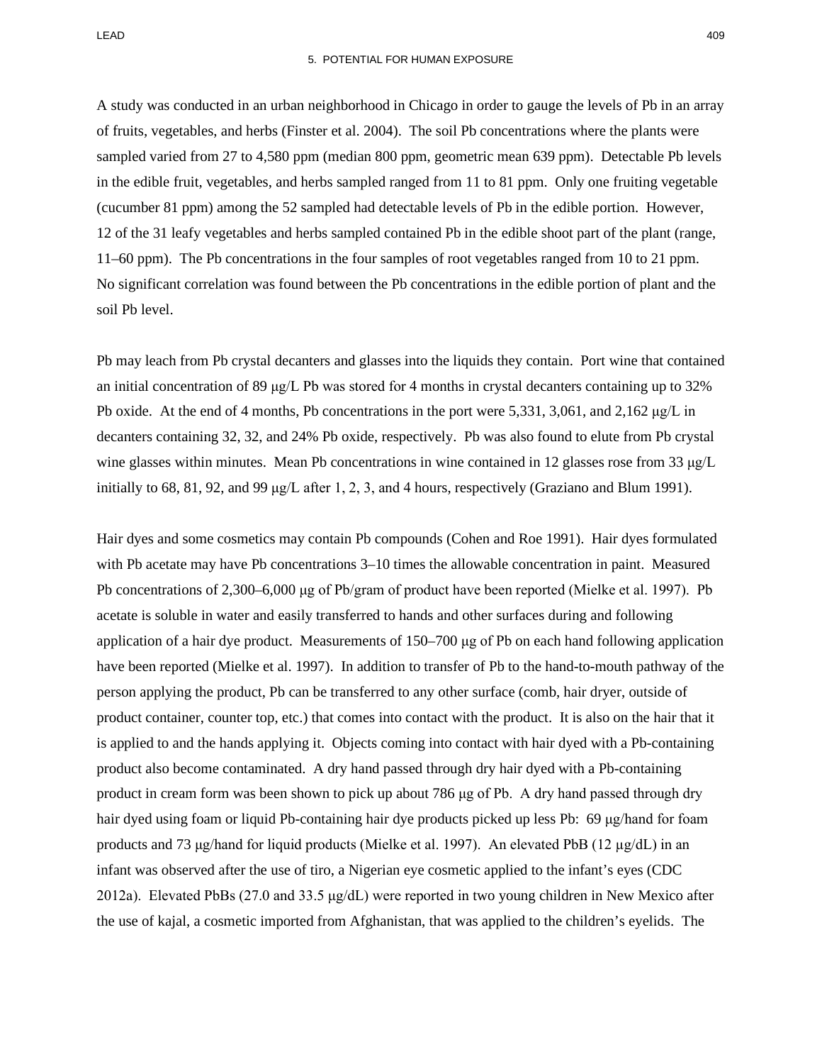A study was conducted in an urban neighborhood in Chicago in order to gauge the levels of Pb in an array of fruits, vegetables, and herbs (Finster et al. 2004). The soil Pb concentrations where the plants were sampled varied from 27 to 4,580 ppm (median 800 ppm, geometric mean 639 ppm). Detectable Pb levels in the edible fruit, vegetables, and herbs sampled ranged from 11 to 81 ppm. Only one fruiting vegetable (cucumber 81 ppm) among the 52 sampled had detectable levels of Pb in the edible portion. However, 12 of the 31 leafy vegetables and herbs sampled contained Pb in the edible shoot part of the plant (range, 11–60 ppm). The Pb concentrations in the four samples of root vegetables ranged from 10 to 21 ppm. No significant correlation was found between the Pb concentrations in the edible portion of plant and the soil Pb level.

Pb may leach from Pb crystal decanters and glasses into the liquids they contain. Port wine that contained an initial concentration of 89 μg/L Pb was stored for 4 months in crystal decanters containing up to 32% Pb oxide. At the end of 4 months, Pb concentrations in the port were 5,331, 3,061, and 2,162 μg/L in decanters containing 32, 32, and 24% Pb oxide, respectively. Pb was also found to elute from Pb crystal wine glasses within minutes. Mean Pb concentrations in wine contained in 12 glasses rose from 33 μg/L initially to 68, 81, 92, and 99 μg/L after 1, 2, 3, and 4 hours, respectively (Graziano and Blum 1991).

Hair dyes and some cosmetics may contain Pb compounds (Cohen and Roe 1991). Hair dyes formulated with Pb acetate may have Pb concentrations 3–10 times the allowable concentration in paint. Measured Pb concentrations of 2,300–6,000 μg of Pb/gram of product have been reported (Mielke et al. 1997). Pb acetate is soluble in water and easily transferred to hands and other surfaces during and following application of a hair dye product. Measurements of 150–700 μg of Pb on each hand following application have been reported (Mielke et al. 1997). In addition to transfer of Pb to the hand-to-mouth pathway of the person applying the product, Pb can be transferred to any other surface (comb, hair dryer, outside of product container, counter top, etc.) that comes into contact with the product. It is also on the hair that it is applied to and the hands applying it. Objects coming into contact with hair dyed with a Pb-containing product also become contaminated. A dry hand passed through dry hair dyed with a Pb-containing product in cream form was been shown to pick up about 786 μg of Pb. A dry hand passed through dry hair dyed using foam or liquid Pb-containing hair dye products picked up less Pb: 69 μg/hand for foam products and 73 μg/hand for liquid products (Mielke et al. 1997). An elevated PbB (12 μg/dL) in an infant was observed after the use of tiro, a Nigerian eye cosmetic applied to the infant's eyes (CDC 2012a). Elevated PbBs (27.0 and 33.5 μg/dL) were reported in two young children in New Mexico after the use of kajal, a cosmetic imported from Afghanistan, that was applied to the children's eyelids. The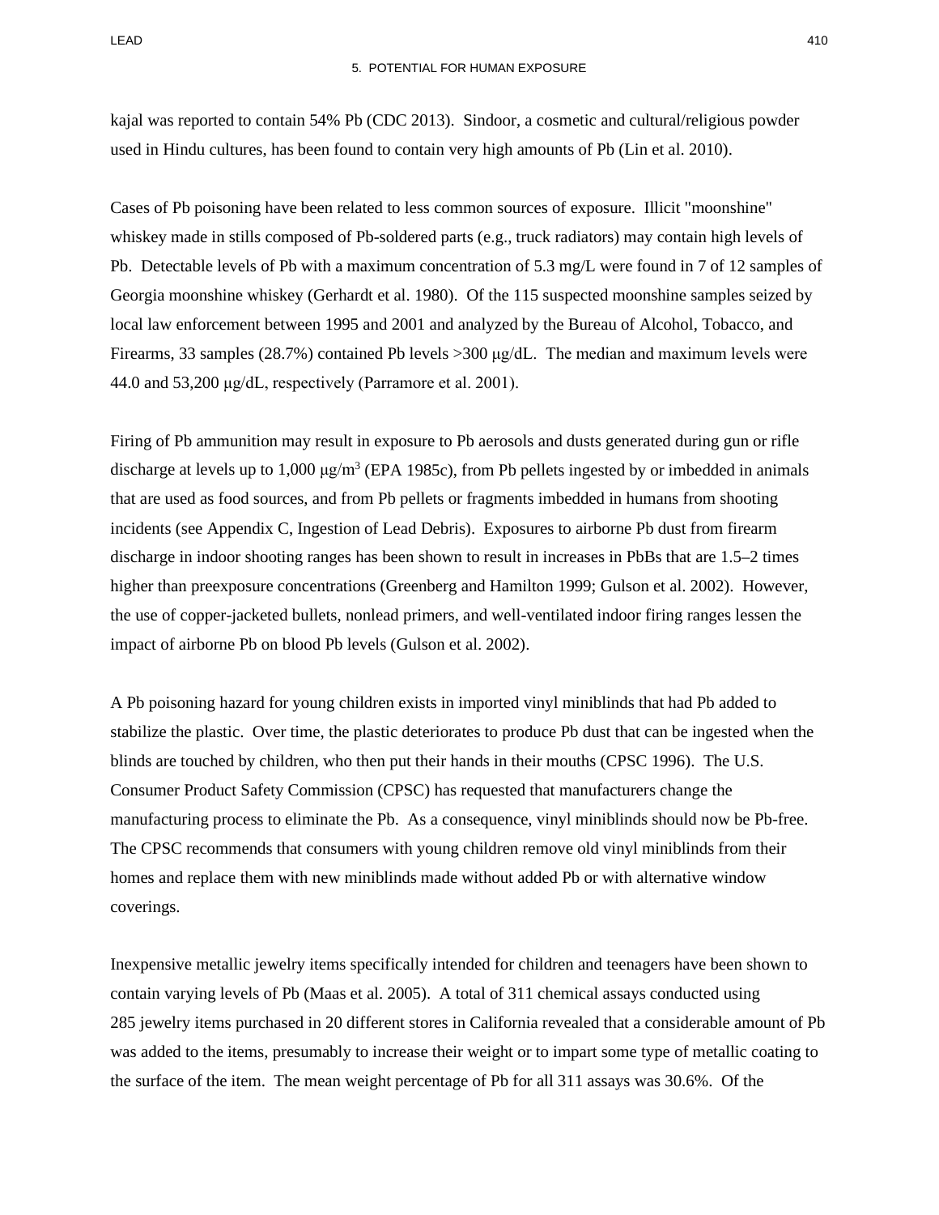kajal was reported to contain 54% Pb (CDC 2013). Sindoor, a cosmetic and cultural/religious powder used in Hindu cultures, has been found to contain very high amounts of Pb (Lin et al. 2010).

Cases of Pb poisoning have been related to less common sources of exposure. Illicit "moonshine" whiskey made in stills composed of Pb-soldered parts (e.g., truck radiators) may contain high levels of Pb. Detectable levels of Pb with a maximum concentration of 5.3 mg/L were found in 7 of 12 samples of Georgia moonshine whiskey (Gerhardt et al. 1980). Of the 115 suspected moonshine samples seized by local law enforcement between 1995 and 2001 and analyzed by the Bureau of Alcohol, Tobacco, and Firearms, 33 samples (28.7%) contained Pb levels >300 μg/dL. The median and maximum levels were 44.0 and 53,200 μg/dL, respectively (Parramore et al. 2001).

Firing of Pb ammunition may result in exposure to Pb aerosols and dusts generated during gun or rifle discharge at levels up to 1,000 $\mu g/m^3$ (EPA 1985c), from Pb pellets ingested by or imbedded in animals that are used as food sources, and from Pb pellets or fragments imbedded in humans from shooting incidents (see Appendix C, Ingestion of Lead Debris). Exposures to airborne Pb dust from firearm discharge in indoor shooting ranges has been shown to result in increases in PbBs that are 1.5–2 times higher than preexposure concentrations (Greenberg and Hamilton 1999; Gulson et al. 2002). However, the use of copper-jacketed bullets, nonlead primers, and well-ventilated indoor firing ranges lessen the impact of airborne Pb on blood Pb levels (Gulson et al. 2002).

A Pb poisoning hazard for young children exists in imported vinyl miniblinds that had Pb added to stabilize the plastic. Over time, the plastic deteriorates to produce Pb dust that can be ingested when the blinds are touched by children, who then put their hands in their mouths (CPSC 1996). The U.S. Consumer Product Safety Commission (CPSC) has requested that manufacturers change the manufacturing process to eliminate the Pb. As a consequence, vinyl miniblinds should now be Pb-free. The CPSC recommends that consumers with young children remove old vinyl miniblinds from their homes and replace them with new miniblinds made without added Pb or with alternative window coverings.

Inexpensive metallic jewelry items specifically intended for children and teenagers have been shown to contain varying levels of Pb (Maas et al. 2005). A total of 311 chemical assays conducted using 285 jewelry items purchased in 20 different stores in California revealed that a considerable amount of Pb was added to the items, presumably to increase their weight or to impart some type of metallic coating to the surface of the item. The mean weight percentage of Pb for all 311 assays was 30.6%. Of the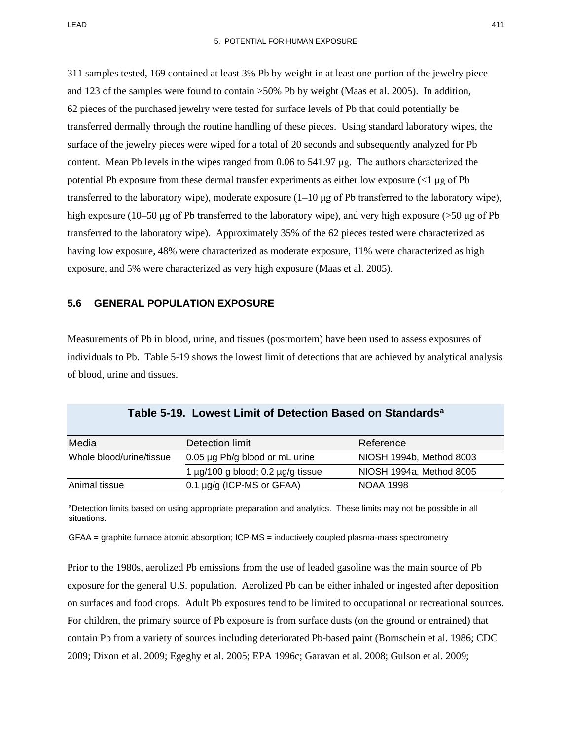311 samples tested, 169 contained at least 3% Pb by weight in at least one portion of the jewelry piece and 123 of the samples were found to contain >50% Pb by weight (Maas et al. 2005). In addition, 62 pieces of the purchased jewelry were tested for surface levels of Pb that could potentially be transferred dermally through the routine handling of these pieces. Using standard laboratory wipes, the surface of the jewelry pieces were wiped for a total of 20 seconds and subsequently analyzed for Pb content. Mean Pb levels in the wipes ranged from 0.06 to 541.97 μg. The authors characterized the potential Pb exposure from these dermal transfer experiments as either low exposure (<1 μg of Pb transferred to the laboratory wipe), moderate exposure (1–10 μg of Pb transferred to the laboratory wipe), high exposure (10–50 μg of Pb transferred to the laboratory wipe), and very high exposure (>50 μg of Pb transferred to the laboratory wipe). Approximately 35% of the 62 pieces tested were characterized as having low exposure, 48% were characterized as moderate exposure, 11% were characterized as high exposure, and 5% were characterized as very high exposure (Maas et al. 2005).

## 5.6 GENERAL POPULATION EXPOSURE

Measurements of Pb in blood, urine, and tissues (postmortem) have been used to assess exposures of individuals to Pb. Table 5-19 shows the lowest limit of detections that are achieved by analytical analysis of blood, urine and tissues.

**Table 5-19. Lowest Limit of Detection Based on Standards[a]**

| Media | Detection limit | Reference |
|---|---|---|
| Whole blood/urine/tissue | 0.05 μg Pb/g blood or mL urine | NIOSH 1994b, Method 8003 |
| | 1 μg/100 g blood; 0.2 μg/g tissue | NIOSH 1994a, Method 8005 |
| Animal tissue | 0.1 μg/g (ICP-MS or GFAA) | NOAA 1998 |

[a]Detection limits based on using appropriate preparation and analytics. These limits may not be possible in all situations.

GFAA = graphite furnace atomic absorption; ICP-MS = inductively coupled plasma-mass spectrometry

Prior to the 1980s, aerolized Pb emissions from the use of leaded gasoline was the main source of Pb exposure for the general U.S. population. Aerolized Pb can be either inhaled or ingested after deposition on surfaces and food crops. Adult Pb exposures tend to be limited to occupational or recreational sources. For children, the primary source of Pb exposure is from surface dusts (on the ground or entrained) that contain Pb from a variety of sources including deteriorated Pb-based paint (Bornschein et al. 1986; CDC 2009; Dixon et al. 2009; Egeghy et al. 2005; EPA 1996c; Garavan et al. 2008; Gulson et al. 2009;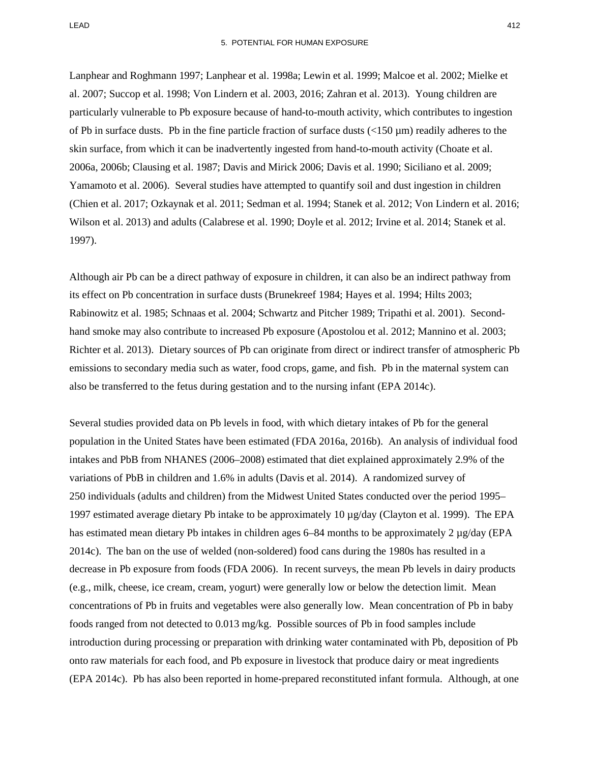Lanphear and Roghmann 1997; Lanphear et al. 1998a; Lewin et al. 1999; Malcoe et al. 2002; Mielke et al. 2007; Succop et al. 1998; Von Lindern et al. 2003, 2016; Zahran et al. 2013). Young children are particularly vulnerable to Pb exposure because of hand-to-mouth activity, which contributes to ingestion of Pb in surface dusts. Pb in the fine particle fraction of surface dusts (<150 µm) readily adheres to the skin surface, from which it can be inadvertently ingested from hand-to-mouth activity (Choate et al. 2006a, 2006b; Clausing et al. 1987; Davis and Mirick 2006; Davis et al. 1990; Siciliano et al. 2009; Yamamoto et al. 2006). Several studies have attempted to quantify soil and dust ingestion in children (Chien et al. 2017; Ozkaynak et al. 2011; Sedman et al. 1994; Stanek et al. 2012; Von Lindern et al. 2016; Wilson et al. 2013) and adults (Calabrese et al. 1990; Doyle et al. 2012; Irvine et al. 2014; Stanek et al. 1997).

Although air Pb can be a direct pathway of exposure in children, it can also be an indirect pathway from its effect on Pb concentration in surface dusts (Brunekreef 1984; Hayes et al. 1994; Hilts 2003; Rabinowitz et al. 1985; Schnaas et al. 2004; Schwartz and Pitcher 1989; Tripathi et al. 2001). Second-hand smoke may also contribute to increased Pb exposure (Apostolou et al. 2012; Mannino et al. 2003; Richter et al. 2013). Dietary sources of Pb can originate from direct or indirect transfer of atmospheric Pb emissions to secondary media such as water, food crops, game, and fish. Pb in the maternal system can also be transferred to the fetus during gestation and to the nursing infant (EPA 2014c).

Several studies provided data on Pb levels in food, with which dietary intakes of Pb for the general population in the United States have been estimated (FDA 2016a, 2016b). An analysis of individual food intakes and PbB from NHANES (2006–2008) estimated that diet explained approximately 2.9% of the variations of PbB in children and 1.6% in adults (Davis et al. 2014). A randomized survey of 250 individuals (adults and children) from the Midwest United States conducted over the period 1995–1997 estimated average dietary Pb intake to be approximately 10 µg/day (Clayton et al. 1999). The EPA has estimated mean dietary Pb intakes in children ages 6–84 months to be approximately 2 µg/day (EPA 2014c). The ban on the use of welded (non-soldered) food cans during the 1980s has resulted in a decrease in Pb exposure from foods (FDA 2006). In recent surveys, the mean Pb levels in dairy products (e.g., milk, cheese, ice cream, cream, yogurt) were generally low or below the detection limit. Mean concentrations of Pb in fruits and vegetables were also generally low. Mean concentration of Pb in baby foods ranged from not detected to 0.013 mg/kg. Possible sources of Pb in food samples include introduction during processing or preparation with drinking water contaminated with Pb, deposition of Pb onto raw materials for each food, and Pb exposure in livestock that produce dairy or meat ingredients (EPA 2014c). Pb has also been reported in home-prepared reconstituted infant formula. Although, at one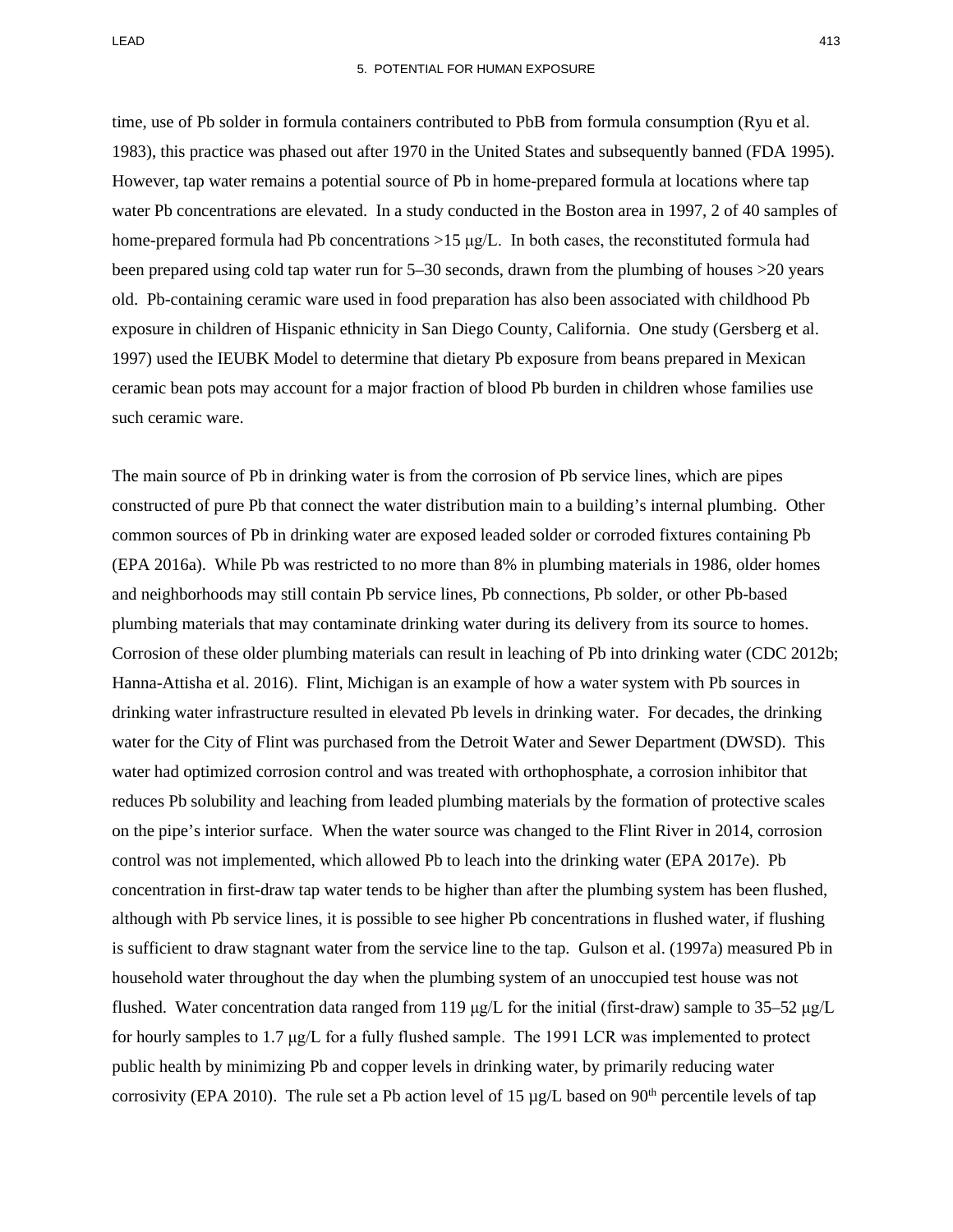time, use of Pb solder in formula containers contributed to PbB from formula consumption (Ryu et al. 1983), this practice was phased out after 1970 in the United States and subsequently banned (FDA 1995). However, tap water remains a potential source of Pb in home-prepared formula at locations where tap water Pb concentrations are elevated. In a study conducted in the Boston area in 1997, 2 of 40 samples of home-prepared formula had Pb concentrations >15 μg/L. In both cases, the reconstituted formula had been prepared using cold tap water run for 5–30 seconds, drawn from the plumbing of houses >20 years old. Pb-containing ceramic ware used in food preparation has also been associated with childhood Pb exposure in children of Hispanic ethnicity in San Diego County, California. One study (Gersberg et al. 1997) used the IEUBK Model to determine that dietary Pb exposure from beans prepared in Mexican ceramic bean pots may account for a major fraction of blood Pb burden in children whose families use such ceramic ware.

The main source of Pb in drinking water is from the corrosion of Pb service lines, which are pipes constructed of pure Pb that connect the water distribution main to a building's internal plumbing. Other common sources of Pb in drinking water are exposed leaded solder or corroded fixtures containing Pb (EPA 2016a). While Pb was restricted to no more than 8% in plumbing materials in 1986, older homes and neighborhoods may still contain Pb service lines, Pb connections, Pb solder, or other Pb-based plumbing materials that may contaminate drinking water during its delivery from its source to homes. Corrosion of these older plumbing materials can result in leaching of Pb into drinking water (CDC 2012b; Hanna-Attisha et al. 2016). Flint, Michigan is an example of how a water system with Pb sources in drinking water infrastructure resulted in elevated Pb levels in drinking water. For decades, the drinking water for the City of Flint was purchased from the Detroit Water and Sewer Department (DWSD). This water had optimized corrosion control and was treated with orthophosphate, a corrosion inhibitor that reduces Pb solubility and leaching from leaded plumbing materials by the formation of protective scales on the pipe's interior surface. When the water source was changed to the Flint River in 2014, corrosion control was not implemented, which allowed Pb to leach into the drinking water (EPA 2017e). Pb concentration in first-draw tap water tends to be higher than after the plumbing system has been flushed, although with Pb service lines, it is possible to see higher Pb concentrations in flushed water, if flushing is sufficient to draw stagnant water from the service line to the tap. Gulson et al. (1997a) measured Pb in household water throughout the day when the plumbing system of an unoccupied test house was not flushed. Water concentration data ranged from 119 μg/L for the initial (first-draw) sample to 35–52 μg/L for hourly samples to 1.7 μg/L for a fully flushed sample. The 1991 LCR was implemented to protect public health by minimizing Pb and copper levels in drinking water, by primarily reducing water corrosivity (EPA 2010). The rule set a Pb action level of 15 μg/L based on $90^{th}$ percentile levels of tap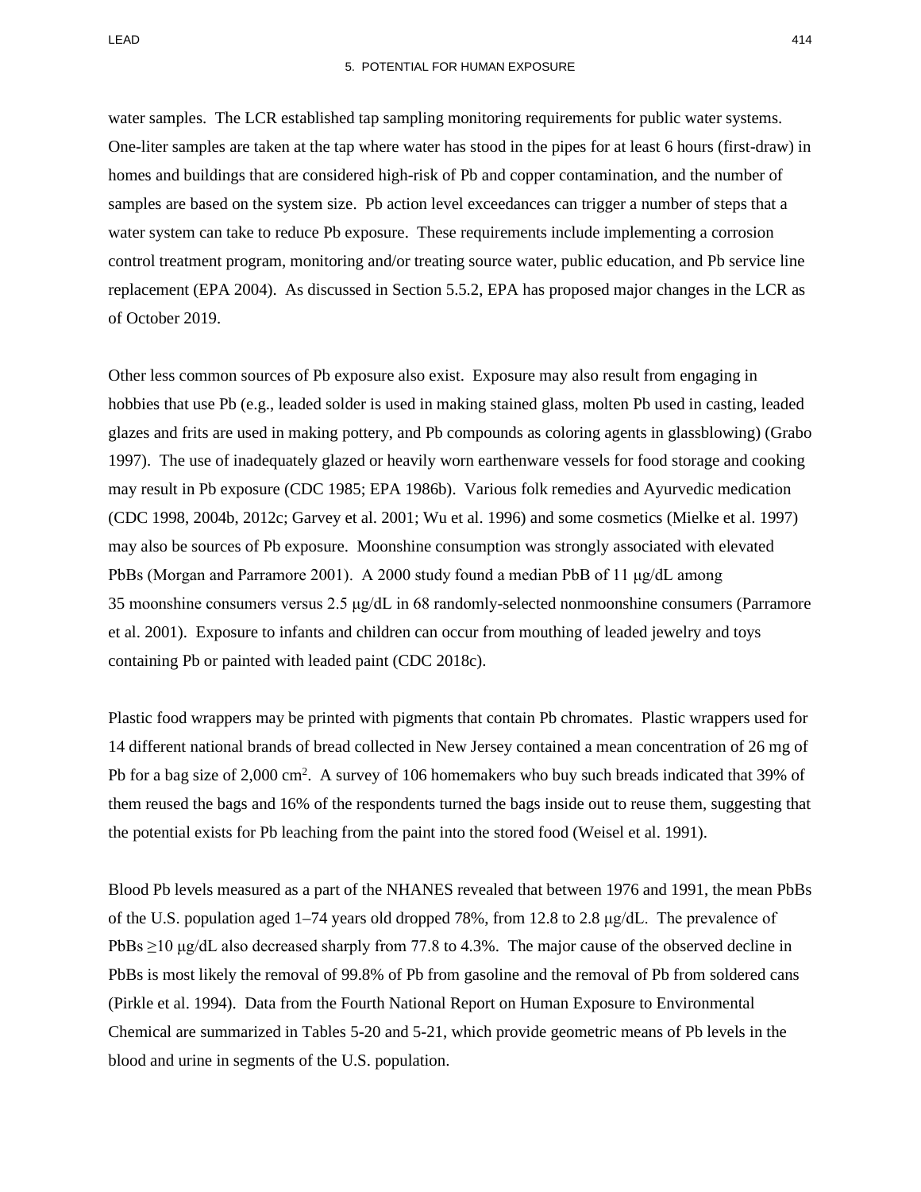water samples. The LCR established tap sampling monitoring requirements for public water systems. One-liter samples are taken at the tap where water has stood in the pipes for at least 6 hours (first-draw) in homes and buildings that are considered high-risk of Pb and copper contamination, and the number of samples are based on the system size. Pb action level exceedances can trigger a number of steps that a water system can take to reduce Pb exposure. These requirements include implementing a corrosion control treatment program, monitoring and/or treating source water, public education, and Pb service line replacement (EPA 2004). As discussed in Section 5.5.2, EPA has proposed major changes in the LCR as of October 2019.

Other less common sources of Pb exposure also exist. Exposure may also result from engaging in hobbies that use Pb (e.g., leaded solder is used in making stained glass, molten Pb used in casting, leaded glazes and frits are used in making pottery, and Pb compounds as coloring agents in glassblowing) (Grabo 1997). The use of inadequately glazed or heavily worn earthenware vessels for food storage and cooking may result in Pb exposure (CDC 1985; EPA 1986b). Various folk remedies and Ayurvedic medication (CDC 1998, 2004b, 2012c; Garvey et al. 2001; Wu et al. 1996) and some cosmetics (Mielke et al. 1997) may also be sources of Pb exposure. Moonshine consumption was strongly associated with elevated PbBs (Morgan and Parramore 2001). A 2000 study found a median PbB of 11 μg/dL among 35 moonshine consumers versus 2.5 μg/dL in 68 randomly-selected nonmoonshine consumers (Parramore et al. 2001). Exposure to infants and children can occur from mouthing of leaded jewelry and toys containing Pb or painted with leaded paint (CDC 2018c).

Plastic food wrappers may be printed with pigments that contain Pb chromates. Plastic wrappers used for 14 different national brands of bread collected in New Jersey contained a mean concentration of 26 mg of Pb for a bag size of 2,000 $cm^2$. A survey of 106 homemakers who buy such breads indicated that 39% of them reused the bags and 16% of the respondents turned the bags inside out to reuse them, suggesting that the potential exists for Pb leaching from the paint into the stored food (Weisel et al. 1991).

Blood Pb levels measured as a part of the NHANES revealed that between 1976 and 1991, the mean PbBs of the U.S. population aged 1–74 years old dropped 78%, from 12.8 to 2.8 μg/dL. The prevalence of PbBs ≥10 μg/dL also decreased sharply from 77.8 to 4.3%. The major cause of the observed decline in PbBs is most likely the removal of 99.8% of Pb from gasoline and the removal of Pb from soldered cans (Pirkle et al. 1994). Data from the Fourth National Report on Human Exposure to Environmental Chemical are summarized in Tables 5-20 and 5-21, which provide geometric means of Pb levels in the blood and urine in segments of the U.S. population.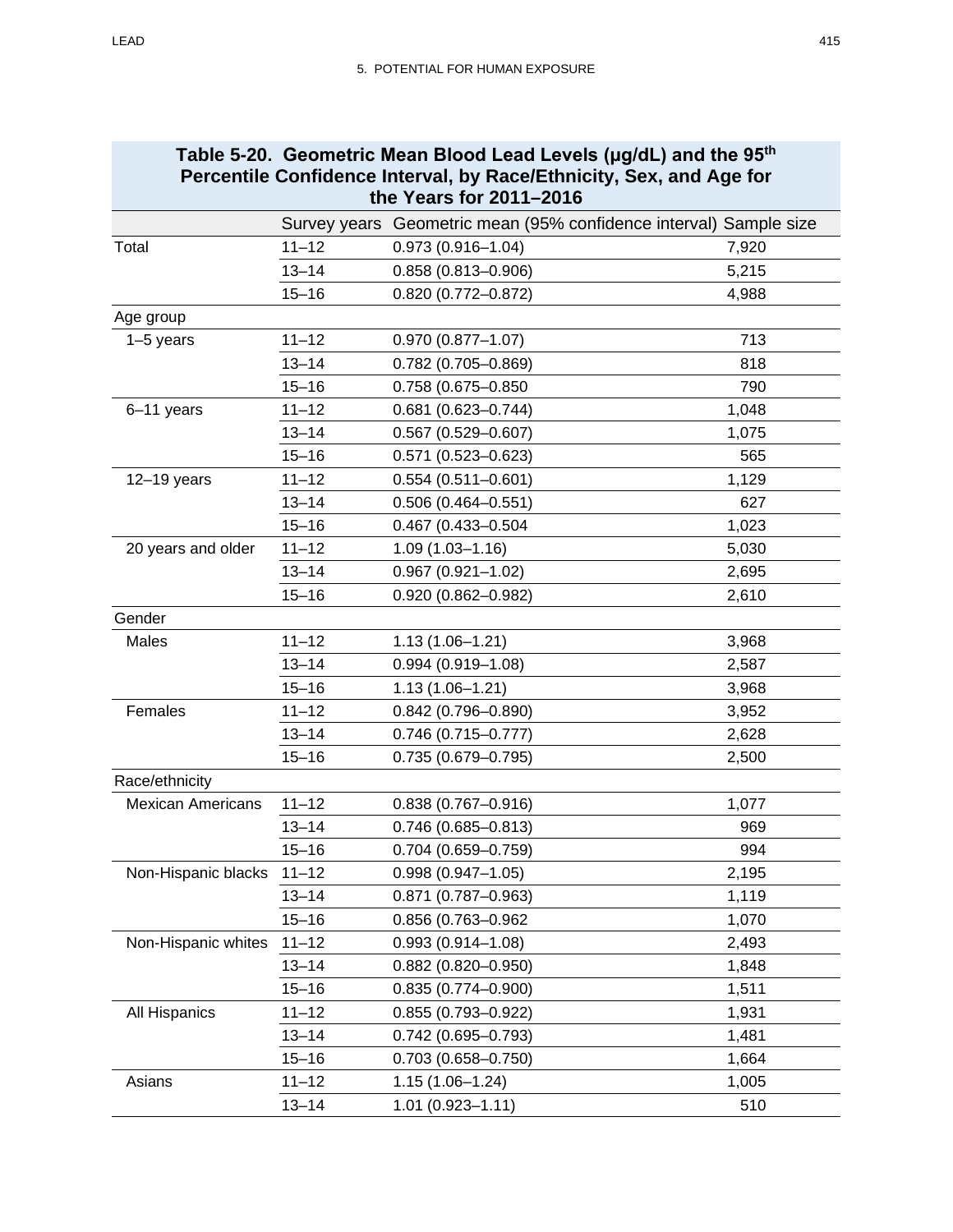**Table 5-20. Geometric Mean Blood Lead Levels (µg/dL) and the 95th Percentile Confidence Interval, by Race/Ethnicity, Sex, and Age for the Years for 2011–2016**

| | Survey years | Geometric mean (95% confidence interval) | Sample size |
|---|---|---|---|
| Total | 11–12 | 0.973 (0.916–1.04) | 7,920 |
| | 13–14 | 0.858 (0.813–0.906) | 5,215 |
| | 15–16 | 0.820 (0.772–0.872) | 4,988 |
| Age group | | | |
| 1–5 years | 11–12 | 0.970 (0.877–1.07) | 713 |
| | 13–14 | 0.782 (0.705–0.869) | 818 |
| | 15–16 | 0.758 (0.675–0.850 | 790 |
| 6–11 years | 11–12 | 0.681 (0.623–0.744) | 1,048 |
| | 13–14 | 0.567 (0.529–0.607) | 1,075 |
| | 15–16 | 0.571 (0.523–0.623) | 565 |
| 12–19 years | 11–12 | 0.554 (0.511–0.601) | 1,129 |
| | 13–14 | 0.506 (0.464–0.551) | 627 |
| | 15–16 | 0.467 (0.433–0.504 | 1,023 |
| 20 years and older | 11–12 | 1.09 (1.03–1.16) | 5,030 |
| | 13–14 | 0.967 (0.921–1.02) | 2,695 |
| | 15–16 | 0.920 (0.862–0.982) | 2,610 |
| Gender | | | |
| Males | 11–12 | 1.13 (1.06–1.21) | 3,968 |
| | 13–14 | 0.994 (0.919–1.08) | 2,587 |
| | 15–16 | 1.13 (1.06–1.21) | 3,968 |
| Females | 11–12 | 0.842 (0.796–0.890) | 3,952 |
| | 13–14 | 0.746 (0.715–0.777) | 2,628 |
| | 15–16 | 0.735 (0.679–0.795) | 2,500 |
| Race/ethnicity | | | |
| Mexican Americans | 11–12 | 0.838 (0.767–0.916) | 1,077 |
| | 13–14 | 0.746 (0.685–0.813) | 969 |
| | 15–16 | 0.704 (0.659–0.759) | 994 |
| Non-Hispanic blacks | 11–12 | 0.998 (0.947–1.05) | 2,195 |
| | 13–14 | 0.871 (0.787–0.963) | 1,119 |
| | 15–16 | 0.856 (0.763–0.962 | 1,070 |
| Non-Hispanic whites | 11–12 | 0.993 (0.914–1.08) | 2,493 |
| | 13–14 | 0.882 (0.820–0.950) | 1,848 |
| | 15–16 | 0.835 (0.774–0.900) | 1,511 |
| All Hispanics | 11–12 | 0.855 (0.793–0.922) | 1,931 |
| | 13–14 | 0.742 (0.695–0.793) | 1,481 |
| | 15–16 | 0.703 (0.658–0.750) | 1,664 |
| Asians | 11–12 | 1.15 (1.06–1.24) | 1,005 |
| | 13–14 | 1.01 (0.923–1.11) | 510 |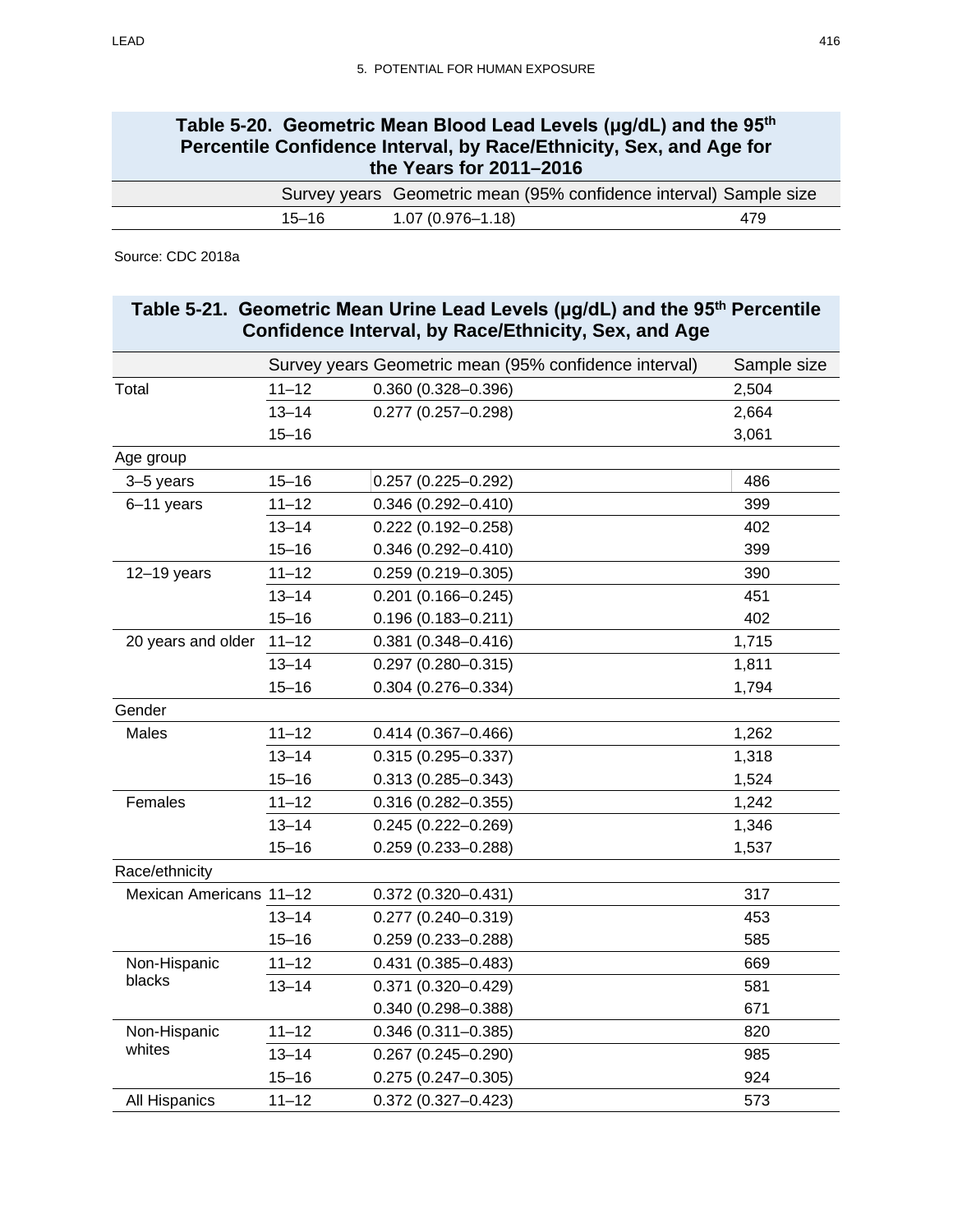5. POTENTIAL FOR HUMAN EXPOSURE

**Table 5-20. Geometric Mean Blood Lead Levels (µg/dL) and the 95[th] Percentile Confidence Interval, by Race/Ethnicity, Sex, and Age for the Years for 2011–2016**

| | Survey years | Geometric mean (95% confidence interval) | Sample size |
|---|---|---|---|
| | 15–16 | 1.07 (0.976–1.18) | 479 |

Source: CDC 2018a

**Table 5-21. Geometric Mean Urine Lead Levels (µg/dL) and the 95[th] Percentile Confidence Interval, by Race/Ethnicity, Sex, and Age**

| | Survey years | Geometric mean (95% confidence interval) | Sample size |
|---|---|---|---|
| Total | 11–12 | 0.360 (0.328–0.396) | 2,504 |
| | 13–14 | 0.277 (0.257–0.298) | 2,664 |
| | 15–16 | | 3,061 |
| Age group | | | |
| 3–5 years | 15–16 | 0.257 (0.225–0.292) | 486 |
| 6–11 years | 11–12 | 0.346 (0.292–0.410) | 399 |
| | 13–14 | 0.222 (0.192–0.258) | 402 |
| | 15–16 | 0.346 (0.292–0.410) | 399 |
| 12–19 years | 11–12 | 0.259 (0.219–0.305) | 390 |
| | 13–14 | 0.201 (0.166–0.245) | 451 |
| | 15–16 | 0.196 (0.183–0.211) | 402 |
| 20 years and older | 11–12 | 0.381 (0.348–0.416) | 1,715 |
| | 13–14 | 0.297 (0.280–0.315) | 1,811 |
| | 15–16 | 0.304 (0.276–0.334) | 1,794 |
| Gender | | | |
| Males | 11–12 | 0.414 (0.367–0.466) | 1,262 |
| | 13–14 | 0.315 (0.295–0.337) | 1,318 |
| | 15–16 | 0.313 (0.285–0.343) | 1,524 |
| Females | 11–12 | 0.316 (0.282–0.355) | 1,242 |
| | 13–14 | 0.245 (0.222–0.269) | 1,346 |
| | 15–16 | 0.259 (0.233–0.288) | 1,537 |
| Race/ethnicity | | | |
| Mexican Americans | 11–12 | 0.372 (0.320–0.431) | 317 |
| | 13–14 | 0.277 (0.240–0.319) | 453 |
| | 15–16 | 0.259 (0.233–0.288) | 585 |
| Non-Hispanic blacks | 11–12 | 0.431 (0.385–0.483) | 669 |
| | 13–14 | 0.371 (0.320–0.429) | 581 |
| | | 0.340 (0.298–0.388) | 671 |
| Non-Hispanic whites | 11–12 | 0.346 (0.311–0.385) | 820 |
| | 13–14 | 0.267 (0.245–0.290) | 985 |
| | 15–16 | 0.275 (0.247–0.305) | 924 |
| All Hispanics | 11–12 | 0.372 (0.327–0.423) | 573 |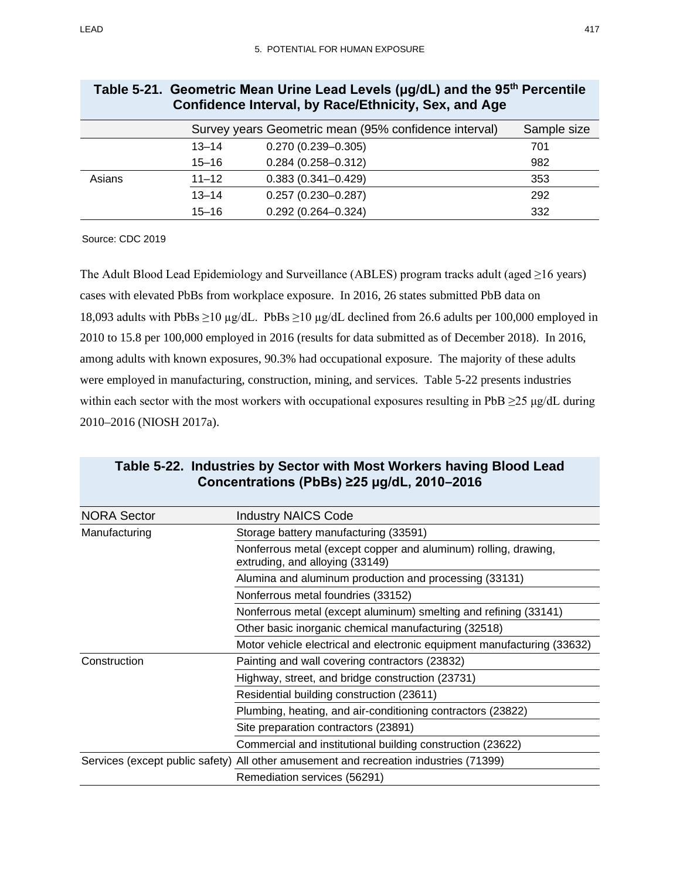**Table 5-21. Geometric Mean Urine Lead Levels (µg/dL) and the 95th Percentile Confidence Interval, by Race/Ethnicity, Sex, and Age**

| | Survey years | Geometric mean (95% confidence interval) | Sample size |
|---|---|---|---|
| | 13–14 | 0.270 (0.239–0.305) | 701 |
| | 15–16 | 0.284 (0.258–0.312) | 982 |
| Asians | 11–12 | 0.383 (0.341–0.429) | 353 |
| | 13–14 | 0.257 (0.230–0.287) | 292 |
| | 15–16 | 0.292 (0.264–0.324) | 332 |

Source: CDC 2019

The Adult Blood Lead Epidemiology and Surveillance (ABLES) program tracks adult (aged ≥16 years) cases with elevated PbBs from workplace exposure. In 2016, 26 states submitted PbB data on 18,093 adults with PbBs ≥10 µg/dL. PbBs ≥10 µg/dL declined from 26.6 adults per 100,000 employed in 2010 to 15.8 per 100,000 employed in 2016 (results for data submitted as of December 2018). In 2016, among adults with known exposures, 90.3% had occupational exposure. The majority of these adults were employed in manufacturing, construction, mining, and services. Table 5-22 presents industries within each sector with the most workers with occupational exposures resulting in PbB ≥25 µg/dL during 2010–2016 (NIOSH 2017a).

**Table 5-22. Industries by Sector with Most Workers having Blood Lead Concentrations (PbBs) ≥25 µg/dL, 2010–2016**

| NORA Sector | Industry NAICS Code |
|---|---|
| Manufacturing | Storage battery manufacturing (33591) |
| | Nonferrous metal (except copper and aluminum) rolling, drawing, extruding, and alloying (33149) |
| | Alumina and aluminum production and processing (33131) |
| | Nonferrous metal foundries (33152) |
| | Nonferrous metal (except aluminum) smelting and refining (33141) |
| | Other basic inorganic chemical manufacturing (32518) |
| | Motor vehicle electrical and electronic equipment manufacturing (33632) |
| Construction | Painting and wall covering contractors (23832) |
| | Highway, street, and bridge construction (23731) |
| | Residential building construction (23611) |
| | Plumbing, heating, and air-conditioning contractors (23822) |
| | Site preparation contractors (23891) |
| | Commercial and institutional building construction (23622) |
| Services (except public safety) | All other amusement and recreation industries (71399) |
| | Remediation services (56291) |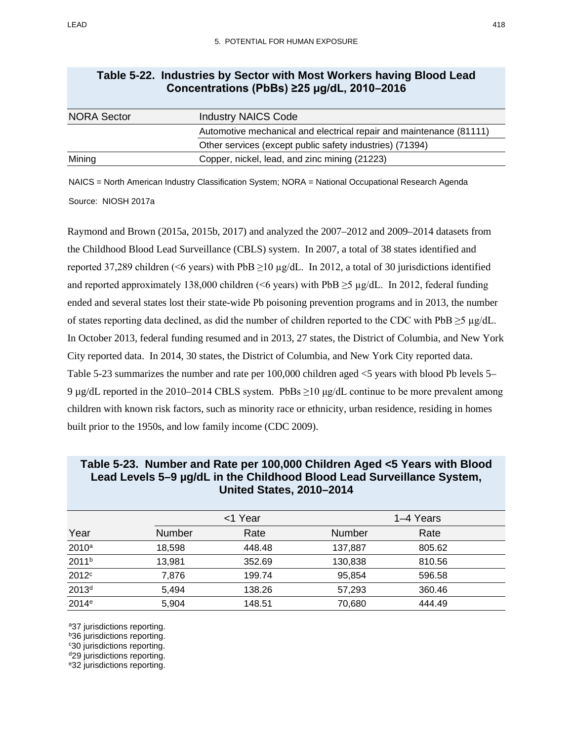**Table 5-22. Industries by Sector with Most Workers having Blood Lead Concentrations (PbBs) ≥25 μg/dL, 2010–2016**

| NORA Sector | Industry NAICS Code |
|---|---|
| | Automotive mechanical and electrical repair and maintenance (81111) |
| | Other services (except public safety industries) (71394) |
| Mining | Copper, nickel, lead, and zinc mining (21223) |

NAICS = North American Industry Classification System; NORA = National Occupational Research Agenda

Source: NIOSH 2017a

Raymond and Brown (2015a, 2015b, 2017) and analyzed the 2007–2012 and 2009–2014 datasets from the Childhood Blood Lead Surveillance (CBLS) system. In 2007, a total of 38 states identified and reported 37,289 children (<6 years) with PbB ≥10 μg/dL. In 2012, a total of 30 jurisdictions identified and reported approximately 138,000 children (<6 years) with PbB ≥5 μg/dL. In 2012, federal funding ended and several states lost their state-wide Pb poisoning prevention programs and in 2013, the number of states reporting data declined, as did the number of children reported to the CDC with PbB ≥5 μg/dL. In October 2013, federal funding resumed and in 2013, 27 states, the District of Columbia, and New York City reported data. In 2014, 30 states, the District of Columbia, and New York City reported data. Table 5-23 summarizes the number and rate per 100,000 children aged <5 years with blood Pb levels 5–9 μg/dL reported in the 2010–2014 CBLS system. PbBs ≥10 μg/dL continue to be more prevalent among children with known risk factors, such as minority race or ethnicity, urban residence, residing in homes built prior to the 1950s, and low family income (CDC 2009).

**Table 5-23. Number and Rate per 100,000 Children Aged <5 Years with Blood Lead Levels 5–9 μg/dL in the Childhood Blood Lead Surveillance System, United States, 2010–2014**

| | <1 Year | | 1–4 Years | |
|---|---|---|---|---|
| Year | Number | Rate | Number | Rate |
| 2010[a] | 18,598 | 448.48 | 137,887 | 805.62 |
| 2011[b] | 13,981 | 352.69 | 130,838 | 810.56 |
| 2012[c] | 7,876 | 199.74 | 95,854 | 596.58 |
| 2013[d] | 5,494 | 138.26 | 57,293 | 360.46 |
| 2014[e] | 5,904 | 148.51 | 70,680 | 444.49 |

[a]37 jurisdictions reporting.
[b]36 jurisdictions reporting.
[c]30 jurisdictions reporting.
[d]29 jurisdictions reporting.
[e]32 jurisdictions reporting.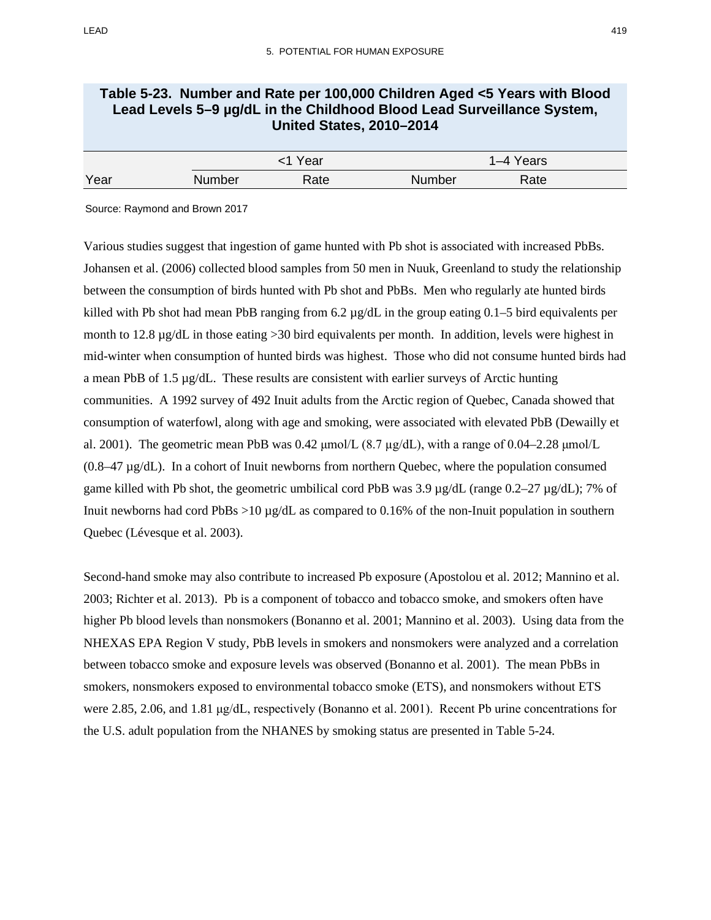**Table 5-23. Number and Rate per 100,000 Children Aged <5 Years with Blood Lead Levels 5–9 µg/dL in the Childhood Blood Lead Surveillance System, United States, 2010–2014**

| | <1 Year | | 1–4 Years | |
|---|---|---|---|---|
| Year | Number | Rate | Number | Rate |

Source: Raymond and Brown 2017

Various studies suggest that ingestion of game hunted with Pb shot is associated with increased PbBs. Johansen et al. (2006) collected blood samples from 50 men in Nuuk, Greenland to study the relationship between the consumption of birds hunted with Pb shot and PbBs. Men who regularly ate hunted birds killed with Pb shot had mean PbB ranging from 6.2 µg/dL in the group eating 0.1–5 bird equivalents per month to 12.8 µg/dL in those eating >30 bird equivalents per month. In addition, levels were highest in mid-winter when consumption of hunted birds was highest. Those who did not consume hunted birds had a mean PbB of 1.5 µg/dL. These results are consistent with earlier surveys of Arctic hunting communities. A 1992 survey of 492 Inuit adults from the Arctic region of Quebec, Canada showed that consumption of waterfowl, along with age and smoking, were associated with elevated PbB (Dewailly et al. 2001). The geometric mean PbB was 0.42 µmol/L (8.7 µg/dL), with a range of 0.04–2.28 µmol/L (0.8–47 µg/dL). In a cohort of Inuit newborns from northern Quebec, where the population consumed game killed with Pb shot, the geometric umbilical cord PbB was 3.9 µg/dL (range 0.2–27 µg/dL); 7% of Inuit newborns had cord PbBs >10 µg/dL as compared to 0.16% of the non-Inuit population in southern Quebec (Lévesque et al. 2003).

Second-hand smoke may also contribute to increased Pb exposure (Apostolou et al. 2012; Mannino et al. 2003; Richter et al. 2013). Pb is a component of tobacco and tobacco smoke, and smokers often have higher Pb blood levels than nonsmokers (Bonanno et al. 2001; Mannino et al. 2003). Using data from the NHEXAS EPA Region V study, PbB levels in smokers and nonsmokers were analyzed and a correlation between tobacco smoke and exposure levels was observed (Bonanno et al. 2001). The mean PbBs in smokers, nonsmokers exposed to environmental tobacco smoke (ETS), and nonsmokers without ETS were 2.85, 2.06, and 1.81 µg/dL, respectively (Bonanno et al. 2001). Recent Pb urine concentrations for the U.S. adult population from the NHANES by smoking status are presented in Table 5-24.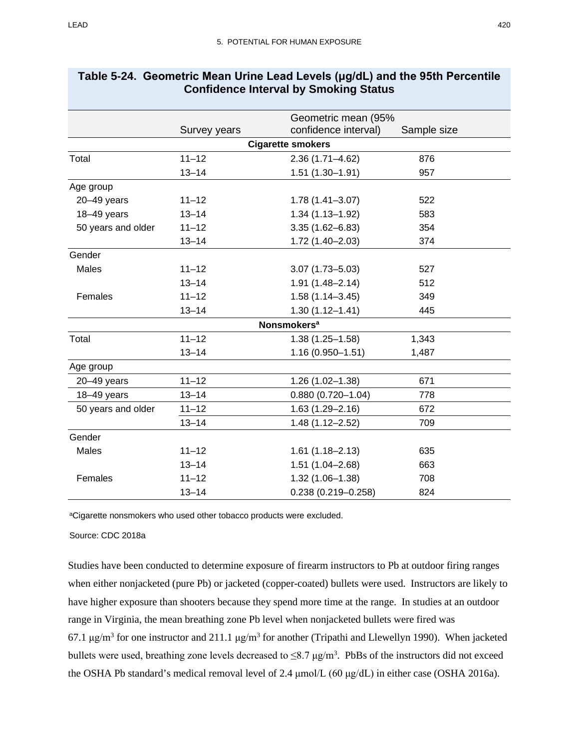**Table 5-24. Geometric Mean Urine Lead Levels (μg/dL) and the 95th Percentile Confidence Interval by Smoking Status**

| | Survey years | Geometric mean (95% confidence interval) | Sample size |
|---|---|---|---|
| | | **Cigarette smokers** | |
| Total | 11–12 | 2.36 (1.71–4.62) | 876 |
| | 13–14 | 1.51 (1.30–1.91) | 957 |
| Age group | | | |
| 20–49 years | 11–12 | 1.78 (1.41–3.07) | 522 |
| 18–49 years | 13–14 | 1.34 (1.13–1.92) | 583 |
| 50 years and older | 11–12 | 3.35 (1.62–6.83) | 354 |
| | 13–14 | 1.72 (1.40–2.03) | 374 |
| Gender | | | |
| Males | 11–12 | 3.07 (1.73–5.03) | 527 |
| | 13–14 | 1.91 (1.48–2.14) | 512 |
| Females | 11–12 | 1.58 (1.14–3.45) | 349 |
| | 13–14 | 1.30 (1.12–1.41) | 445 |
| | | **Nonsmokers[a]** | |
| Total | 11–12 | 1.38 (1.25–1.58) | 1,343 |
| | 13–14 | 1.16 (0.950–1.51) | 1,487 |
| Age group | | | |
| 20–49 years | 11–12 | 1.26 (1.02–1.38) | 671 |
| 18–49 years | 13–14 | 0.880 (0.720–1.04) | 778 |
| 50 years and older | 11–12 | 1.63 (1.29–2.16) | 672 |
| | 13–14 | 1.48 (1.12–2.52) | 709 |
| Gender | | | |
| Males | 11–12 | 1.61 (1.18–2.13) | 635 |
| | 13–14 | 1.51 (1.04–2.68) | 663 |
| Females | 11–12 | 1.32 (1.06–1.38) | 708 |
| | 13–14 | 0.238 (0.219–0.258) | 824 |

[a]Cigarette nonsmokers who used other tobacco products were excluded.

Source: CDC 2018a

Studies have been conducted to determine exposure of firearm instructors to Pb at outdoor firing ranges when either nonjacketed (pure Pb) or jacketed (copper-coated) bullets were used. Instructors are likely to have higher exposure than shooters because they spend more time at the range. In studies at an outdoor range in Virginia, the mean breathing zone Pb level when nonjacketed bullets were fired was 67.1 μg/m$^3$ for one instructor and 211.1 μg/m$^3$ for another (Tripathi and Llewellyn 1990). When jacketed bullets were used, breathing zone levels decreased to ≤8.7 μg/m$^3$. PbBs of the instructors did not exceed the OSHA Pb standard's medical removal level of 2.4 μmol/L (60 μg/dL) in either case (OSHA 2016a).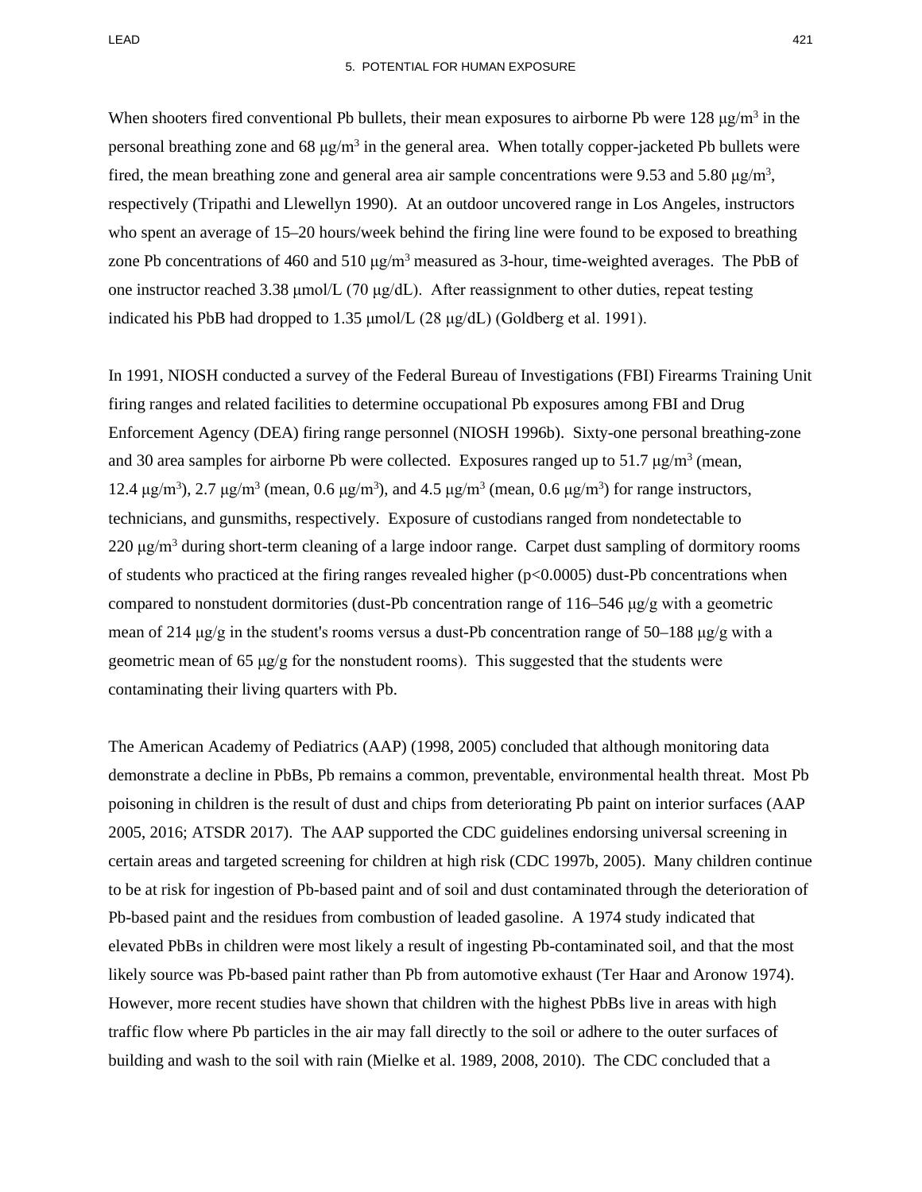When shooters fired conventional Pb bullets, their mean exposures to airborne Pb were 128 μg/m$^3$ in the personal breathing zone and 68 μg/m$^3$ in the general area. When totally copper-jacketed Pb bullets were fired, the mean breathing zone and general area air sample concentrations were 9.53 and 5.80 μg/m$^3$, respectively (Tripathi and Llewellyn 1990). At an outdoor uncovered range in Los Angeles, instructors who spent an average of 15–20 hours/week behind the firing line were found to be exposed to breathing zone Pb concentrations of 460 and 510 μg/m$^3$ measured as 3-hour, time-weighted averages. The PbB of one instructor reached 3.38 μmol/L (70 μg/dL). After reassignment to other duties, repeat testing indicated his PbB had dropped to 1.35 μmol/L (28 μg/dL) (Goldberg et al. 1991).

In 1991, NIOSH conducted a survey of the Federal Bureau of Investigations (FBI) Firearms Training Unit firing ranges and related facilities to determine occupational Pb exposures among FBI and Drug Enforcement Agency (DEA) firing range personnel (NIOSH 1996b). Sixty-one personal breathing-zone and 30 area samples for airborne Pb were collected. Exposures ranged up to 51.7 μg/m$^3$ (mean, 12.4 μg/m$^3$), 2.7 μg/m$^3$ (mean, 0.6 μg/m$^3$), and 4.5 μg/m$^3$ (mean, 0.6 μg/m$^3$) for range instructors, technicians, and gunsmiths, respectively. Exposure of custodians ranged from nondetectable to 220 μg/m$^3$ during short-term cleaning of a large indoor range. Carpet dust sampling of dormitory rooms of students who practiced at the firing ranges revealed higher ($p<0.0005$) dust-Pb concentrations when compared to nonstudent dormitories (dust-Pb concentration range of 116–546 μg/g with a geometric mean of 214 μg/g in the student's rooms versus a dust-Pb concentration range of 50–188 μg/g with a geometric mean of 65 μg/g for the nonstudent rooms). This suggested that the students were contaminating their living quarters with Pb.

The American Academy of Pediatrics (AAP) (1998, 2005) concluded that although monitoring data demonstrate a decline in PbBs, Pb remains a common, preventable, environmental health threat. Most Pb poisoning in children is the result of dust and chips from deteriorating Pb paint on interior surfaces (AAP 2005, 2016; ATSDR 2017). The AAP supported the CDC guidelines endorsing universal screening in certain areas and targeted screening for children at high risk (CDC 1997b, 2005). Many children continue to be at risk for ingestion of Pb-based paint and of soil and dust contaminated through the deterioration of Pb-based paint and the residues from combustion of leaded gasoline. A 1974 study indicated that elevated PbBs in children were most likely a result of ingesting Pb-contaminated soil, and that the most likely source was Pb-based paint rather than Pb from automotive exhaust (Ter Haar and Aronow 1974). However, more recent studies have shown that children with the highest PbBs live in areas with high traffic flow where Pb particles in the air may fall directly to the soil or adhere to the outer surfaces of building and wash to the soil with rain (Mielke et al. 1989, 2008, 2010). The CDC concluded that a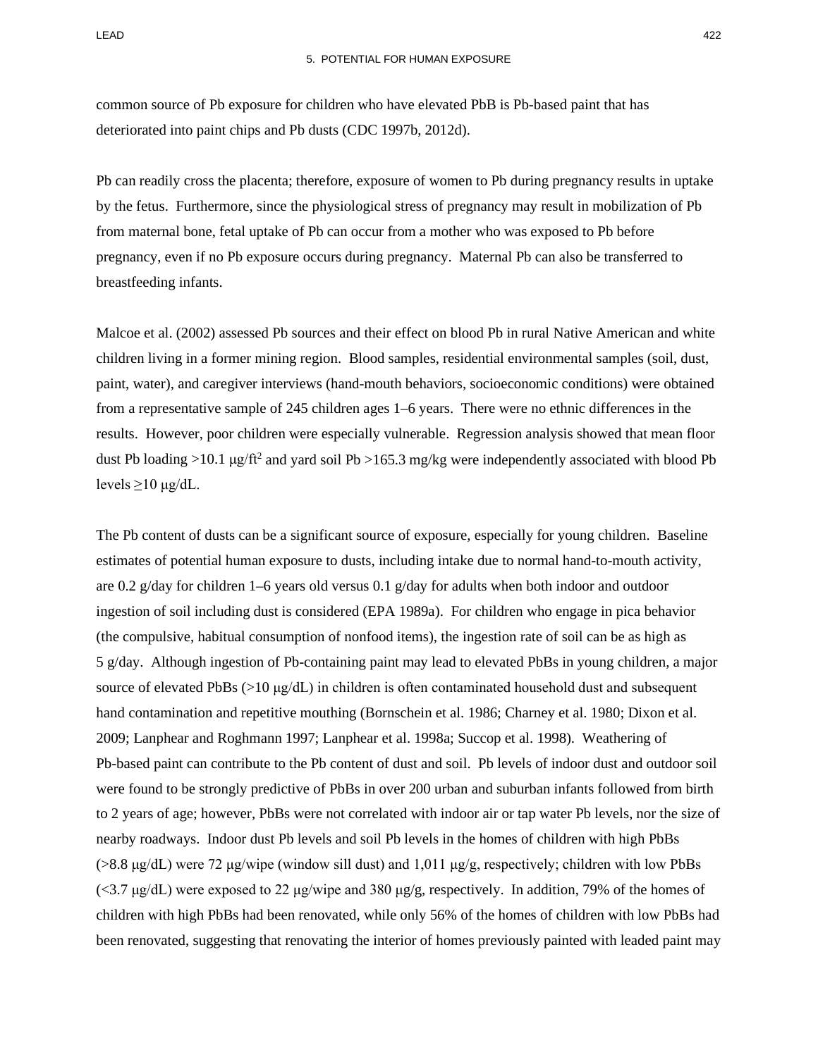common source of Pb exposure for children who have elevated PbB is Pb-based paint that has deteriorated into paint chips and Pb dusts (CDC 1997b, 2012d).

Pb can readily cross the placenta; therefore, exposure of women to Pb during pregnancy results in uptake by the fetus. Furthermore, since the physiological stress of pregnancy may result in mobilization of Pb from maternal bone, fetal uptake of Pb can occur from a mother who was exposed to Pb before pregnancy, even if no Pb exposure occurs during pregnancy. Maternal Pb can also be transferred to breastfeeding infants.

Malcoe et al. (2002) assessed Pb sources and their effect on blood Pb in rural Native American and white children living in a former mining region. Blood samples, residential environmental samples (soil, dust, paint, water), and caregiver interviews (hand-mouth behaviors, socioeconomic conditions) were obtained from a representative sample of 245 children ages 1–6 years. There were no ethnic differences in the results. However, poor children were especially vulnerable. Regression analysis showed that mean floor dust Pb loading >10.1 μg/ft$^2$ and yard soil Pb >165.3 mg/kg were independently associated with blood Pb levels ≥10 μg/dL.

The Pb content of dusts can be a significant source of exposure, especially for young children. Baseline estimates of potential human exposure to dusts, including intake due to normal hand-to-mouth activity, are 0.2 g/day for children 1–6 years old versus 0.1 g/day for adults when both indoor and outdoor ingestion of soil including dust is considered (EPA 1989a). For children who engage in pica behavior (the compulsive, habitual consumption of nonfood items), the ingestion rate of soil can be as high as 5 g/day. Although ingestion of Pb-containing paint may lead to elevated PbBs in young children, a major source of elevated PbBs (>10 μg/dL) in children is often contaminated household dust and subsequent hand contamination and repetitive mouthing (Bornschein et al. 1986; Charney et al. 1980; Dixon et al. 2009; Lanphear and Roghmann 1997; Lanphear et al. 1998a; Succop et al. 1998). Weathering of Pb-based paint can contribute to the Pb content of dust and soil. Pb levels of indoor dust and outdoor soil were found to be strongly predictive of PbBs in over 200 urban and suburban infants followed from birth to 2 years of age; however, PbBs were not correlated with indoor air or tap water Pb levels, nor the size of nearby roadways. Indoor dust Pb levels and soil Pb levels in the homes of children with high PbBs (>8.8 μg/dL) were 72 μg/wipe (window sill dust) and 1,011 μg/g, respectively; children with low PbBs (<3.7 μg/dL) were exposed to 22 μg/wipe and 380 μg/g, respectively. In addition, 79% of the homes of children with high PbBs had been renovated, while only 56% of the homes of children with low PbBs had been renovated, suggesting that renovating the interior of homes previously painted with leaded paint may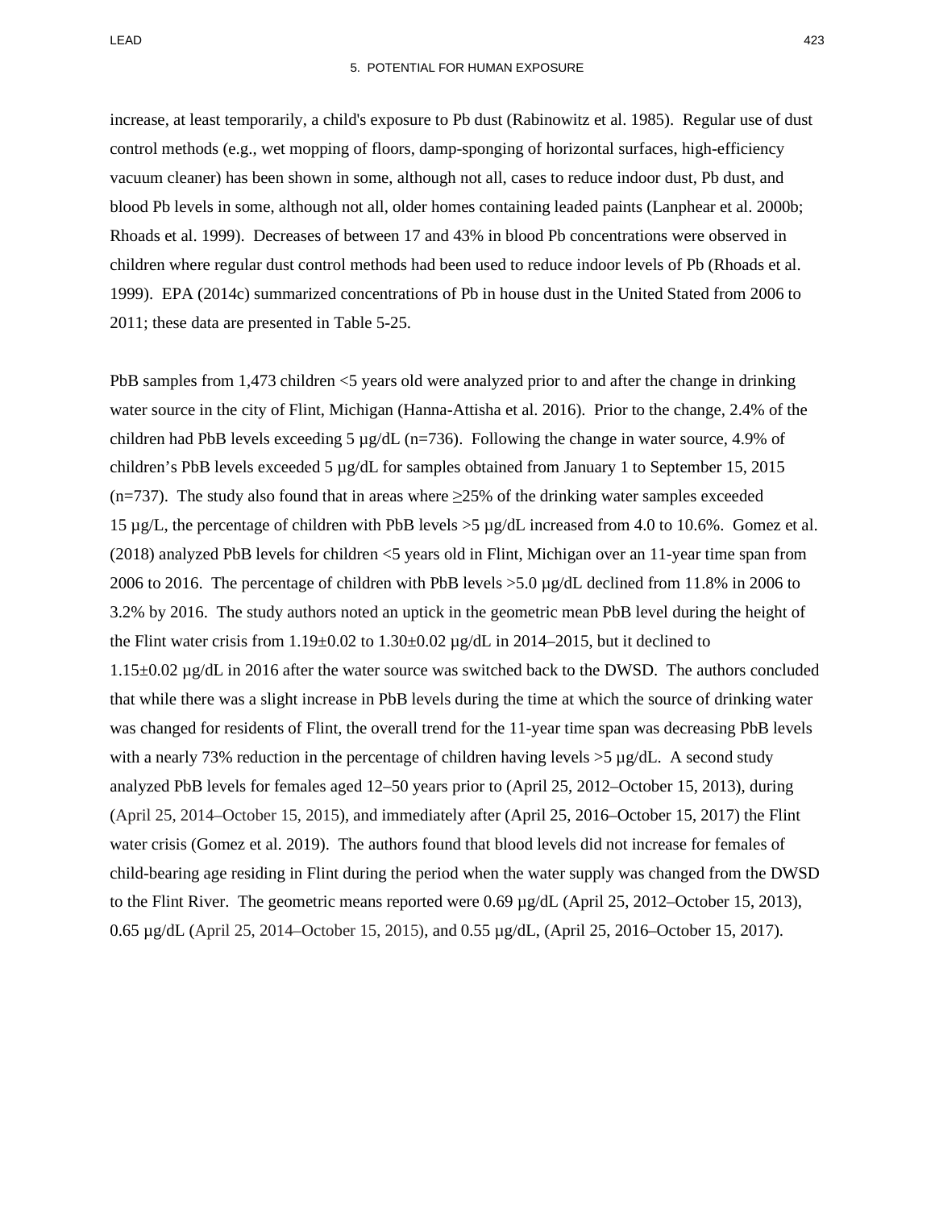increase, at least temporarily, a child's exposure to Pb dust (Rabinowitz et al. 1985). Regular use of dust control methods (e.g., wet mopping of floors, damp-sponging of horizontal surfaces, high-efficiency vacuum cleaner) has been shown in some, although not all, cases to reduce indoor dust, Pb dust, and blood Pb levels in some, although not all, older homes containing leaded paints (Lanphear et al. 2000b; Rhoads et al. 1999). Decreases of between 17 and 43% in blood Pb concentrations were observed in children where regular dust control methods had been used to reduce indoor levels of Pb (Rhoads et al. 1999). EPA (2014c) summarized concentrations of Pb in house dust in the United Stated from 2006 to 2011; these data are presented in Table 5-25.

PbB samples from 1,473 children <5 years old were analyzed prior to and after the change in drinking water source in the city of Flint, Michigan (Hanna-Attisha et al. 2016). Prior to the change, 2.4% of the children had PbB levels exceeding 5 μg/dL (n=736). Following the change in water source, 4.9% of children's PbB levels exceeded 5 μg/dL for samples obtained from January 1 to September 15, 2015 (n=737). The study also found that in areas where ≥25% of the drinking water samples exceeded 15 μg/L, the percentage of children with PbB levels >5 μg/dL increased from 4.0 to 10.6%. Gomez et al. (2018) analyzed PbB levels for children <5 years old in Flint, Michigan over an 11-year time span from 2006 to 2016. The percentage of children with PbB levels >5.0 μg/dL declined from 11.8% in 2006 to 3.2% by 2016. The study authors noted an uptick in the geometric mean PbB level during the height of the Flint water crisis from 1.19±0.02 to 1.30±0.02 μg/dL in 2014–2015, but it declined to 1.15±0.02 μg/dL in 2016 after the water source was switched back to the DWSD. The authors concluded that while there was a slight increase in PbB levels during the time at which the source of drinking water was changed for residents of Flint, the overall trend for the 11-year time span was decreasing PbB levels with a nearly 73% reduction in the percentage of children having levels >5 μg/dL. A second study analyzed PbB levels for females aged 12–50 years prior to (April 25, 2012–October 15, 2013), during (April 25, 2014–October 15, 2015), and immediately after (April 25, 2016–October 15, 2017) the Flint water crisis (Gomez et al. 2019). The authors found that blood levels did not increase for females of child-bearing age residing in Flint during the period when the water supply was changed from the DWSD to the Flint River. The geometric means reported were 0.69 μg/dL (April 25, 2012–October 15, 2013), 0.65 μg/dL (April 25, 2014–October 15, 2015), and 0.55 μg/dL, (April 25, 2016–October 15, 2017).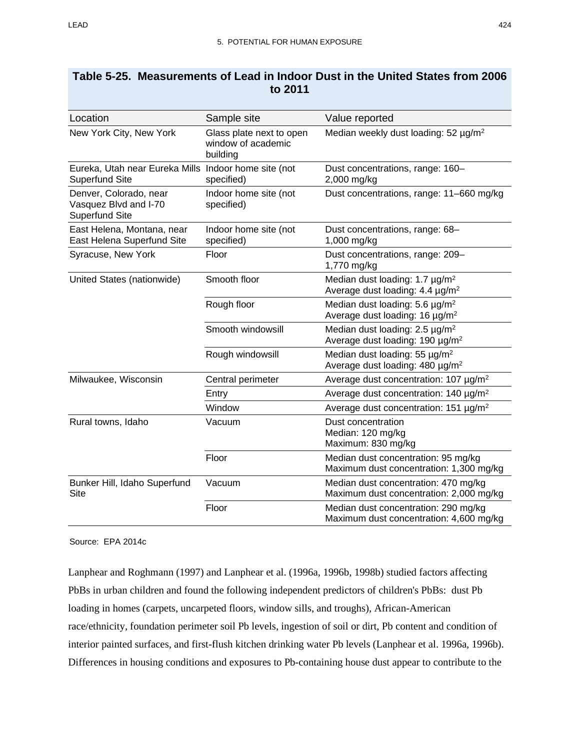**Table 5-25. Measurements of Lead in Indoor Dust in the United States from 2006 to 2011**

| Location | Sample site | Value reported |
|---|---|---|
| New York City, New York | Glass plate next to open window of academic building | Median weekly dust loading: 52 μg/m$^2$ |
| Eureka, Utah near Eureka Mills Superfund Site | Indoor home site (not specified) | Dust concentrations, range: 160–2,000 mg/kg |
| Denver, Colorado, near Vasquez Blvd and I-70 Superfund Site | Indoor home site (not specified) | Dust concentrations, range: 11–660 mg/kg |
| East Helena, Montana, near East Helena Superfund Site | Indoor home site (not specified) | Dust concentrations, range: 68–1,000 mg/kg |
| Syracuse, New York | Floor | Dust concentrations, range: 209–1,770 mg/kg |
| United States (nationwide) | Smooth floor | Median dust loading: 1.7 μg/m$^2$<br>Average dust loading: 4.4 μg/m$^2$ |
| | Rough floor | Median dust loading: 5.6 μg/m$^2$<br>Average dust loading: 16 μg/m$^2$ |
| | Smooth windowsill | Median dust loading: 2.5 μg/m$^2$<br>Average dust loading: 190 μg/m$^2$ |
| | Rough windowsill | Median dust loading: 55 μg/m$^2$<br>Average dust loading: 480 μg/m$^2$ |
| Milwaukee, Wisconsin | Central perimeter | Average dust concentration: 107 μg/m$^2$ |
| | Entry | Average dust concentration: 140 μg/m$^2$ |
| | Window | Average dust concentration: 151 μg/m$^2$ |
| Rural towns, Idaho | Vacuum | Dust concentration<br>Median: 120 mg/kg<br>Maximum: 830 mg/kg |
| | Floor | Median dust concentration: 95 mg/kg<br>Maximum dust concentration: 1,300 mg/kg |
| Bunker Hill, Idaho Superfund Site | Vacuum | Median dust concentration: 470 mg/kg<br>Maximum dust concentration: 2,000 mg/kg |
| | Floor | Median dust concentration: 290 mg/kg<br>Maximum dust concentration: 4,600 mg/kg |

Source: EPA 2014c

Lanphear and Roghmann (1997) and Lanphear et al. (1996a, 1996b, 1998b) studied factors affecting PbBs in urban children and found the following independent predictors of children's PbBs: dust Pb loading in homes (carpets, uncarpeted floors, window sills, and troughs), African-American race/ethnicity, foundation perimeter soil Pb levels, ingestion of soil or dirt, Pb content and condition of interior painted surfaces, and first-flush kitchen drinking water Pb levels (Lanphear et al. 1996a, 1996b). Differences in housing conditions and exposures to Pb-containing house dust appear to contribute to the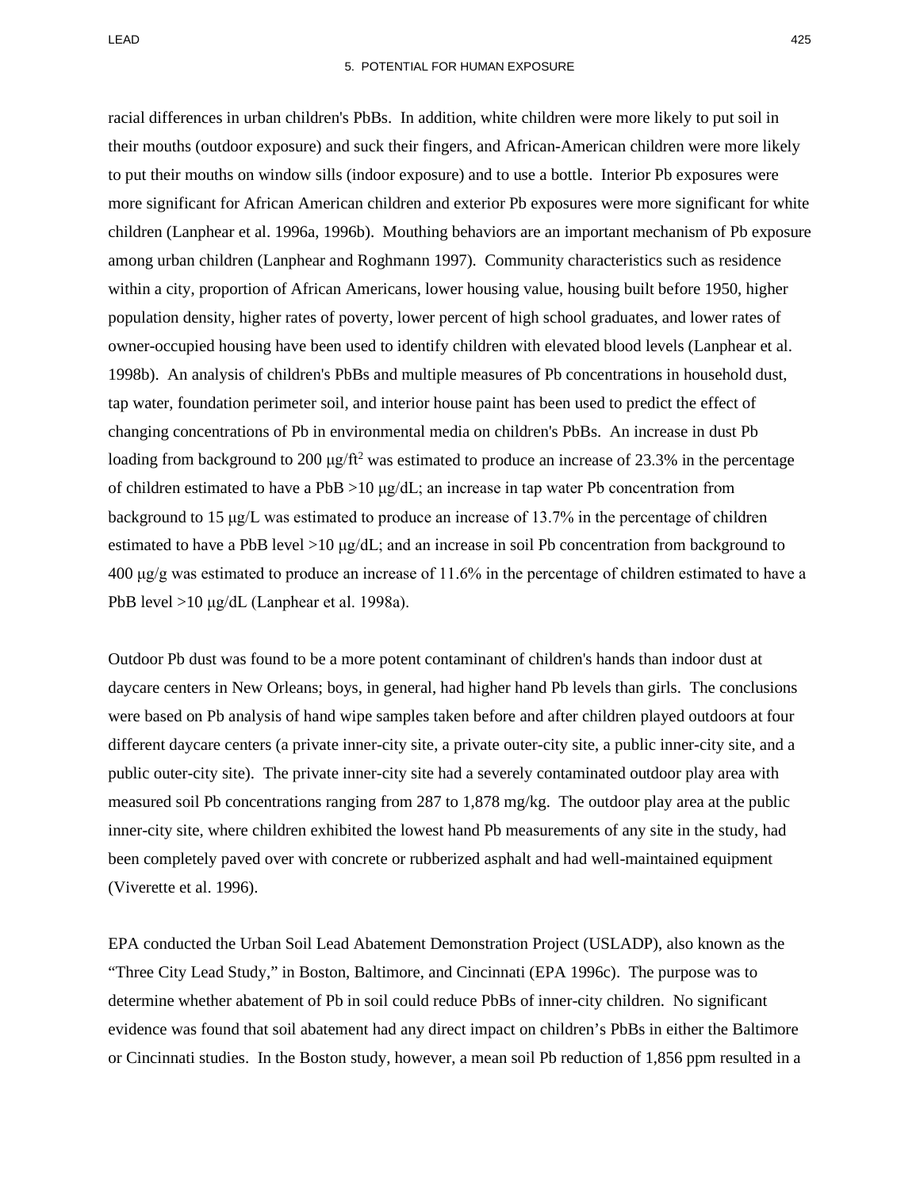racial differences in urban children's PbBs. In addition, white children were more likely to put soil in their mouths (outdoor exposure) and suck their fingers, and African-American children were more likely to put their mouths on window sills (indoor exposure) and to use a bottle. Interior Pb exposures were more significant for African American children and exterior Pb exposures were more significant for white children (Lanphear et al. 1996a, 1996b). Mouthing behaviors are an important mechanism of Pb exposure among urban children (Lanphear and Roghmann 1997). Community characteristics such as residence within a city, proportion of African Americans, lower housing value, housing built before 1950, higher population density, higher rates of poverty, lower percent of high school graduates, and lower rates of owner-occupied housing have been used to identify children with elevated blood levels (Lanphear et al. 1998b). An analysis of children's PbBs and multiple measures of Pb concentrations in household dust, tap water, foundation perimeter soil, and interior house paint has been used to predict the effect of changing concentrations of Pb in environmental media on children's PbBs. An increase in dust Pb loading from background to 200 μg/ft$^2$ was estimated to produce an increase of 23.3% in the percentage of children estimated to have a PbB >10 μg/dL; an increase in tap water Pb concentration from background to 15 μg/L was estimated to produce an increase of 13.7% in the percentage of children estimated to have a PbB level >10 μg/dL; and an increase in soil Pb concentration from background to 400 μg/g was estimated to produce an increase of 11.6% in the percentage of children estimated to have a PbB level >10 μg/dL (Lanphear et al. 1998a).

Outdoor Pb dust was found to be a more potent contaminant of children's hands than indoor dust at daycare centers in New Orleans; boys, in general, had higher hand Pb levels than girls. The conclusions were based on Pb analysis of hand wipe samples taken before and after children played outdoors at four different daycare centers (a private inner-city site, a private outer-city site, a public inner-city site, and a public outer-city site). The private inner-city site had a severely contaminated outdoor play area with measured soil Pb concentrations ranging from 287 to 1,878 mg/kg. The outdoor play area at the public inner-city site, where children exhibited the lowest hand Pb measurements of any site in the study, had been completely paved over with concrete or rubberized asphalt and had well-maintained equipment (Viverette et al. 1996).

EPA conducted the Urban Soil Lead Abatement Demonstration Project (USLADP), also known as the "Three City Lead Study," in Boston, Baltimore, and Cincinnati (EPA 1996c). The purpose was to determine whether abatement of Pb in soil could reduce PbBs of inner-city children. No significant evidence was found that soil abatement had any direct impact on children's PbBs in either the Baltimore or Cincinnati studies. In the Boston study, however, a mean soil Pb reduction of 1,856 ppm resulted in a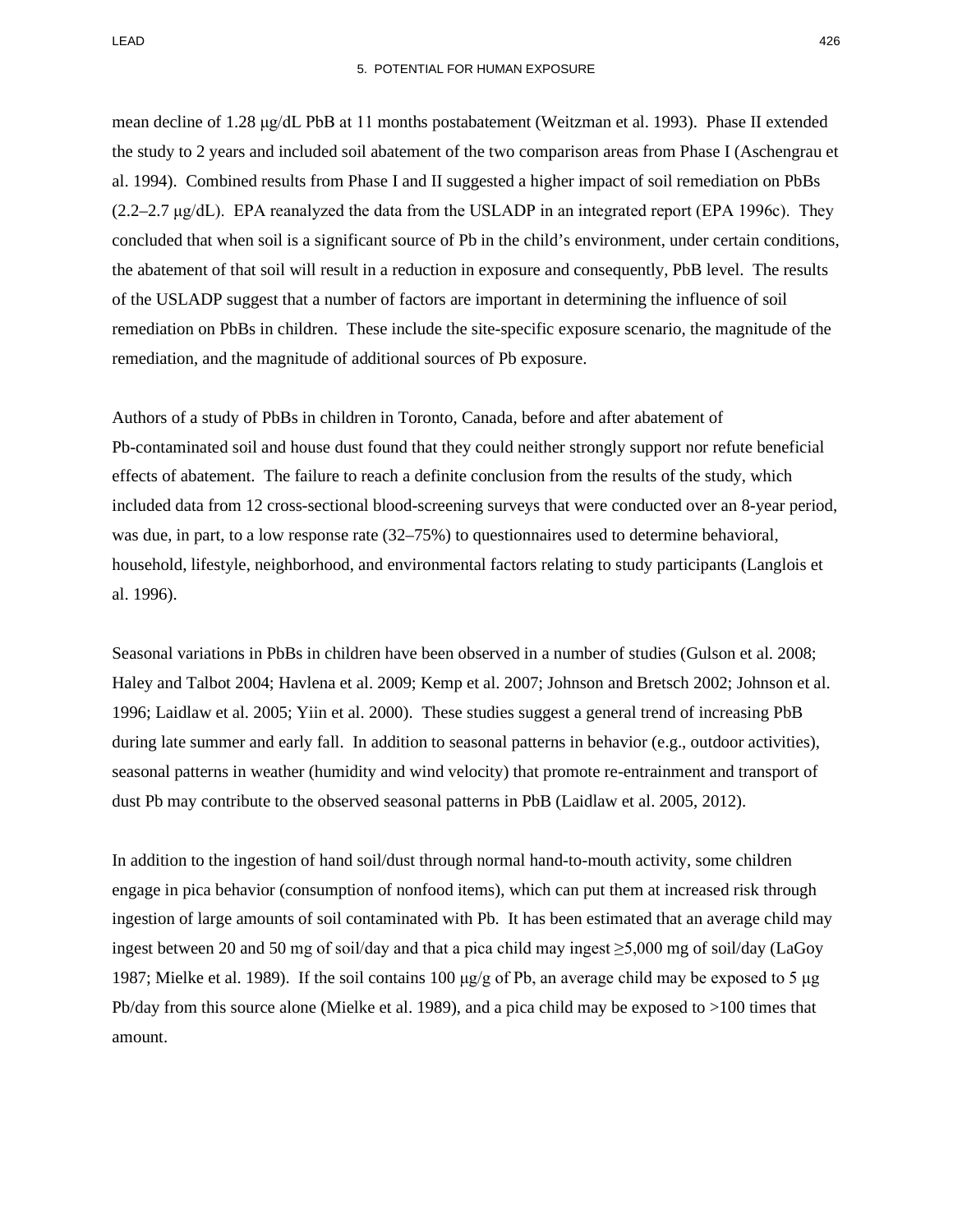mean decline of 1.28 μg/dL PbB at 11 months postabatement (Weitzman et al. 1993). Phase II extended the study to 2 years and included soil abatement of the two comparison areas from Phase I (Aschengrau et al. 1994). Combined results from Phase I and II suggested a higher impact of soil remediation on PbBs (2.2–2.7 μg/dL). EPA reanalyzed the data from the USLADP in an integrated report (EPA 1996c). They concluded that when soil is a significant source of Pb in the child's environment, under certain conditions, the abatement of that soil will result in a reduction in exposure and consequently, PbB level. The results of the USLADP suggest that a number of factors are important in determining the influence of soil remediation on PbBs in children. These include the site-specific exposure scenario, the magnitude of the remediation, and the magnitude of additional sources of Pb exposure.

Authors of a study of PbBs in children in Toronto, Canada, before and after abatement of Pb-contaminated soil and house dust found that they could neither strongly support nor refute beneficial effects of abatement. The failure to reach a definite conclusion from the results of the study, which included data from 12 cross-sectional blood-screening surveys that were conducted over an 8-year period, was due, in part, to a low response rate (32–75%) to questionnaires used to determine behavioral, household, lifestyle, neighborhood, and environmental factors relating to study participants (Langlois et al. 1996).

Seasonal variations in PbBs in children have been observed in a number of studies (Gulson et al. 2008; Haley and Talbot 2004; Havlena et al. 2009; Kemp et al. 2007; Johnson and Bretsch 2002; Johnson et al. 1996; Laidlaw et al. 2005; Yiin et al. 2000). These studies suggest a general trend of increasing PbB during late summer and early fall. In addition to seasonal patterns in behavior (e.g., outdoor activities), seasonal patterns in weather (humidity and wind velocity) that promote re-entrainment and transport of dust Pb may contribute to the observed seasonal patterns in PbB (Laidlaw et al. 2005, 2012).

In addition to the ingestion of hand soil/dust through normal hand-to-mouth activity, some children engage in pica behavior (consumption of nonfood items), which can put them at increased risk through ingestion of large amounts of soil contaminated with Pb. It has been estimated that an average child may ingest between 20 and 50 mg of soil/day and that a pica child may ingest ≥5,000 mg of soil/day (LaGoy 1987; Mielke et al. 1989). If the soil contains 100 μg/g of Pb, an average child may be exposed to 5 μg Pb/day from this source alone (Mielke et al. 1989), and a pica child may be exposed to >100 times that amount.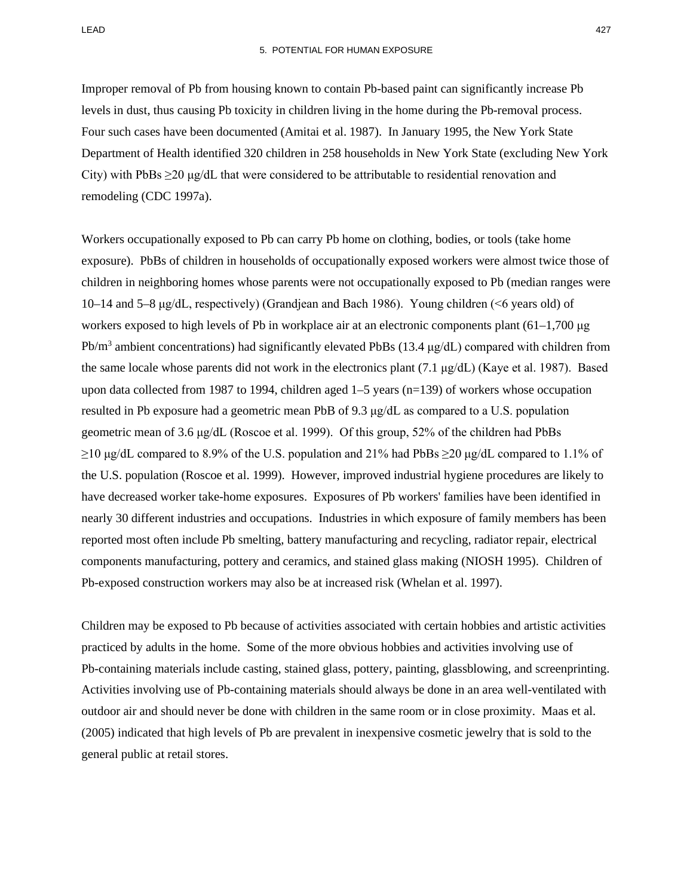Improper removal of Pb from housing known to contain Pb-based paint can significantly increase Pb levels in dust, thus causing Pb toxicity in children living in the home during the Pb-removal process. Four such cases have been documented (Amitai et al. 1987). In January 1995, the New York State Department of Health identified 320 children in 258 households in New York State (excluding New York City) with PbBs ≥20 μg/dL that were considered to be attributable to residential renovation and remodeling (CDC 1997a).

Workers occupationally exposed to Pb can carry Pb home on clothing, bodies, or tools (take home exposure). PbBs of children in households of occupationally exposed workers were almost twice those of children in neighboring homes whose parents were not occupationally exposed to Pb (median ranges were 10–14 and 5–8 μg/dL, respectively) (Grandjean and Bach 1986). Young children (<6 years old) of workers exposed to high levels of Pb in workplace air at an electronic components plant (61–1,700 μg Pb/m$^3$ ambient concentrations) had significantly elevated PbBs (13.4 μg/dL) compared with children from the same locale whose parents did not work in the electronics plant (7.1 μg/dL) (Kaye et al. 1987). Based upon data collected from 1987 to 1994, children aged 1–5 years (n=139) of workers whose occupation resulted in Pb exposure had a geometric mean PbB of 9.3 μg/dL as compared to a U.S. population geometric mean of 3.6 μg/dL (Roscoe et al. 1999). Of this group, 52% of the children had PbBs ≥10 μg/dL compared to 8.9% of the U.S. population and 21% had PbBs ≥20 μg/dL compared to 1.1% of the U.S. population (Roscoe et al. 1999). However, improved industrial hygiene procedures are likely to have decreased worker take-home exposures. Exposures of Pb workers' families have been identified in nearly 30 different industries and occupations. Industries in which exposure of family members has been reported most often include Pb smelting, battery manufacturing and recycling, radiator repair, electrical components manufacturing, pottery and ceramics, and stained glass making (NIOSH 1995). Children of Pb-exposed construction workers may also be at increased risk (Whelan et al. 1997).

Children may be exposed to Pb because of activities associated with certain hobbies and artistic activities practiced by adults in the home. Some of the more obvious hobbies and activities involving use of Pb-containing materials include casting, stained glass, pottery, painting, glassblowing, and screenprinting. Activities involving use of Pb-containing materials should always be done in an area well-ventilated with outdoor air and should never be done with children in the same room or in close proximity. Maas et al. (2005) indicated that high levels of Pb are prevalent in inexpensive cosmetic jewelry that is sold to the general public at retail stores.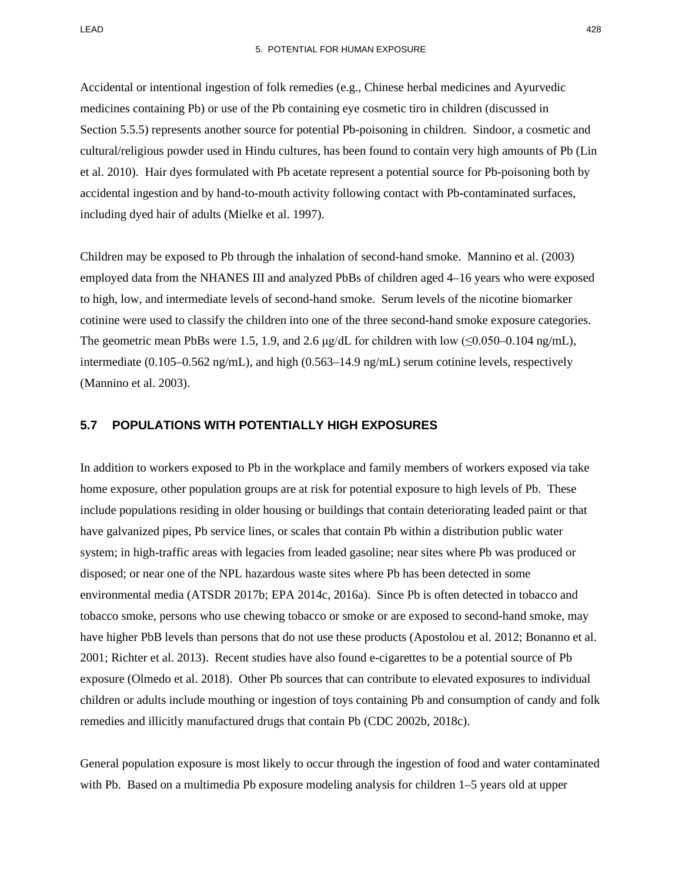Accidental or intentional ingestion of folk remedies (e.g., Chinese herbal medicines and Ayurvedic medicines containing Pb) or use of the Pb containing eye cosmetic tiro in children (discussed in Section 5.5.5) represents another source for potential Pb-poisoning in children. Sindoor, a cosmetic and cultural/religious powder used in Hindu cultures, has been found to contain very high amounts of Pb (Lin et al. 2010). Hair dyes formulated with Pb acetate represent a potential source for Pb-poisoning both by accidental ingestion and by hand-to-mouth activity following contact with Pb-contaminated surfaces, including dyed hair of adults (Mielke et al. 1997).

Children may be exposed to Pb through the inhalation of second-hand smoke. Mannino et al. (2003) employed data from the NHANES III and analyzed PbBs of children aged 4–16 years who were exposed to high, low, and intermediate levels of second-hand smoke. Serum levels of the nicotine biomarker cotinine were used to classify the children into one of the three second-hand smoke exposure categories. The geometric mean PbBs were 1.5, 1.9, and 2.6 μg/dL for children with low (≤0.050–0.104 ng/mL), intermediate (0.105–0.562 ng/mL), and high (0.563–14.9 ng/mL) serum cotinine levels, respectively (Mannino et al. 2003).

## 5.7 POPULATIONS WITH POTENTIALLY HIGH EXPOSURES

In addition to workers exposed to Pb in the workplace and family members of workers exposed via take home exposure, other population groups are at risk for potential exposure to high levels of Pb. These include populations residing in older housing or buildings that contain deteriorating leaded paint or that have galvanized pipes, Pb service lines, or scales that contain Pb within a distribution public water system; in high-traffic areas with legacies from leaded gasoline; near sites where Pb was produced or disposed; or near one of the NPL hazardous waste sites where Pb has been detected in some environmental media (ATSDR 2017b; EPA 2014c, 2016a). Since Pb is often detected in tobacco and tobacco smoke, persons who use chewing tobacco or smoke or are exposed to second-hand smoke, may have higher PbB levels than persons that do not use these products (Apostolou et al. 2012; Bonanno et al. 2001; Richter et al. 2013). Recent studies have also found e-cigarettes to be a potential source of Pb exposure (Olmedo et al. 2018). Other Pb sources that can contribute to elevated exposures to individual children or adults include mouthing or ingestion of toys containing Pb and consumption of candy and folk remedies and illicitly manufactured drugs that contain Pb (CDC 2002b, 2018c).

General population exposure is most likely to occur through the ingestion of food and water contaminated with Pb. Based on a multimedia Pb exposure modeling analysis for children 1–5 years old at upper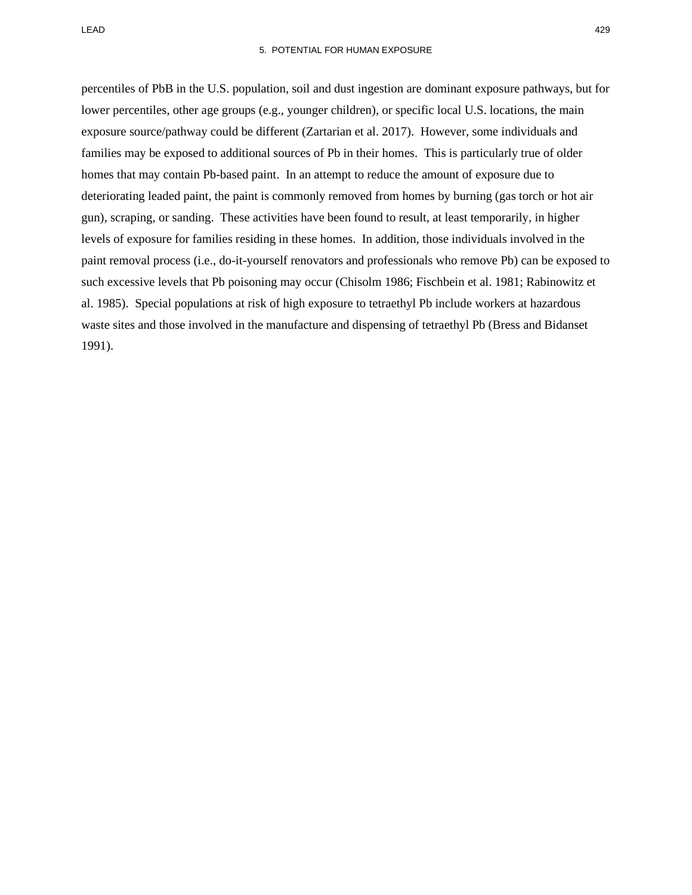percentiles of PbB in the U.S. population, soil and dust ingestion are dominant exposure pathways, but for lower percentiles, other age groups (e.g., younger children), or specific local U.S. locations, the main exposure source/pathway could be different (Zartarian et al. 2017). However, some individuals and families may be exposed to additional sources of Pb in their homes. This is particularly true of older homes that may contain Pb-based paint. In an attempt to reduce the amount of exposure due to deteriorating leaded paint, the paint is commonly removed from homes by burning (gas torch or hot air gun), scraping, or sanding. These activities have been found to result, at least temporarily, in higher levels of exposure for families residing in these homes. In addition, those individuals involved in the paint removal process (i.e., do-it-yourself renovators and professionals who remove Pb) can be exposed to such excessive levels that Pb poisoning may occur (Chisolm 1986; Fischbein et al. 1981; Rabinowitz et al. 1985). Special populations at risk of high exposure to tetraethyl Pb include workers at hazardous waste sites and those involved in the manufacture and dispensing of tetraethyl Pb (Bress and Bidanset 1991).